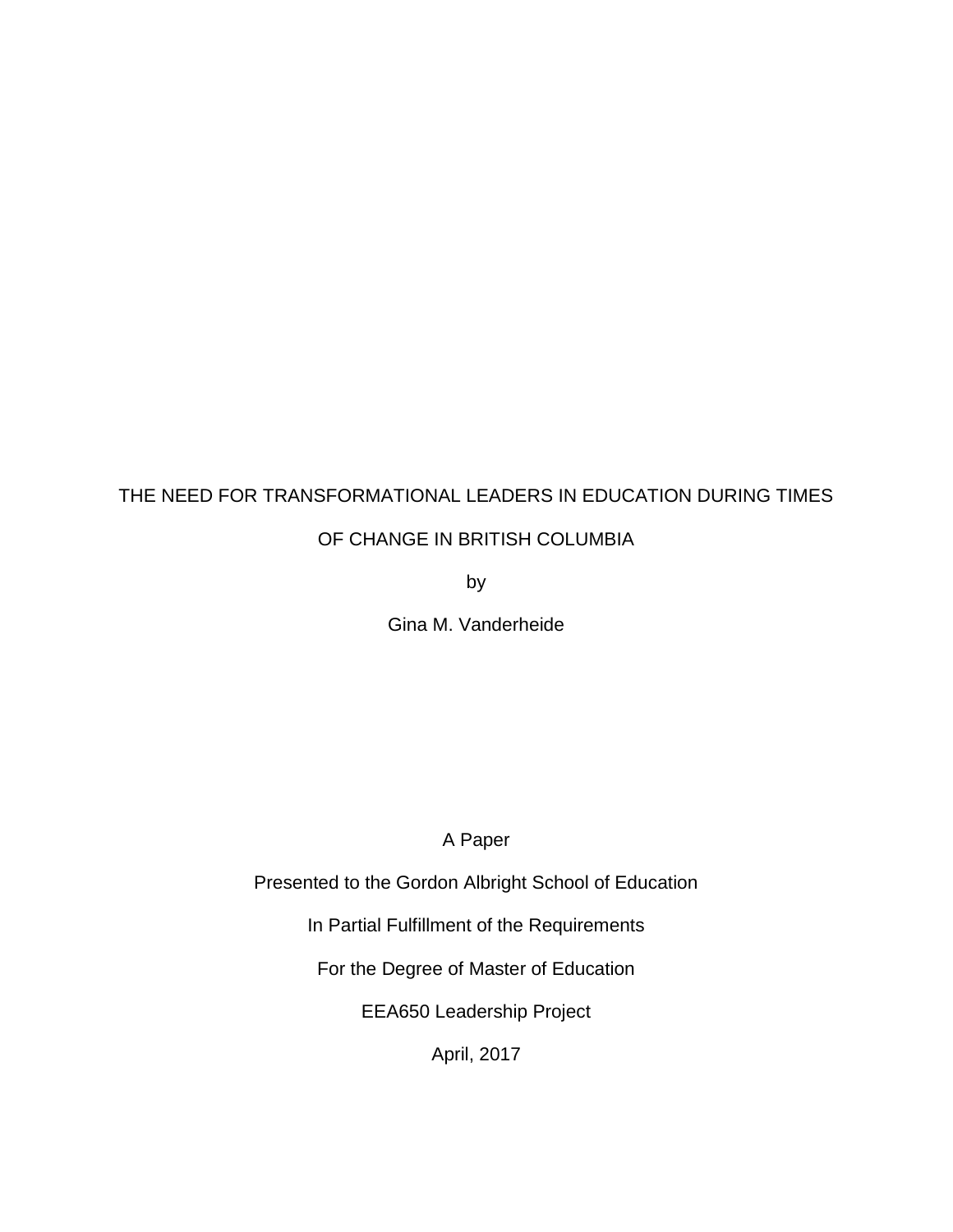# THE NEED FOR TRANSFORMATIONAL LEADERS IN EDUCATION DURING TIMES OF CHANGE IN BRITISH COLUMBIA

by

Gina M. Vanderheide

A Paper

Presented to the Gordon Albright School of Education

In Partial Fulfillment of the Requirements

For the Degree of Master of Education

EEA650 Leadership Project

April, 2017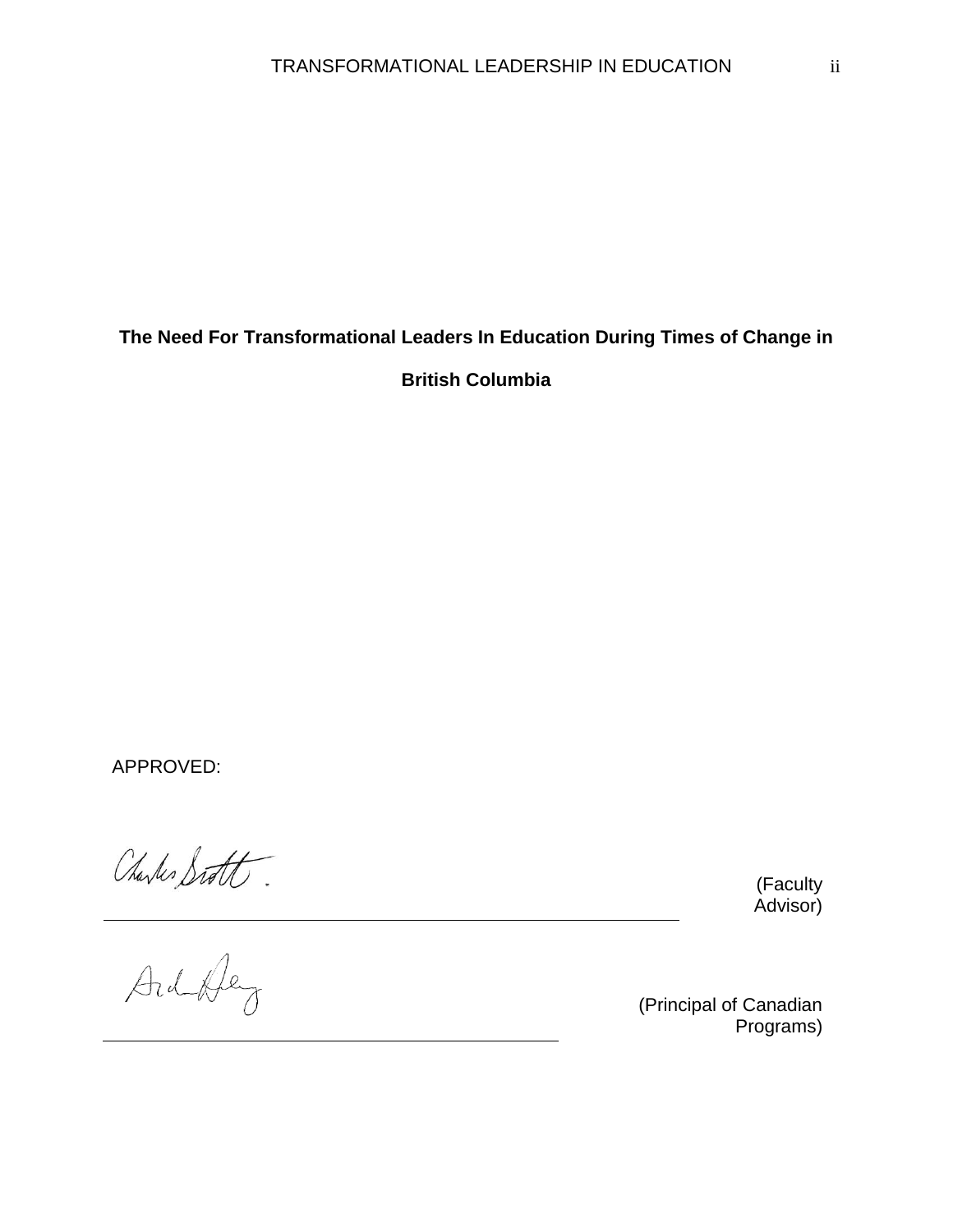**The Need For Transformational Leaders In Education During Times of Change in British Columbia**

APPROVED:

_______________________________________________ (Faculty Advisor)

_______________________________________________ (Principal of Canadian Programs)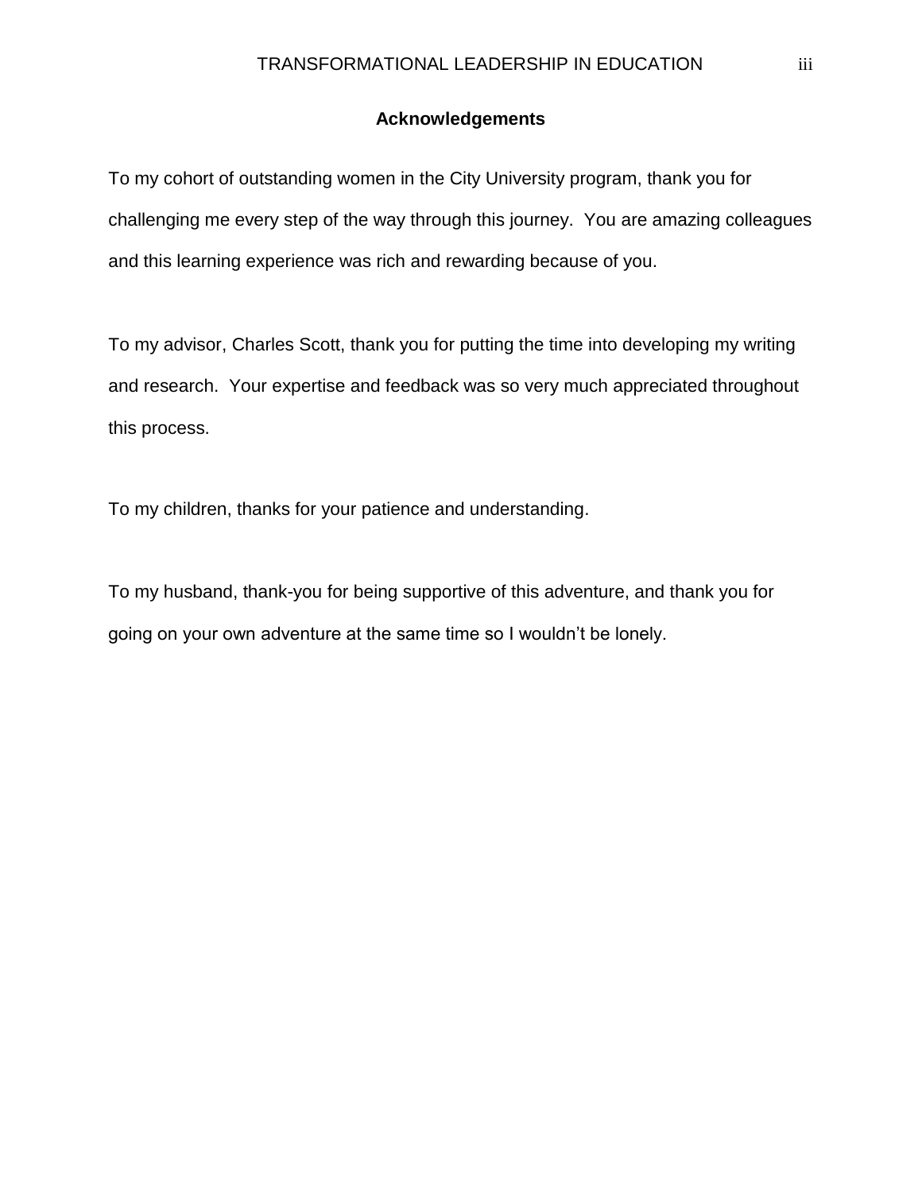## Acknowledgements

To my cohort of outstanding women in the City University program, thank you for challenging me every step of the way through this journey.  You are amazing colleagues and this learning experience was rich and rewarding because of you.

To my advisor, Charles Scott, thank you for putting the time into developing my writing and research.  Your expertise and feedback was so very much appreciated throughout this process.

To my children, thanks for your patience and understanding.

To my husband, thank-you for being supportive of this adventure, and thank you for going on your own adventure at the same time so I wouldn't be lonely.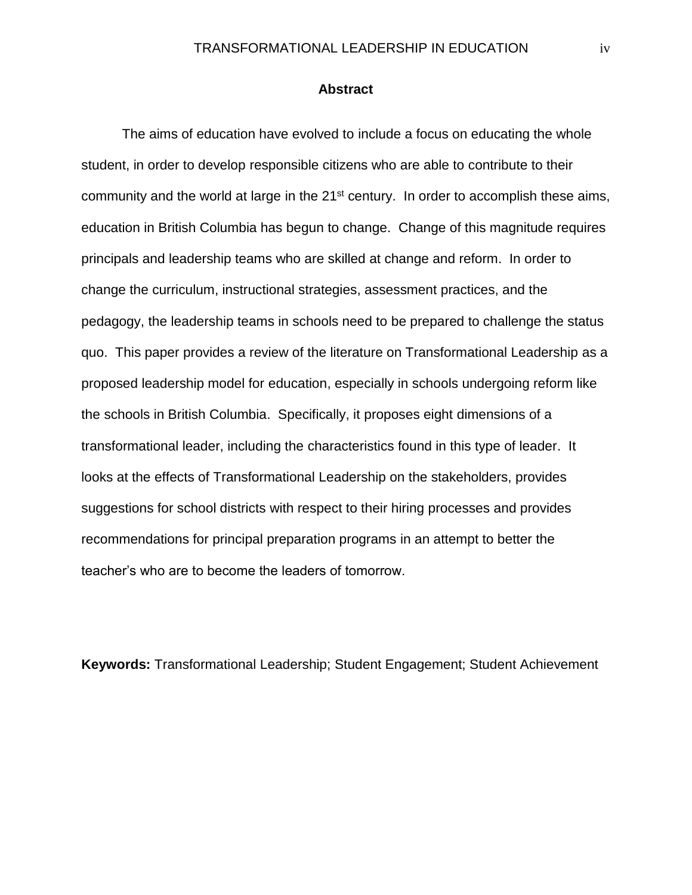## Abstract

The aims of education have evolved to include a focus on educating the whole student, in order to develop responsible citizens who are able to contribute to their community and the world at large in the 21st century. In order to accomplish these aims, education in British Columbia has begun to change. Change of this magnitude requires principals and leadership teams who are skilled at change and reform. In order to change the curriculum, instructional strategies, assessment practices, and the pedagogy, the leadership teams in schools need to be prepared to challenge the status quo. This paper provides a review of the literature on Transformational Leadership as a proposed leadership model for education, especially in schools undergoing reform like the schools in British Columbia. Specifically, it proposes eight dimensions of a transformational leader, including the characteristics found in this type of leader. It looks at the effects of Transformational Leadership on the stakeholders, provides suggestions for school districts with respect to their hiring processes and provides recommendations for principal preparation programs in an attempt to better the teacher's who are to become the leaders of tomorrow.

**Keywords:** Transformational Leadership; Student Engagement; Student Achievement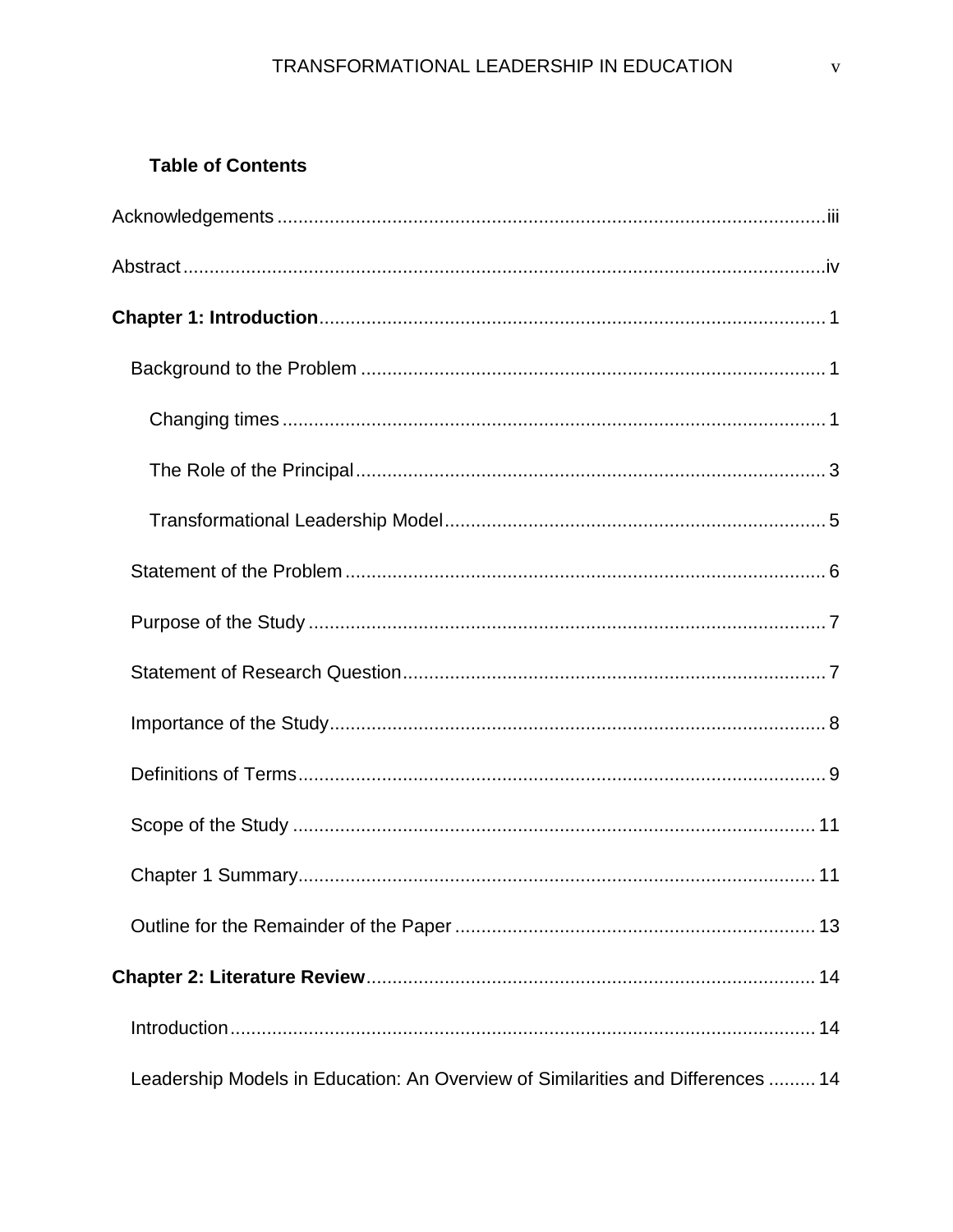**Table of Contents**

Acknowledgements ........................................................................................................iii

Abstract ..........................................................................................................................iv

**Chapter 1: Introduction**................................................................................................ 1

Background to the Problem ........................................................................................ 1

Changing times ....................................................................................................... 1

The Role of the Principal......................................................................................... 3

Transformational Leadership Model ........................................................................ 5

Statement of the Problem ........................................................................................... 6

Purpose of the Study .................................................................................................. 7

Statement of Research Question................................................................................ 7

Importance of the Study.............................................................................................. 8

Definitions of Terms.................................................................................................... 9

Scope of the Study ................................................................................................... 11

Chapter 1 Summary.................................................................................................. 11

Outline for the Remainder of the Paper .................................................................... 13

**Chapter 2: Literature Review**..................................................................................... 14

Introduction............................................................................................................... 14

Leadership Models in Education: An Overview of Similarities and Differences ......... 14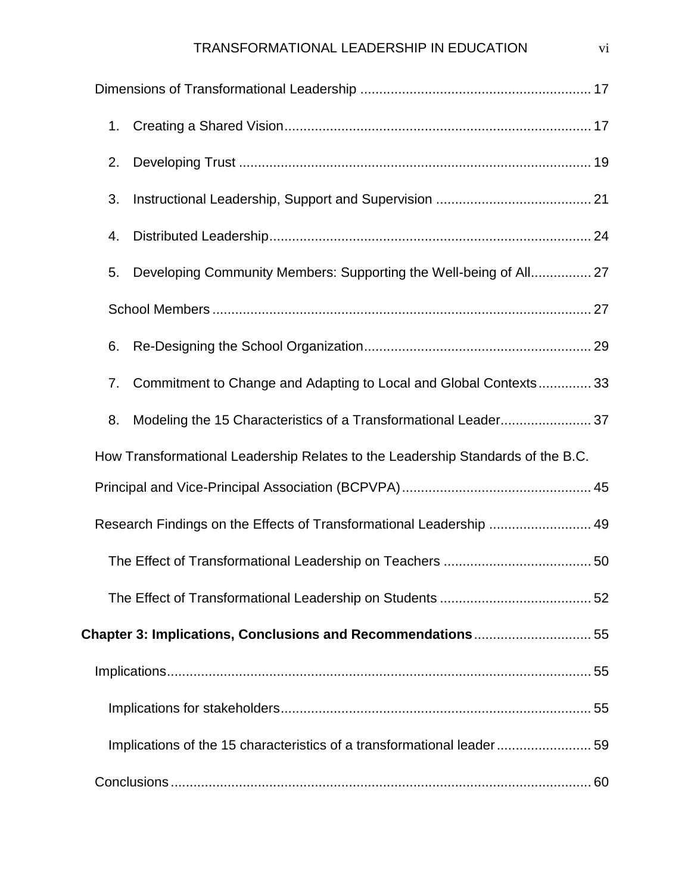Dimensions of Transformational Leadership ............................................................ 17

1. Creating a Shared Vision................................................................................ 17
2. Developing Trust ............................................................................................ 19
3. Instructional Leadership, Support and Supervision ......................................... 21
4. Distributed Leadership.................................................................................... 24
5. Developing Community Members: Supporting the Well-being of All................ 27

School Members ................................................................................................... 27

6. Re-Designing the School Organization........................................................... 29
7. Commitment to Change and Adapting to Local and Global Contexts.............. 33
8. Modeling the 15 Characteristics of a Transformational Leader........................ 37

How Transformational Leadership Relates to the Leadership Standards of the B.C. Principal and Vice-Principal Association (BCPVPA).................................................. 45

Research Findings on the Effects of Transformational Leadership ........................... 49

The Effect of Transformational Leadership on Teachers ....................................... 50

The Effect of Transformational Leadership on Students ........................................ 52

**Chapter 3: Implications, Conclusions and Recommendations** ............................... 55

Implications................................................................................................................ 55

Implications for stakeholders................................................................................. 55

Implications of the 15 characteristics of a transformational leader ......................... 59

Conclusions............................................................................................................... 60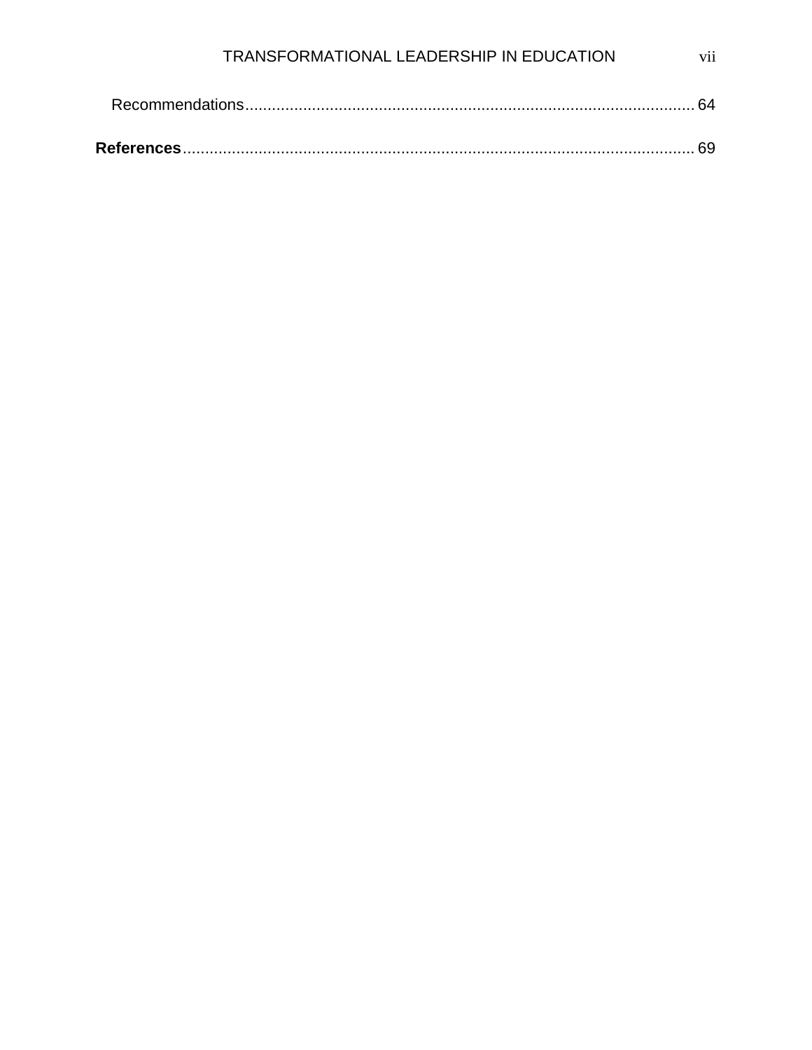Recommendations .......... 64

**References** .......... 69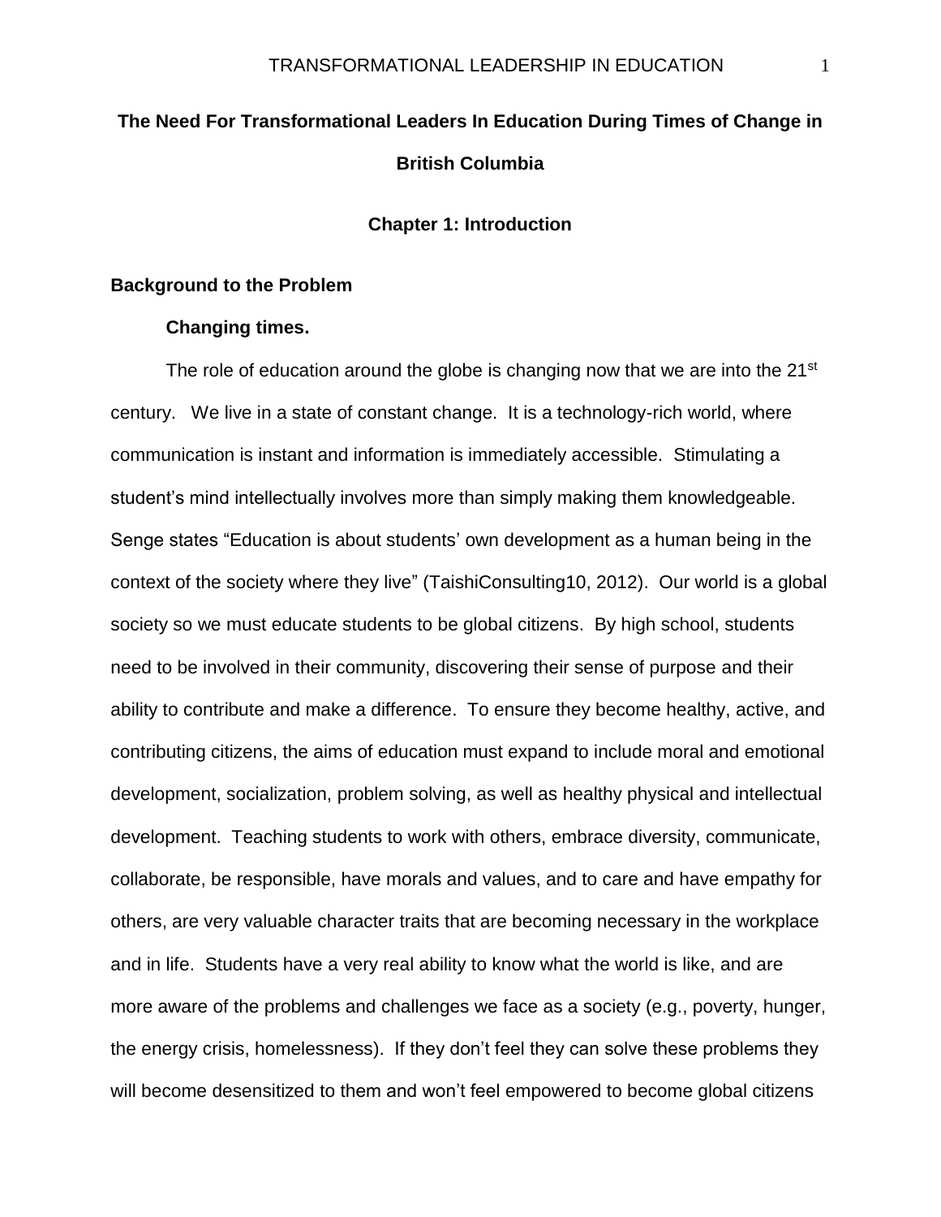# The Need For Transformational Leaders In Education During Times of Change in British Columbia

## Chapter 1: Introduction

### Background to the Problem

#### Changing times.

The role of education around the globe is changing now that we are into the 21st century. We live in a state of constant change. It is a technology-rich world, where communication is instant and information is immediately accessible. Stimulating a student's mind intellectually involves more than simply making them knowledgeable. Senge states "Education is about students' own development as a human being in the context of the society where they live" (TaishiConsulting10, 2012). Our world is a global society so we must educate students to be global citizens. By high school, students need to be involved in their community, discovering their sense of purpose and their ability to contribute and make a difference. To ensure they become healthy, active, and contributing citizens, the aims of education must expand to include moral and emotional development, socialization, problem solving, as well as healthy physical and intellectual development. Teaching students to work with others, embrace diversity, communicate, collaborate, be responsible, have morals and values, and to care and have empathy for others, are very valuable character traits that are becoming necessary in the workplace and in life. Students have a very real ability to know what the world is like, and are more aware of the problems and challenges we face as a society (e.g., poverty, hunger, the energy crisis, homelessness). If they don't feel they can solve these problems they will become desensitized to them and won't feel empowered to become global citizens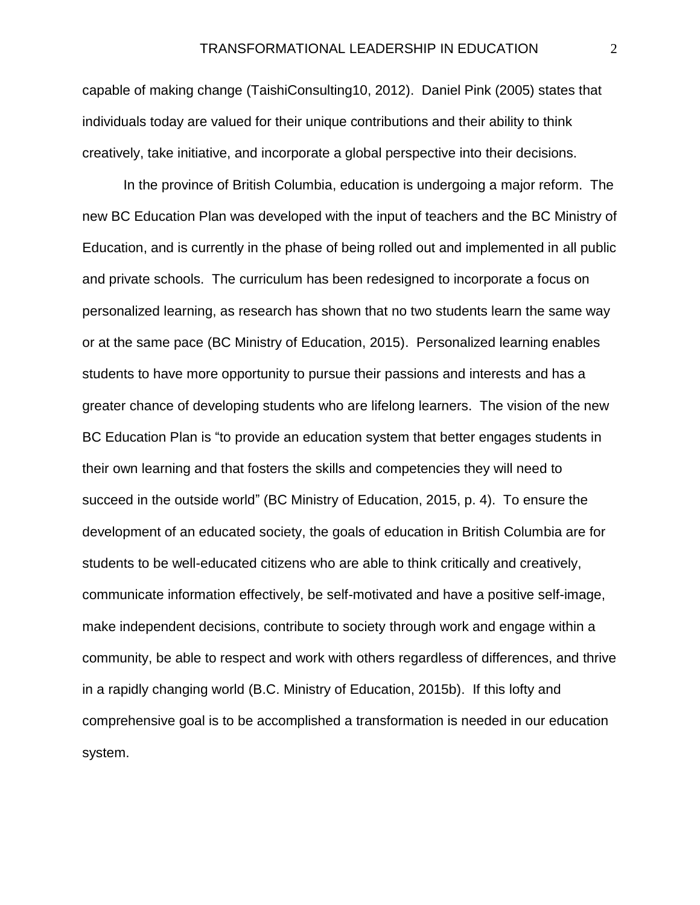capable of making change (TaishiConsulting10, 2012). Daniel Pink (2005) states that individuals today are valued for their unique contributions and their ability to think creatively, take initiative, and incorporate a global perspective into their decisions.

In the province of British Columbia, education is undergoing a major reform. The new BC Education Plan was developed with the input of teachers and the BC Ministry of Education, and is currently in the phase of being rolled out and implemented in all public and private schools. The curriculum has been redesigned to incorporate a focus on personalized learning, as research has shown that no two students learn the same way or at the same pace (BC Ministry of Education, 2015). Personalized learning enables students to have more opportunity to pursue their passions and interests and has a greater chance of developing students who are lifelong learners. The vision of the new BC Education Plan is "to provide an education system that better engages students in their own learning and that fosters the skills and competencies they will need to succeed in the outside world" (BC Ministry of Education, 2015, p. 4). To ensure the development of an educated society, the goals of education in British Columbia are for students to be well-educated citizens who are able to think critically and creatively, communicate information effectively, be self-motivated and have a positive self-image, make independent decisions, contribute to society through work and engage within a community, be able to respect and work with others regardless of differences, and thrive in a rapidly changing world (B.C. Ministry of Education, 2015b). If this lofty and comprehensive goal is to be accomplished a transformation is needed in our education system.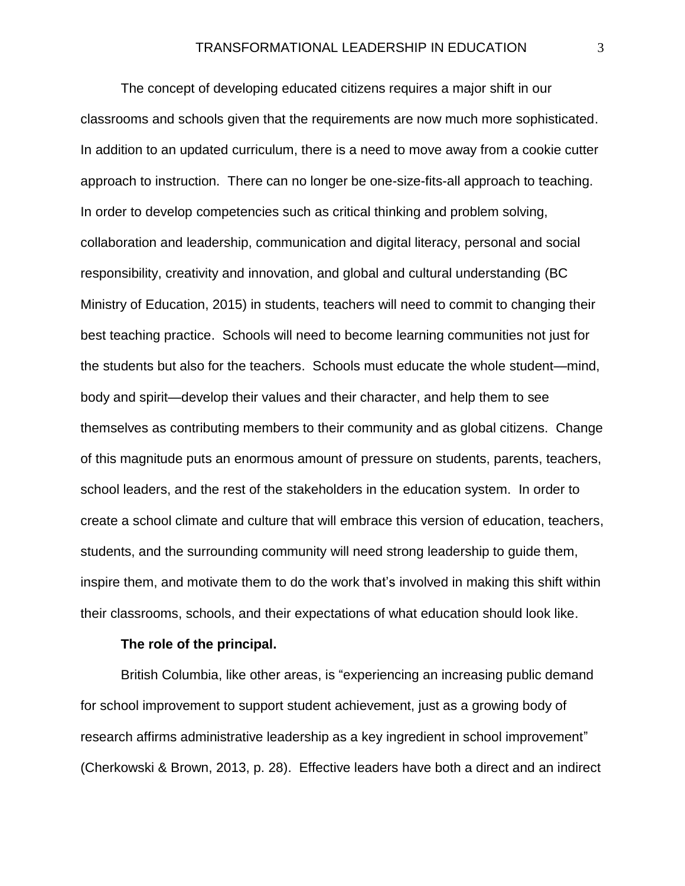The concept of developing educated citizens requires a major shift in our classrooms and schools given that the requirements are now much more sophisticated. In addition to an updated curriculum, there is a need to move away from a cookie cutter approach to instruction. There can no longer be one-size-fits-all approach to teaching. In order to develop competencies such as critical thinking and problem solving, collaboration and leadership, communication and digital literacy, personal and social responsibility, creativity and innovation, and global and cultural understanding (BC Ministry of Education, 2015) in students, teachers will need to commit to changing their best teaching practice. Schools will need to become learning communities not just for the students but also for the teachers. Schools must educate the whole student—mind, body and spirit—develop their values and their character, and help them to see themselves as contributing members to their community and as global citizens. Change of this magnitude puts an enormous amount of pressure on students, parents, teachers, school leaders, and the rest of the stakeholders in the education system. In order to create a school climate and culture that will embrace this version of education, teachers, students, and the surrounding community will need strong leadership to guide them, inspire them, and motivate them to do the work that's involved in making this shift within their classrooms, schools, and their expectations of what education should look like.

**The role of the principal.**

British Columbia, like other areas, is "experiencing an increasing public demand for school improvement to support student achievement, just as a growing body of research affirms administrative leadership as a key ingredient in school improvement" (Cherkowski & Brown, 2013, p. 28). Effective leaders have both a direct and an indirect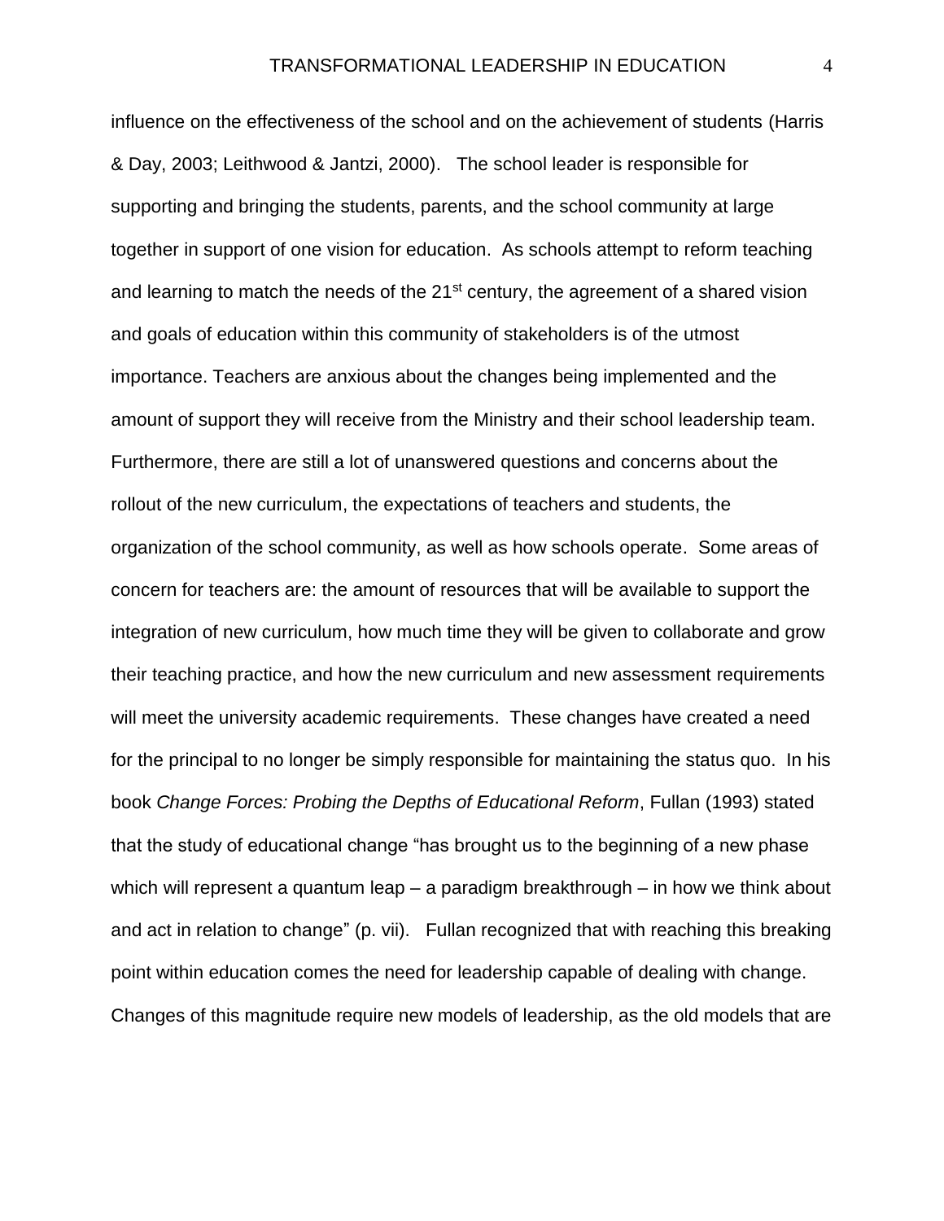influence on the effectiveness of the school and on the achievement of students (Harris & Day, 2003; Leithwood & Jantzi, 2000). The school leader is responsible for supporting and bringing the students, parents, and the school community at large together in support of one vision for education. As schools attempt to reform teaching and learning to match the needs of the 21st century, the agreement of a shared vision and goals of education within this community of stakeholders is of the utmost importance. Teachers are anxious about the changes being implemented and the amount of support they will receive from the Ministry and their school leadership team. Furthermore, there are still a lot of unanswered questions and concerns about the rollout of the new curriculum, the expectations of teachers and students, the organization of the school community, as well as how schools operate. Some areas of concern for teachers are: the amount of resources that will be available to support the integration of new curriculum, how much time they will be given to collaborate and grow their teaching practice, and how the new curriculum and new assessment requirements will meet the university academic requirements. These changes have created a need for the principal to no longer be simply responsible for maintaining the status quo. In his book *Change Forces: Probing the Depths of Educational Reform*, Fullan (1993) stated that the study of educational change "has brought us to the beginning of a new phase which will represent a quantum leap – a paradigm breakthrough – in how we think about and act in relation to change" (p. vii). Fullan recognized that with reaching this breaking point within education comes the need for leadership capable of dealing with change. Changes of this magnitude require new models of leadership, as the old models that are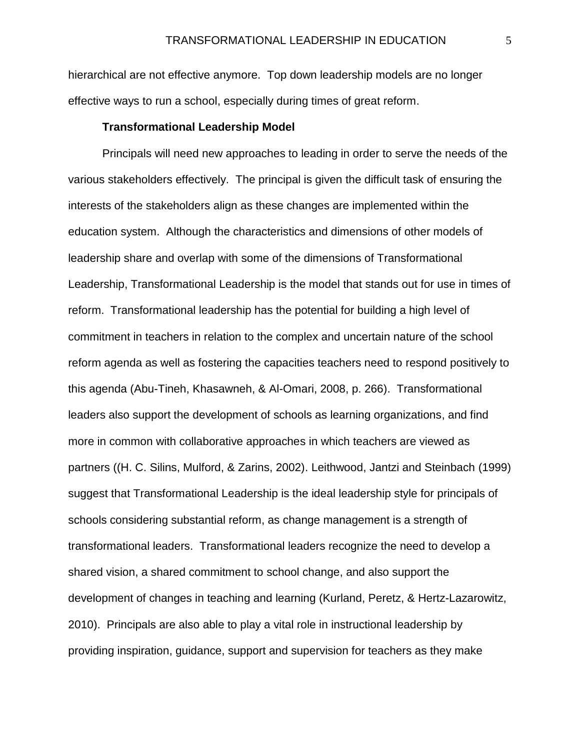hierarchical are not effective anymore. Top down leadership models are no longer effective ways to run a school, especially during times of great reform.

### Transformational Leadership Model

Principals will need new approaches to leading in order to serve the needs of the various stakeholders effectively. The principal is given the difficult task of ensuring the interests of the stakeholders align as these changes are implemented within the education system. Although the characteristics and dimensions of other models of leadership share and overlap with some of the dimensions of Transformational Leadership, Transformational Leadership is the model that stands out for use in times of reform. Transformational leadership has the potential for building a high level of commitment in teachers in relation to the complex and uncertain nature of the school reform agenda as well as fostering the capacities teachers need to respond positively to this agenda (Abu-Tineh, Khasawneh, & Al-Omari, 2008, p. 266). Transformational leaders also support the development of schools as learning organizations, and find more in common with collaborative approaches in which teachers are viewed as partners ((H. C. Silins, Mulford, & Zarins, 2002). Leithwood, Jantzi and Steinbach (1999) suggest that Transformational Leadership is the ideal leadership style for principals of schools considering substantial reform, as change management is a strength of transformational leaders. Transformational leaders recognize the need to develop a shared vision, a shared commitment to school change, and also support the development of changes in teaching and learning (Kurland, Peretz, & Hertz-Lazarowitz, 2010). Principals are also able to play a vital role in instructional leadership by providing inspiration, guidance, support and supervision for teachers as they make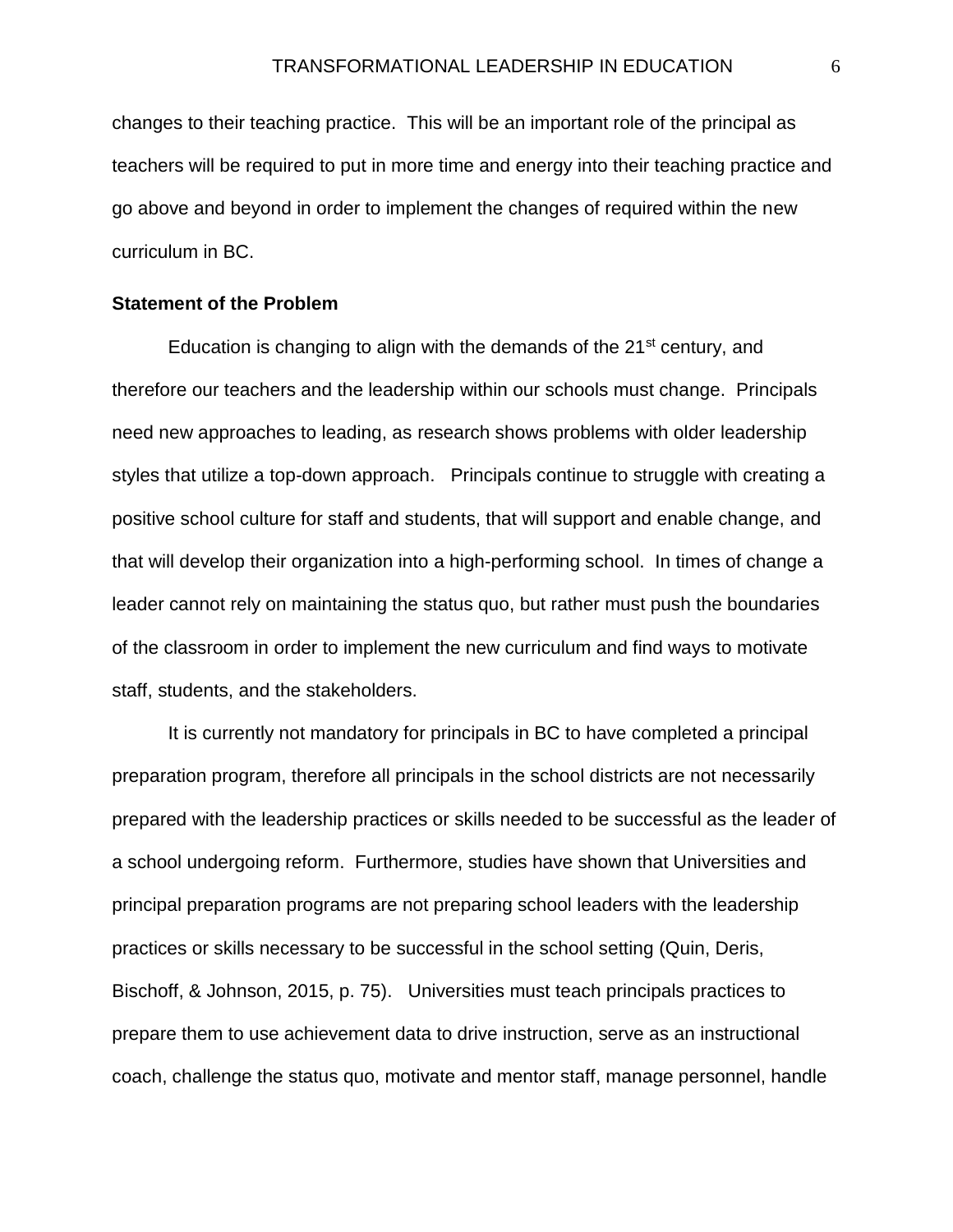changes to their teaching practice. This will be an important role of the principal as teachers will be required to put in more time and energy into their teaching practice and go above and beyond in order to implement the changes of required within the new curriculum in BC.

**Statement of the Problem**

Education is changing to align with the demands of the 21st century, and therefore our teachers and the leadership within our schools must change. Principals need new approaches to leading, as research shows problems with older leadership styles that utilize a top-down approach. Principals continue to struggle with creating a positive school culture for staff and students, that will support and enable change, and that will develop their organization into a high-performing school. In times of change a leader cannot rely on maintaining the status quo, but rather must push the boundaries of the classroom in order to implement the new curriculum and find ways to motivate staff, students, and the stakeholders.

It is currently not mandatory for principals in BC to have completed a principal preparation program, therefore all principals in the school districts are not necessarily prepared with the leadership practices or skills needed to be successful as the leader of a school undergoing reform. Furthermore, studies have shown that Universities and principal preparation programs are not preparing school leaders with the leadership practices or skills necessary to be successful in the school setting (Quin, Deris, Bischoff, & Johnson, 2015, p. 75). Universities must teach principals practices to prepare them to use achievement data to drive instruction, serve as an instructional coach, challenge the status quo, motivate and mentor staff, manage personnel, handle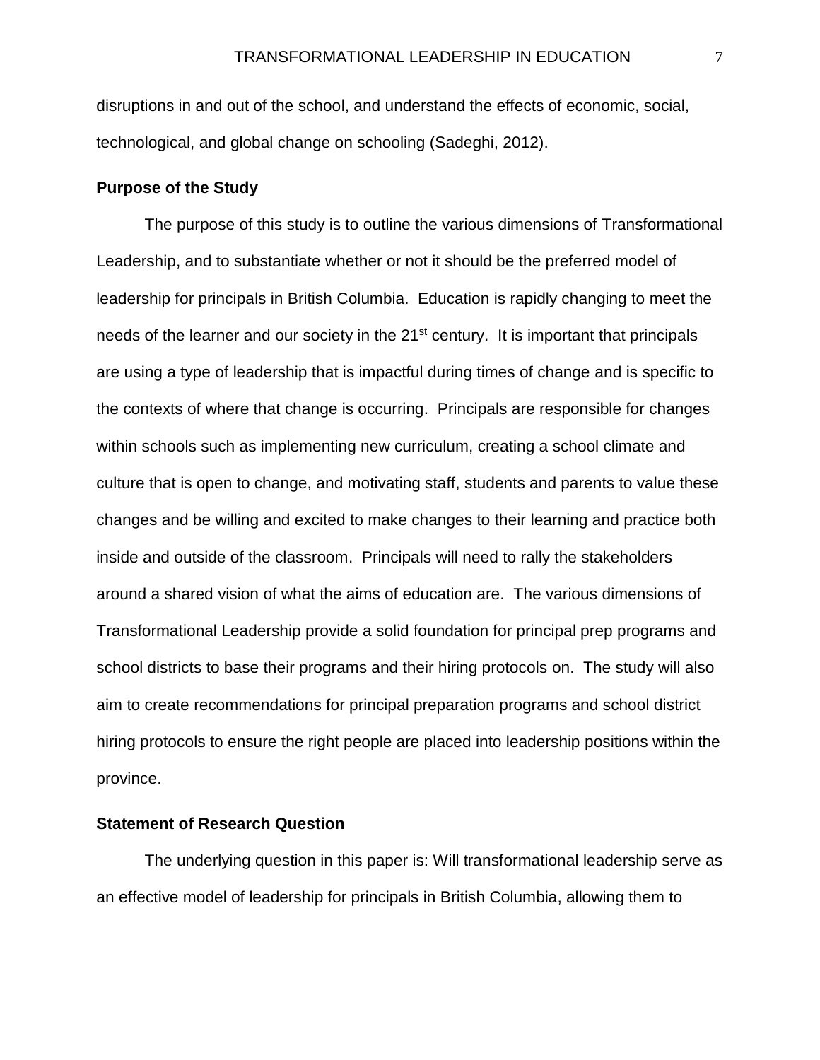disruptions in and out of the school, and understand the effects of economic, social, technological, and global change on schooling (Sadeghi, 2012).

### Purpose of the Study

The purpose of this study is to outline the various dimensions of Transformational Leadership, and to substantiate whether or not it should be the preferred model of leadership for principals in British Columbia. Education is rapidly changing to meet the needs of the learner and our society in the 21st century. It is important that principals are using a type of leadership that is impactful during times of change and is specific to the contexts of where that change is occurring. Principals are responsible for changes within schools such as implementing new curriculum, creating a school climate and culture that is open to change, and motivating staff, students and parents to value these changes and be willing and excited to make changes to their learning and practice both inside and outside of the classroom. Principals will need to rally the stakeholders around a shared vision of what the aims of education are. The various dimensions of Transformational Leadership provide a solid foundation for principal prep programs and school districts to base their programs and their hiring protocols on. The study will also aim to create recommendations for principal preparation programs and school district hiring protocols to ensure the right people are placed into leadership positions within the province.

### Statement of Research Question

The underlying question in this paper is: Will transformational leadership serve as an effective model of leadership for principals in British Columbia, allowing them to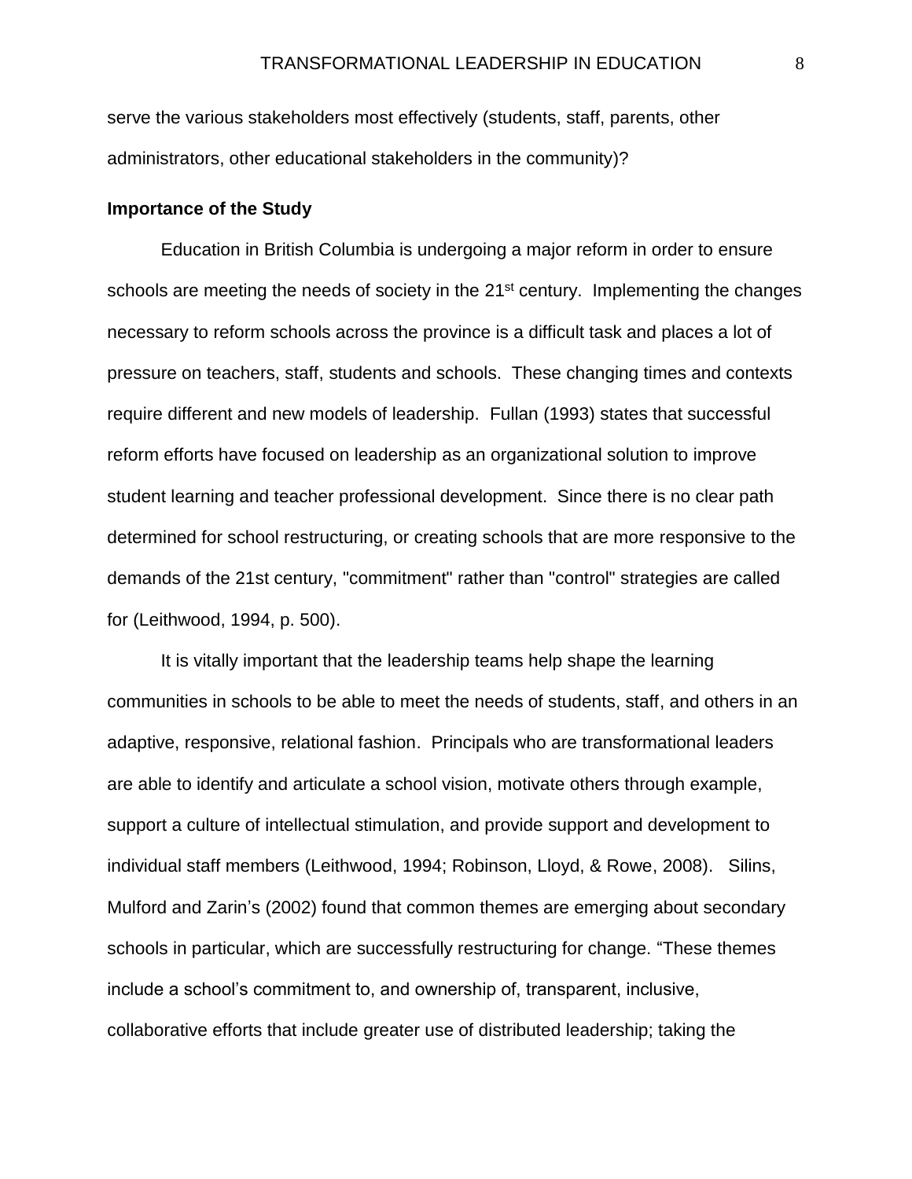serve the various stakeholders most effectively (students, staff, parents, other administrators, other educational stakeholders in the community)?

### Importance of the Study

Education in British Columbia is undergoing a major reform in order to ensure schools are meeting the needs of society in the 21st century. Implementing the changes necessary to reform schools across the province is a difficult task and places a lot of pressure on teachers, staff, students and schools. These changing times and contexts require different and new models of leadership. Fullan (1993) states that successful reform efforts have focused on leadership as an organizational solution to improve student learning and teacher professional development. Since there is no clear path determined for school restructuring, or creating schools that are more responsive to the demands of the 21st century, "commitment" rather than "control" strategies are called for (Leithwood, 1994, p. 500).

It is vitally important that the leadership teams help shape the learning communities in schools to be able to meet the needs of students, staff, and others in an adaptive, responsive, relational fashion. Principals who are transformational leaders are able to identify and articulate a school vision, motivate others through example, support a culture of intellectual stimulation, and provide support and development to individual staff members (Leithwood, 1994; Robinson, Lloyd, & Rowe, 2008). Silins, Mulford and Zarin's (2002) found that common themes are emerging about secondary schools in particular, which are successfully restructuring for change. "These themes include a school's commitment to, and ownership of, transparent, inclusive, collaborative efforts that include greater use of distributed leadership; taking the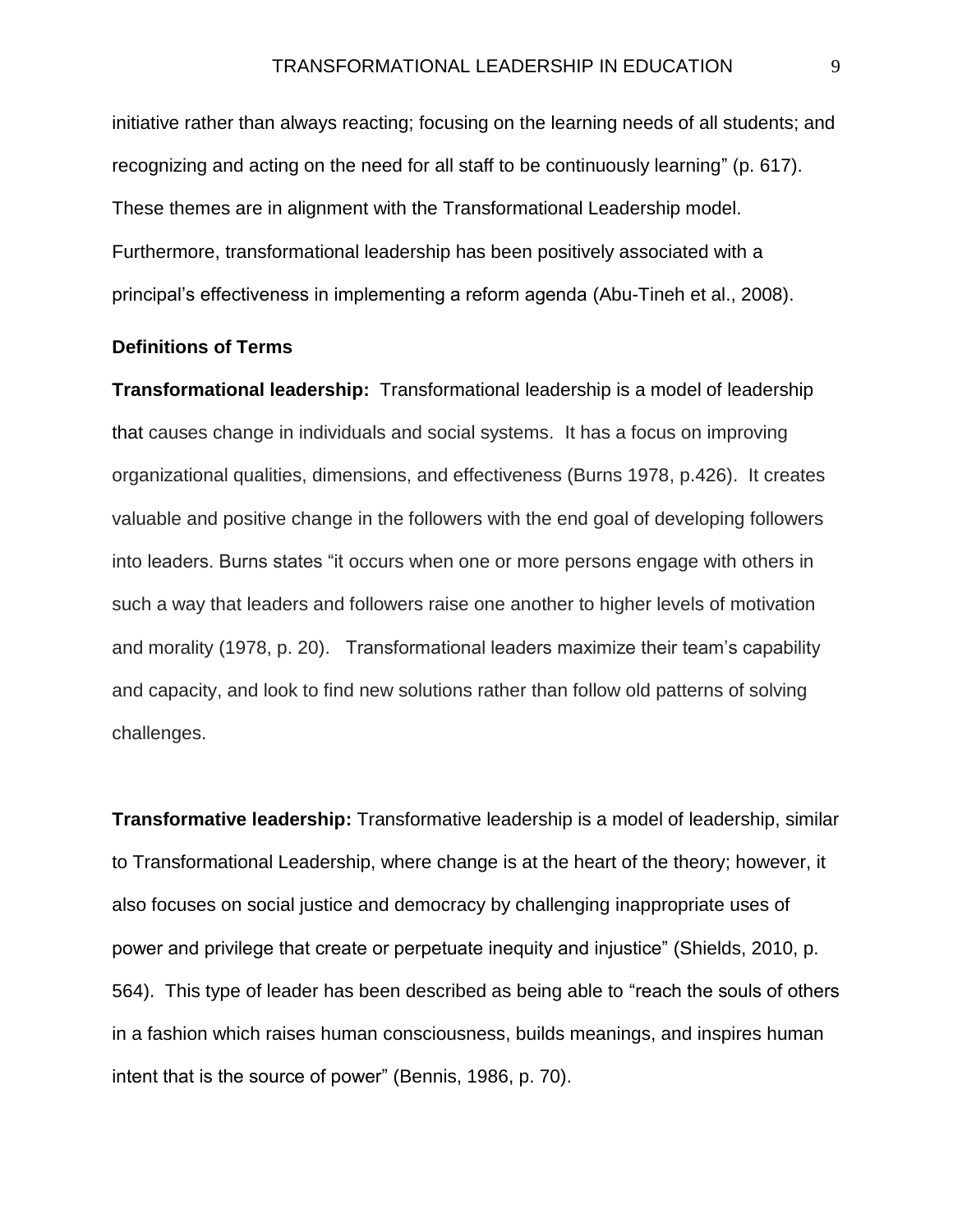initiative rather than always reacting; focusing on the learning needs of all students; and recognizing and acting on the need for all staff to be continuously learning" (p. 617). These themes are in alignment with the Transformational Leadership model. Furthermore, transformational leadership has been positively associated with a principal's effectiveness in implementing a reform agenda (Abu-Tineh et al., 2008).

**Definitions of Terms**

**Transformational leadership:** Transformational leadership is a model of leadership that causes change in individuals and social systems. It has a focus on improving organizational qualities, dimensions, and effectiveness (Burns 1978, p.426). It creates valuable and positive change in the followers with the end goal of developing followers into leaders. Burns states "it occurs when one or more persons engage with others in such a way that leaders and followers raise one another to higher levels of motivation and morality (1978, p. 20). Transformational leaders maximize their team's capability and capacity, and look to find new solutions rather than follow old patterns of solving challenges.

**Transformative leadership:** Transformative leadership is a model of leadership, similar to Transformational Leadership, where change is at the heart of the theory; however, it also focuses on social justice and democracy by challenging inappropriate uses of power and privilege that create or perpetuate inequity and injustice" (Shields, 2010, p. 564). This type of leader has been described as being able to "reach the souls of others in a fashion which raises human consciousness, builds meanings, and inspires human intent that is the source of power" (Bennis, 1986, p. 70).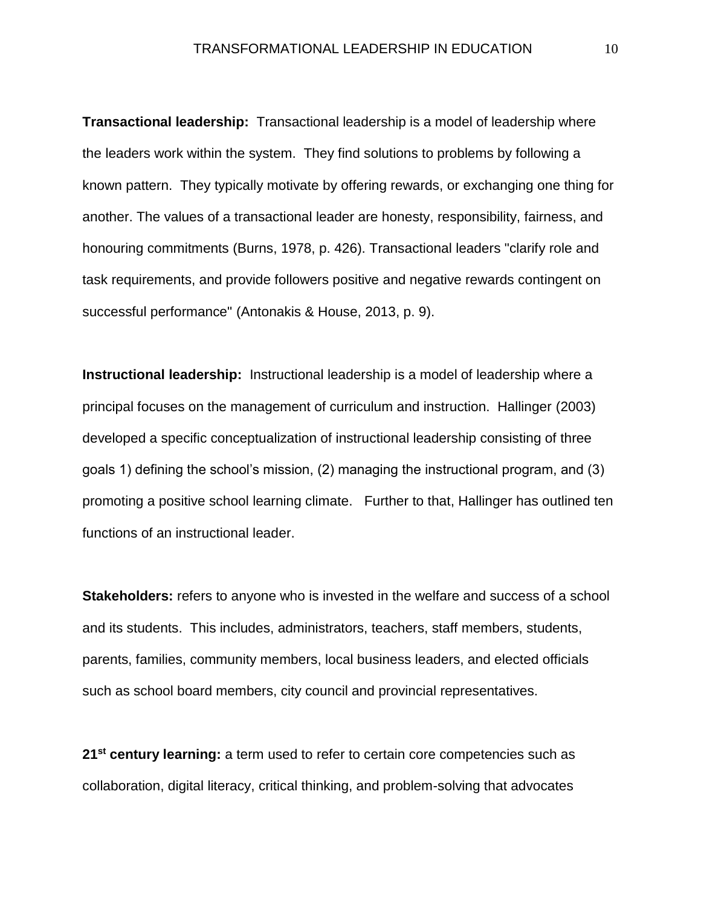**Transactional leadership:** Transactional leadership is a model of leadership where the leaders work within the system. They find solutions to problems by following a known pattern. They typically motivate by offering rewards, or exchanging one thing for another. The values of a transactional leader are honesty, responsibility, fairness, and honouring commitments (Burns, 1978, p. 426). Transactional leaders "clarify role and task requirements, and provide followers positive and negative rewards contingent on successful performance" (Antonakis & House, 2013, p. 9).

**Instructional leadership:** Instructional leadership is a model of leadership where a principal focuses on the management of curriculum and instruction. Hallinger (2003) developed a specific conceptualization of instructional leadership consisting of three goals 1) defining the school's mission, (2) managing the instructional program, and (3) promoting a positive school learning climate. Further to that, Hallinger has outlined ten functions of an instructional leader.

**Stakeholders:** refers to anyone who is invested in the welfare and success of a school and its students. This includes, administrators, teachers, staff members, students, parents, families, community members, local business leaders, and elected officials such as school board members, city council and provincial representatives.

**21st century learning:** a term used to refer to certain core competencies such as collaboration, digital literacy, critical thinking, and problem-solving that advocates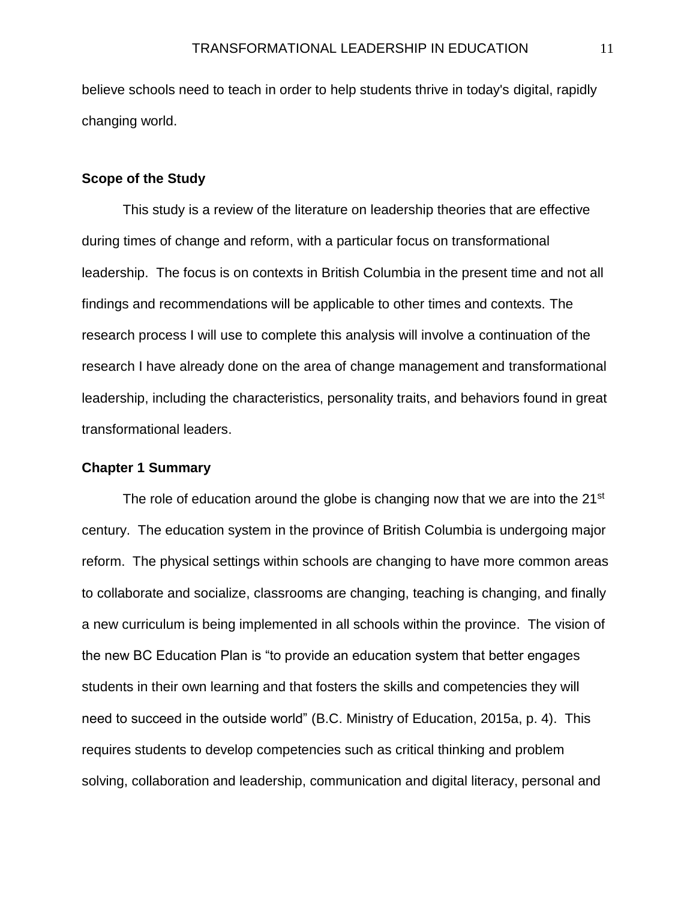believe schools need to teach in order to help students thrive in today's digital, rapidly changing world.

### Scope of the Study

This study is a review of the literature on leadership theories that are effective during times of change and reform, with a particular focus on transformational leadership. The focus is on contexts in British Columbia in the present time and not all findings and recommendations will be applicable to other times and contexts. The research process I will use to complete this analysis will involve a continuation of the research I have already done on the area of change management and transformational leadership, including the characteristics, personality traits, and behaviors found in great transformational leaders.

### Chapter 1 Summary

The role of education around the globe is changing now that we are into the 21st century. The education system in the province of British Columbia is undergoing major reform. The physical settings within schools are changing to have more common areas to collaborate and socialize, classrooms are changing, teaching is changing, and finally a new curriculum is being implemented in all schools within the province. The vision of the new BC Education Plan is "to provide an education system that better engages students in their own learning and that fosters the skills and competencies they will need to succeed in the outside world" (B.C. Ministry of Education, 2015a, p. 4). This requires students to develop competencies such as critical thinking and problem solving, collaboration and leadership, communication and digital literacy, personal and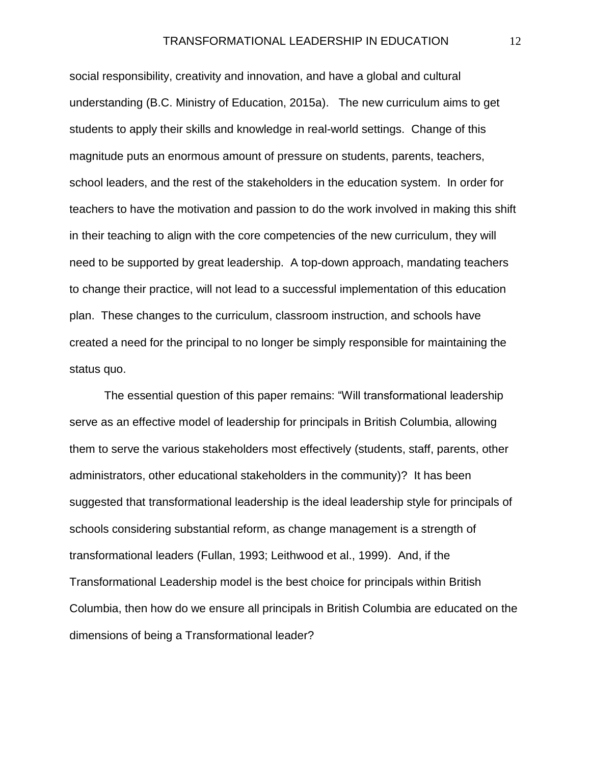social responsibility, creativity and innovation, and have a global and cultural understanding (B.C. Ministry of Education, 2015a). The new curriculum aims to get students to apply their skills and knowledge in real-world settings. Change of this magnitude puts an enormous amount of pressure on students, parents, teachers, school leaders, and the rest of the stakeholders in the education system. In order for teachers to have the motivation and passion to do the work involved in making this shift in their teaching to align with the core competencies of the new curriculum, they will need to be supported by great leadership. A top-down approach, mandating teachers to change their practice, will not lead to a successful implementation of this education plan. These changes to the curriculum, classroom instruction, and schools have created a need for the principal to no longer be simply responsible for maintaining the status quo.

The essential question of this paper remains: "Will transformational leadership serve as an effective model of leadership for principals in British Columbia, allowing them to serve the various stakeholders most effectively (students, staff, parents, other administrators, other educational stakeholders in the community)? It has been suggested that transformational leadership is the ideal leadership style for principals of schools considering substantial reform, as change management is a strength of transformational leaders (Fullan, 1993; Leithwood et al., 1999). And, if the Transformational Leadership model is the best choice for principals within British Columbia, then how do we ensure all principals in British Columbia are educated on the dimensions of being a Transformational leader?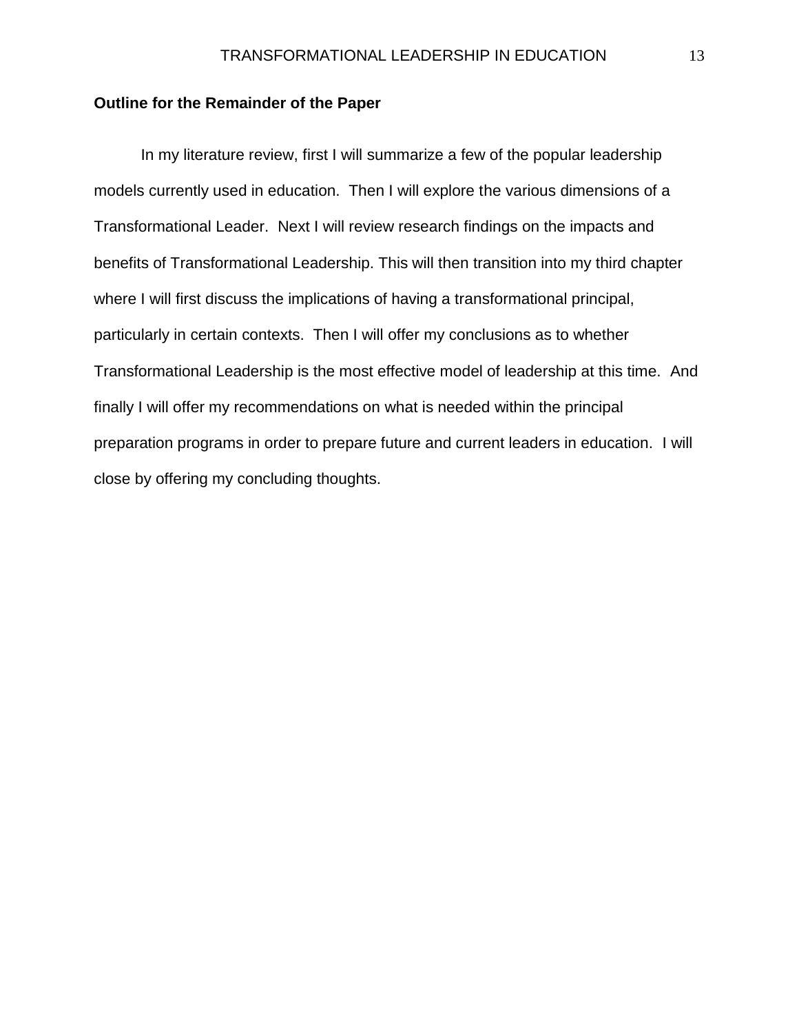## Outline for the Remainder of the Paper

In my literature review, first I will summarize a few of the popular leadership models currently used in education. Then I will explore the various dimensions of a Transformational Leader. Next I will review research findings on the impacts and benefits of Transformational Leadership. This will then transition into my third chapter where I will first discuss the implications of having a transformational principal, particularly in certain contexts. Then I will offer my conclusions as to whether Transformational Leadership is the most effective model of leadership at this time. And finally I will offer my recommendations on what is needed within the principal preparation programs in order to prepare future and current leaders in education. I will close by offering my concluding thoughts.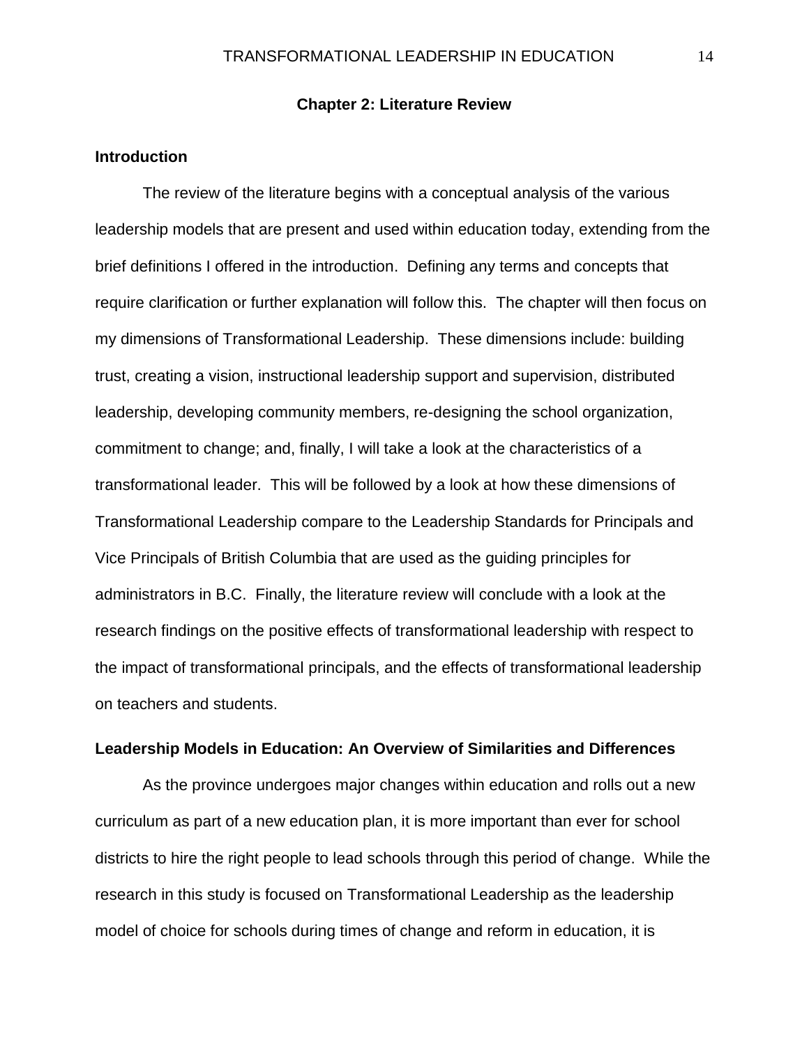## Chapter 2: Literature Review

### Introduction

The review of the literature begins with a conceptual analysis of the various leadership models that are present and used within education today, extending from the brief definitions I offered in the introduction. Defining any terms and concepts that require clarification or further explanation will follow this. The chapter will then focus on my dimensions of Transformational Leadership. These dimensions include: building trust, creating a vision, instructional leadership support and supervision, distributed leadership, developing community members, re-designing the school organization, commitment to change; and, finally, I will take a look at the characteristics of a transformational leader. This will be followed by a look at how these dimensions of Transformational Leadership compare to the Leadership Standards for Principals and Vice Principals of British Columbia that are used as the guiding principles for administrators in B.C. Finally, the literature review will conclude with a look at the research findings on the positive effects of transformational leadership with respect to the impact of transformational principals, and the effects of transformational leadership on teachers and students.

### Leadership Models in Education: An Overview of Similarities and Differences

As the province undergoes major changes within education and rolls out a new curriculum as part of a new education plan, it is more important than ever for school districts to hire the right people to lead schools through this period of change. While the research in this study is focused on Transformational Leadership as the leadership model of choice for schools during times of change and reform in education, it is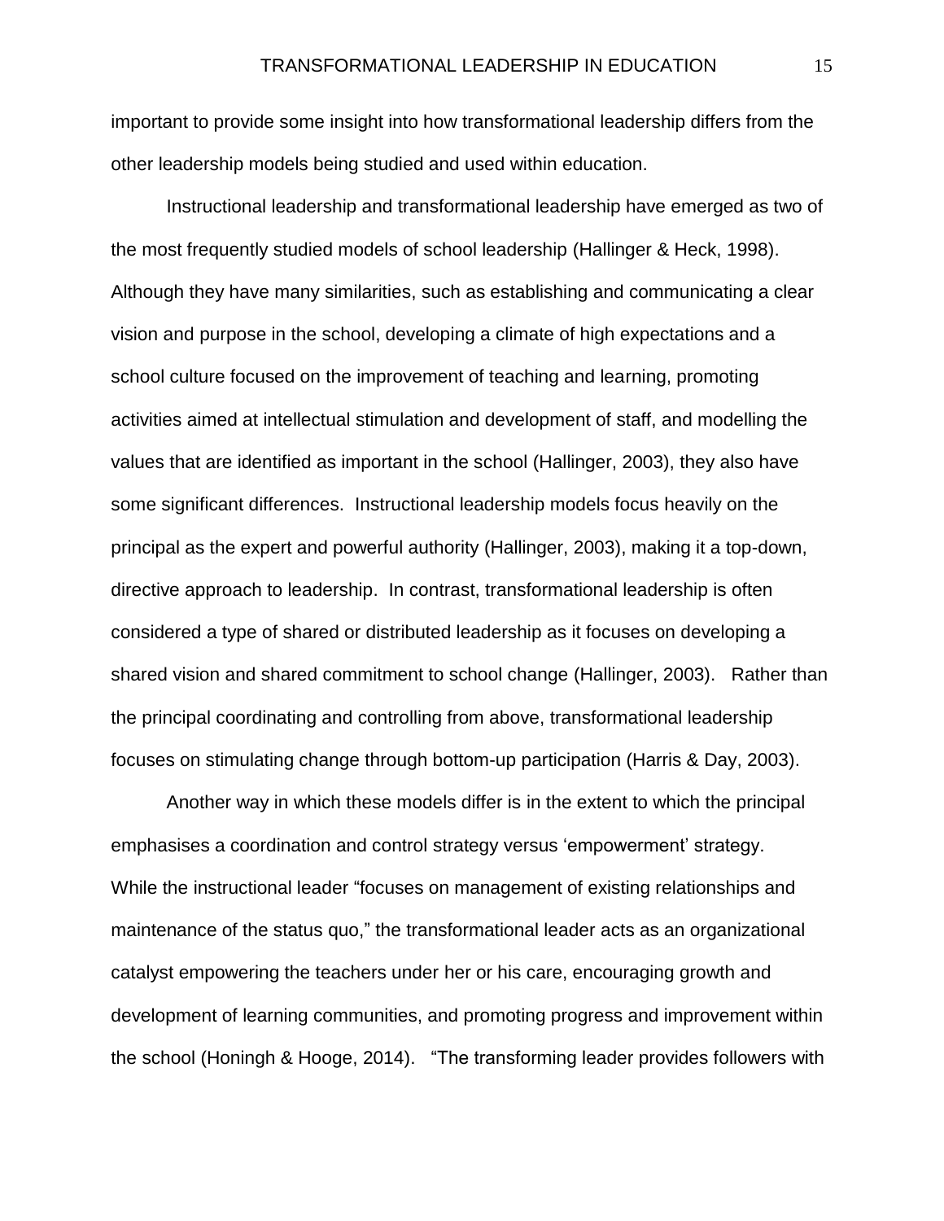important to provide some insight into how transformational leadership differs from the other leadership models being studied and used within education.

Instructional leadership and transformational leadership have emerged as two of the most frequently studied models of school leadership (Hallinger & Heck, 1998). Although they have many similarities, such as establishing and communicating a clear vision and purpose in the school, developing a climate of high expectations and a school culture focused on the improvement of teaching and learning, promoting activities aimed at intellectual stimulation and development of staff, and modelling the values that are identified as important in the school (Hallinger, 2003), they also have some significant differences. Instructional leadership models focus heavily on the principal as the expert and powerful authority (Hallinger, 2003), making it a top-down, directive approach to leadership. In contrast, transformational leadership is often considered a type of shared or distributed leadership as it focuses on developing a shared vision and shared commitment to school change (Hallinger, 2003). Rather than the principal coordinating and controlling from above, transformational leadership focuses on stimulating change through bottom-up participation (Harris & Day, 2003).

Another way in which these models differ is in the extent to which the principal emphasises a coordination and control strategy versus 'empowerment' strategy. While the instructional leader "focuses on management of existing relationships and maintenance of the status quo," the transformational leader acts as an organizational catalyst empowering the teachers under her or his care, encouraging growth and development of learning communities, and promoting progress and improvement within the school (Honingh & Hooge, 2014). "The transforming leader provides followers with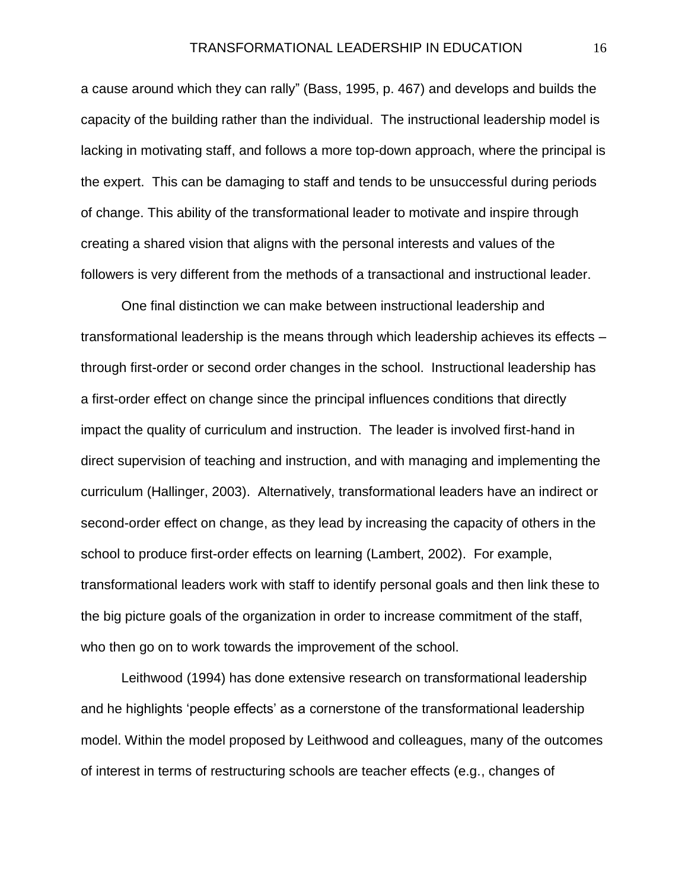a cause around which they can rally" (Bass, 1995, p. 467) and develops and builds the capacity of the building rather than the individual. The instructional leadership model is lacking in motivating staff, and follows a more top-down approach, where the principal is the expert. This can be damaging to staff and tends to be unsuccessful during periods of change. This ability of the transformational leader to motivate and inspire through creating a shared vision that aligns with the personal interests and values of the followers is very different from the methods of a transactional and instructional leader.

One final distinction we can make between instructional leadership and transformational leadership is the means through which leadership achieves its effects – through first-order or second order changes in the school. Instructional leadership has a first-order effect on change since the principal influences conditions that directly impact the quality of curriculum and instruction. The leader is involved first-hand in direct supervision of teaching and instruction, and with managing and implementing the curriculum (Hallinger, 2003). Alternatively, transformational leaders have an indirect or second-order effect on change, as they lead by increasing the capacity of others in the school to produce first-order effects on learning (Lambert, 2002). For example, transformational leaders work with staff to identify personal goals and then link these to the big picture goals of the organization in order to increase commitment of the staff, who then go on to work towards the improvement of the school.

Leithwood (1994) has done extensive research on transformational leadership and he highlights 'people effects' as a cornerstone of the transformational leadership model. Within the model proposed by Leithwood and colleagues, many of the outcomes of interest in terms of restructuring schools are teacher effects (e.g., changes of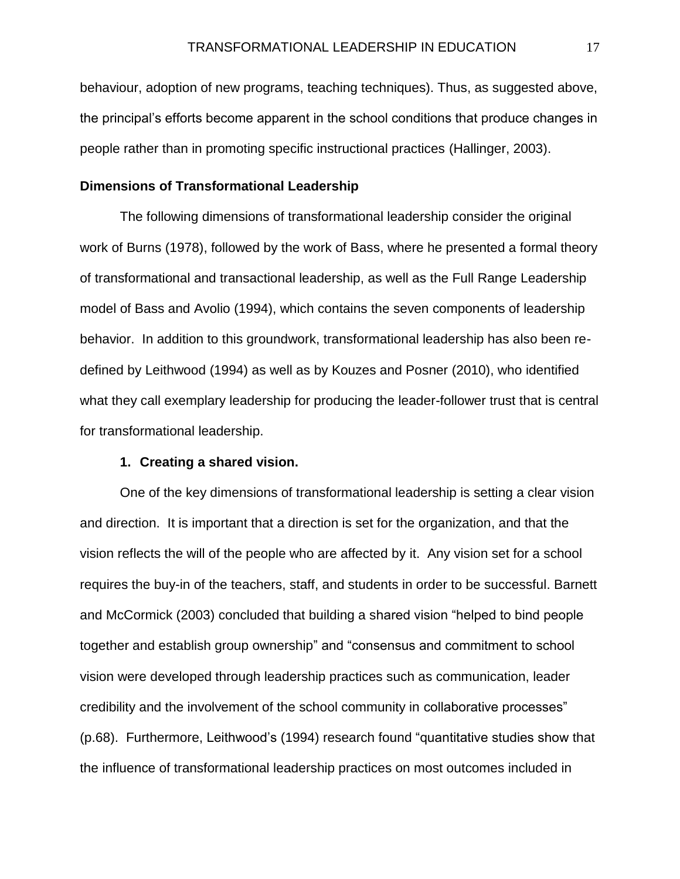behaviour, adoption of new programs, teaching techniques). Thus, as suggested above, the principal's efforts become apparent in the school conditions that produce changes in people rather than in promoting specific instructional practices (Hallinger, 2003).

## Dimensions of Transformational Leadership

The following dimensions of transformational leadership consider the original work of Burns (1978), followed by the work of Bass, where he presented a formal theory of transformational and transactional leadership, as well as the Full Range Leadership model of Bass and Avolio (1994), which contains the seven components of leadership behavior. In addition to this groundwork, transformational leadership has also been re-defined by Leithwood (1994) as well as by Kouzes and Posner (2010), who identified what they call exemplary leadership for producing the leader-follower trust that is central for transformational leadership.

### 1. Creating a shared vision.

One of the key dimensions of transformational leadership is setting a clear vision and direction. It is important that a direction is set for the organization, and that the vision reflects the will of the people who are affected by it. Any vision set for a school requires the buy-in of the teachers, staff, and students in order to be successful. Barnett and McCormick (2003) concluded that building a shared vision "helped to bind people together and establish group ownership" and "consensus and commitment to school vision were developed through leadership practices such as communication, leader credibility and the involvement of the school community in collaborative processes" (p.68). Furthermore, Leithwood's (1994) research found "quantitative studies show that the influence of transformational leadership practices on most outcomes included in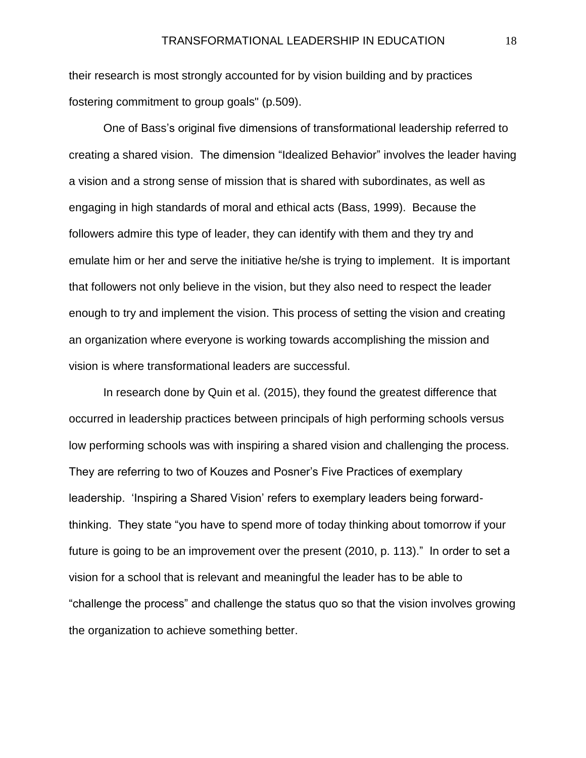their research is most strongly accounted for by vision building and by practices fostering commitment to group goals" (p.509).

One of Bass's original five dimensions of transformational leadership referred to creating a shared vision. The dimension "Idealized Behavior" involves the leader having a vision and a strong sense of mission that is shared with subordinates, as well as engaging in high standards of moral and ethical acts (Bass, 1999). Because the followers admire this type of leader, they can identify with them and they try and emulate him or her and serve the initiative he/she is trying to implement. It is important that followers not only believe in the vision, but they also need to respect the leader enough to try and implement the vision. This process of setting the vision and creating an organization where everyone is working towards accomplishing the mission and vision is where transformational leaders are successful.

In research done by Quin et al. (2015), they found the greatest difference that occurred in leadership practices between principals of high performing schools versus low performing schools was with inspiring a shared vision and challenging the process. They are referring to two of Kouzes and Posner's Five Practices of exemplary leadership. 'Inspiring a Shared Vision' refers to exemplary leaders being forward-thinking. They state "you have to spend more of today thinking about tomorrow if your future is going to be an improvement over the present (2010, p. 113)." In order to set a vision for a school that is relevant and meaningful the leader has to be able to "challenge the process" and challenge the status quo so that the vision involves growing the organization to achieve something better.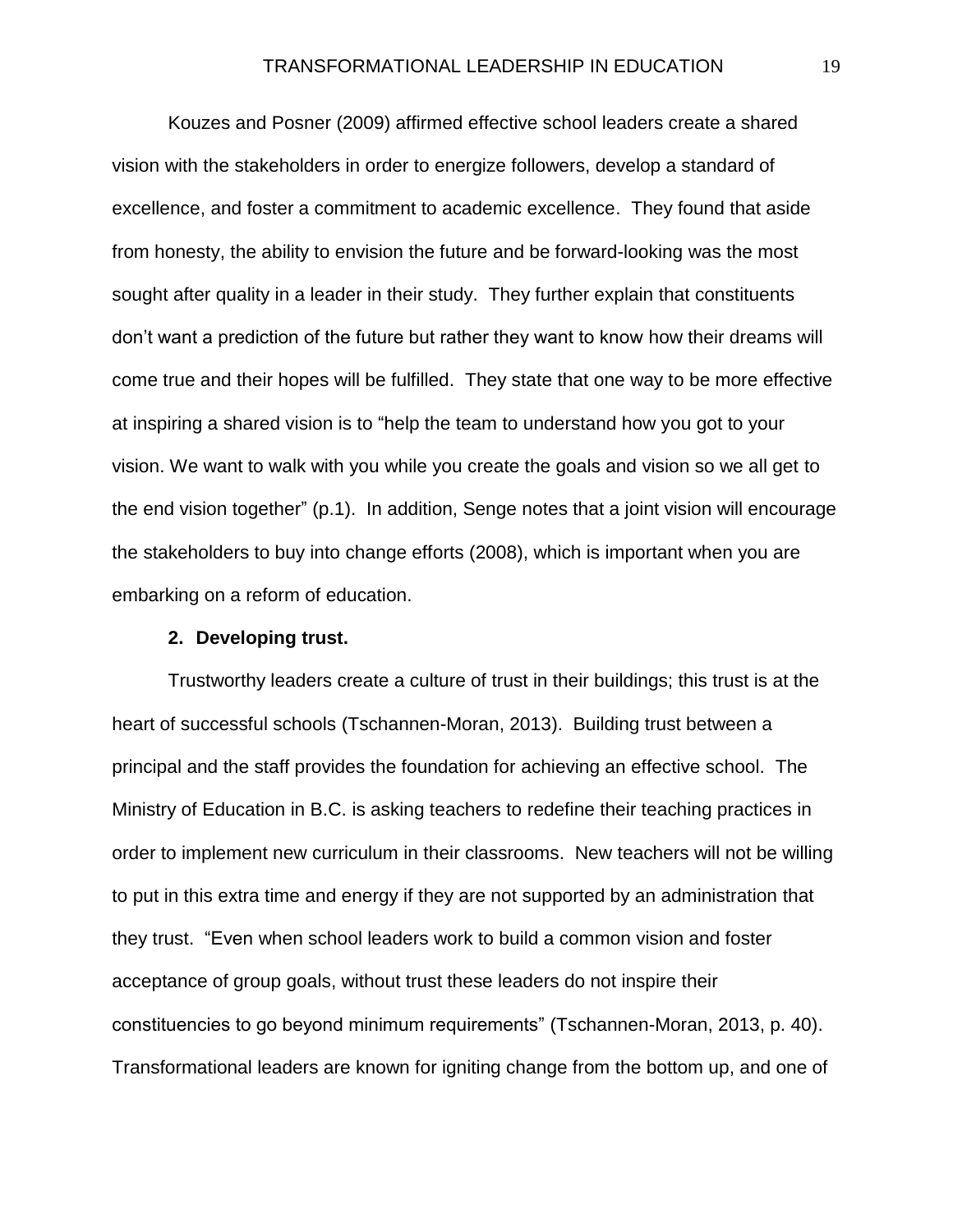Kouzes and Posner (2009) affirmed effective school leaders create a shared vision with the stakeholders in order to energize followers, develop a standard of excellence, and foster a commitment to academic excellence. They found that aside from honesty, the ability to envision the future and be forward-looking was the most sought after quality in a leader in their study. They further explain that constituents don't want a prediction of the future but rather they want to know how their dreams will come true and their hopes will be fulfilled. They state that one way to be more effective at inspiring a shared vision is to "help the team to understand how you got to your vision. We want to walk with you while you create the goals and vision so we all get to the end vision together" (p.1). In addition, Senge notes that a joint vision will encourage the stakeholders to buy into change efforts (2008), which is important when you are embarking on a reform of education.

**2. Developing trust.**

Trustworthy leaders create a culture of trust in their buildings; this trust is at the heart of successful schools (Tschannen-Moran, 2013). Building trust between a principal and the staff provides the foundation for achieving an effective school. The Ministry of Education in B.C. is asking teachers to redefine their teaching practices in order to implement new curriculum in their classrooms. New teachers will not be willing to put in this extra time and energy if they are not supported by an administration that they trust. "Even when school leaders work to build a common vision and foster acceptance of group goals, without trust these leaders do not inspire their constituencies to go beyond minimum requirements" (Tschannen-Moran, 2013, p. 40). Transformational leaders are known for igniting change from the bottom up, and one of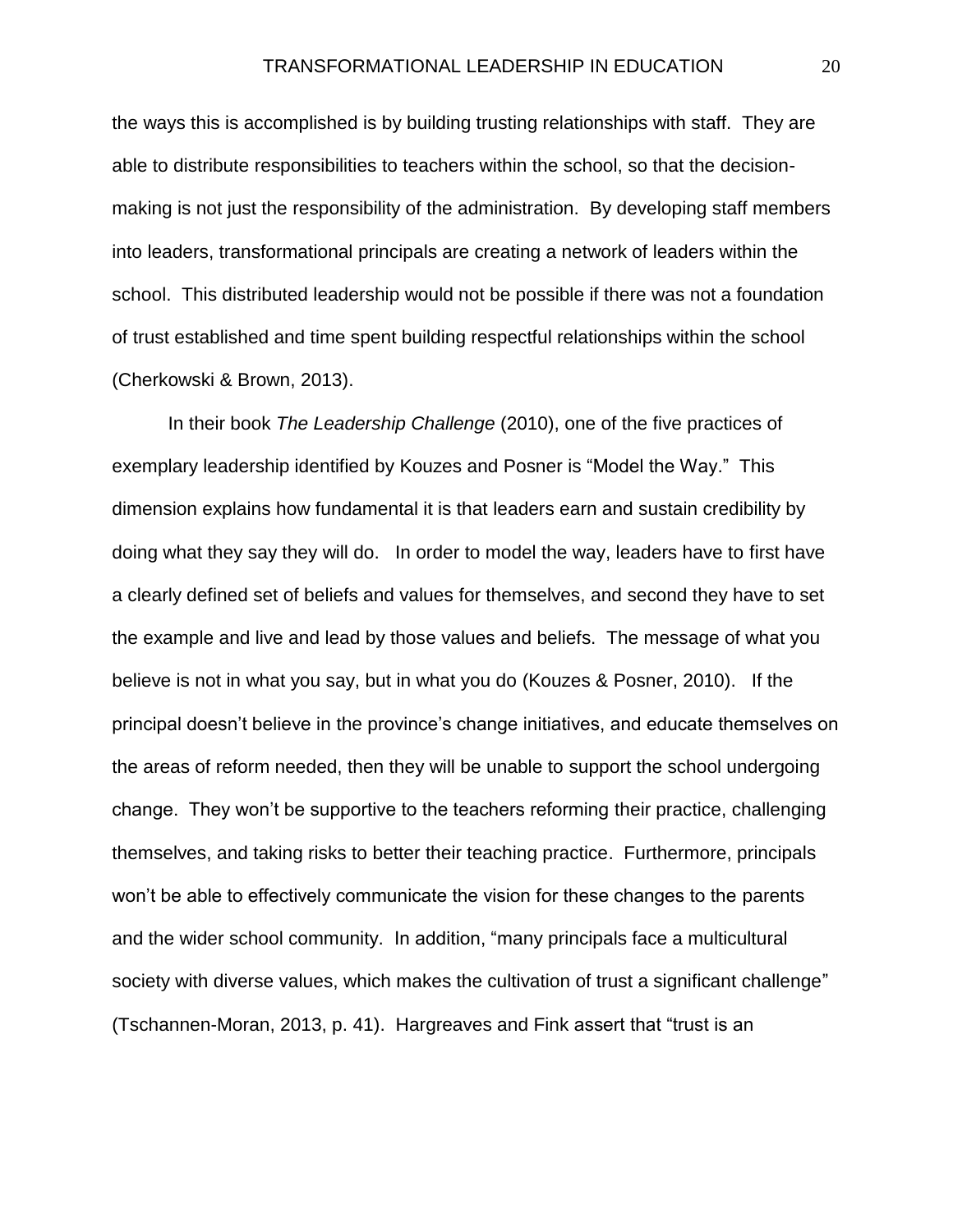the ways this is accomplished is by building trusting relationships with staff. They are able to distribute responsibilities to teachers within the school, so that the decision-making is not just the responsibility of the administration. By developing staff members into leaders, transformational principals are creating a network of leaders within the school. This distributed leadership would not be possible if there was not a foundation of trust established and time spent building respectful relationships within the school (Cherkowski & Brown, 2013).

In their book *The Leadership Challenge* (2010), one of the five practices of exemplary leadership identified by Kouzes and Posner is "Model the Way." This dimension explains how fundamental it is that leaders earn and sustain credibility by doing what they say they will do. In order to model the way, leaders have to first have a clearly defined set of beliefs and values for themselves, and second they have to set the example and live and lead by those values and beliefs. The message of what you believe is not in what you say, but in what you do (Kouzes & Posner, 2010). If the principal doesn't believe in the province's change initiatives, and educate themselves on the areas of reform needed, then they will be unable to support the school undergoing change. They won't be supportive to the teachers reforming their practice, challenging themselves, and taking risks to better their teaching practice. Furthermore, principals won't be able to effectively communicate the vision for these changes to the parents and the wider school community. In addition, "many principals face a multicultural society with diverse values, which makes the cultivation of trust a significant challenge" (Tschannen-Moran, 2013, p. 41). Hargreaves and Fink assert that "trust is an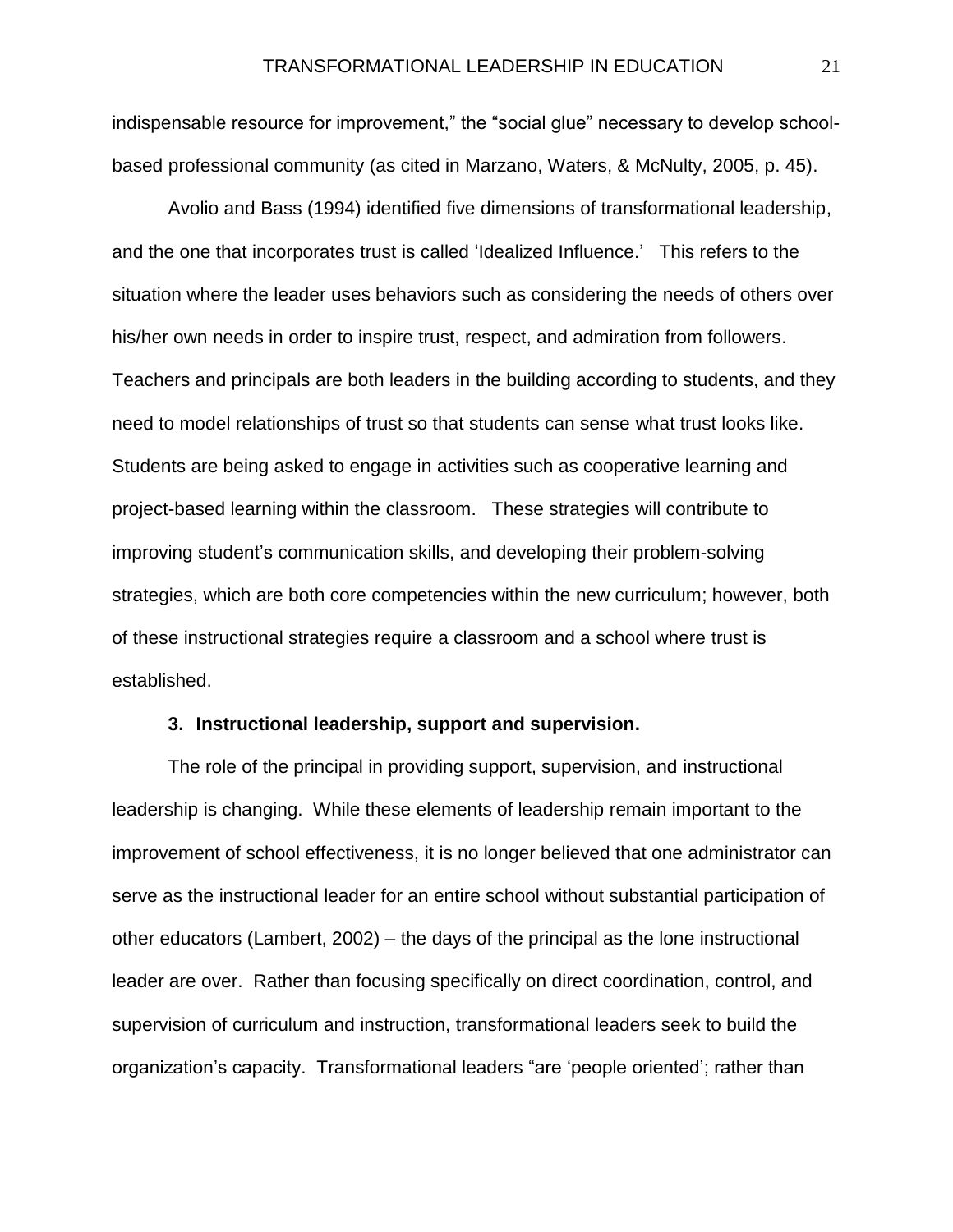indispensable resource for improvement," the "social glue" necessary to develop school-based professional community (as cited in Marzano, Waters, & McNulty, 2005, p. 45).

Avolio and Bass (1994) identified five dimensions of transformational leadership, and the one that incorporates trust is called 'Idealized Influence.' This refers to the situation where the leader uses behaviors such as considering the needs of others over his/her own needs in order to inspire trust, respect, and admiration from followers. Teachers and principals are both leaders in the building according to students, and they need to model relationships of trust so that students can sense what trust looks like. Students are being asked to engage in activities such as cooperative learning and project-based learning within the classroom. These strategies will contribute to improving student's communication skills, and developing their problem-solving strategies, which are both core competencies within the new curriculum; however, both of these instructional strategies require a classroom and a school where trust is established.

### 3. Instructional leadership, support and supervision.

The role of the principal in providing support, supervision, and instructional leadership is changing. While these elements of leadership remain important to the improvement of school effectiveness, it is no longer believed that one administrator can serve as the instructional leader for an entire school without substantial participation of other educators (Lambert, 2002) – the days of the principal as the lone instructional leader are over. Rather than focusing specifically on direct coordination, control, and supervision of curriculum and instruction, transformational leaders seek to build the organization's capacity. Transformational leaders "are 'people oriented'; rather than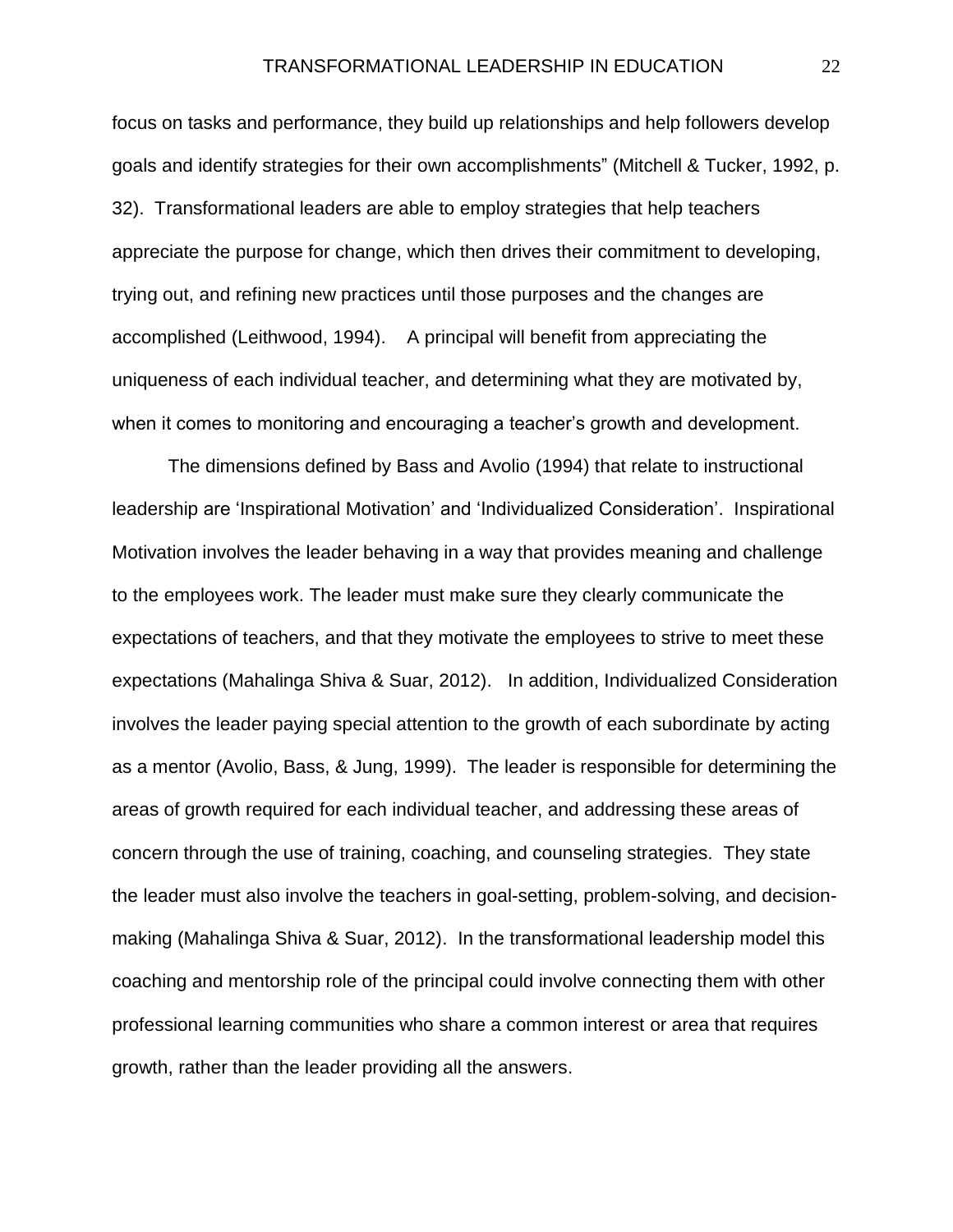focus on tasks and performance, they build up relationships and help followers develop goals and identify strategies for their own accomplishments" (Mitchell & Tucker, 1992, p. 32). Transformational leaders are able to employ strategies that help teachers appreciate the purpose for change, which then drives their commitment to developing, trying out, and refining new practices until those purposes and the changes are accomplished (Leithwood, 1994). A principal will benefit from appreciating the uniqueness of each individual teacher, and determining what they are motivated by, when it comes to monitoring and encouraging a teacher's growth and development.

The dimensions defined by Bass and Avolio (1994) that relate to instructional leadership are 'Inspirational Motivation' and 'Individualized Consideration'. Inspirational Motivation involves the leader behaving in a way that provides meaning and challenge to the employees work. The leader must make sure they clearly communicate the expectations of teachers, and that they motivate the employees to strive to meet these expectations (Mahalinga Shiva & Suar, 2012). In addition, Individualized Consideration involves the leader paying special attention to the growth of each subordinate by acting as a mentor (Avolio, Bass, & Jung, 1999). The leader is responsible for determining the areas of growth required for each individual teacher, and addressing these areas of concern through the use of training, coaching, and counseling strategies. They state the leader must also involve the teachers in goal-setting, problem-solving, and decision-making (Mahalinga Shiva & Suar, 2012). In the transformational leadership model this coaching and mentorship role of the principal could involve connecting them with other professional learning communities who share a common interest or area that requires growth, rather than the leader providing all the answers.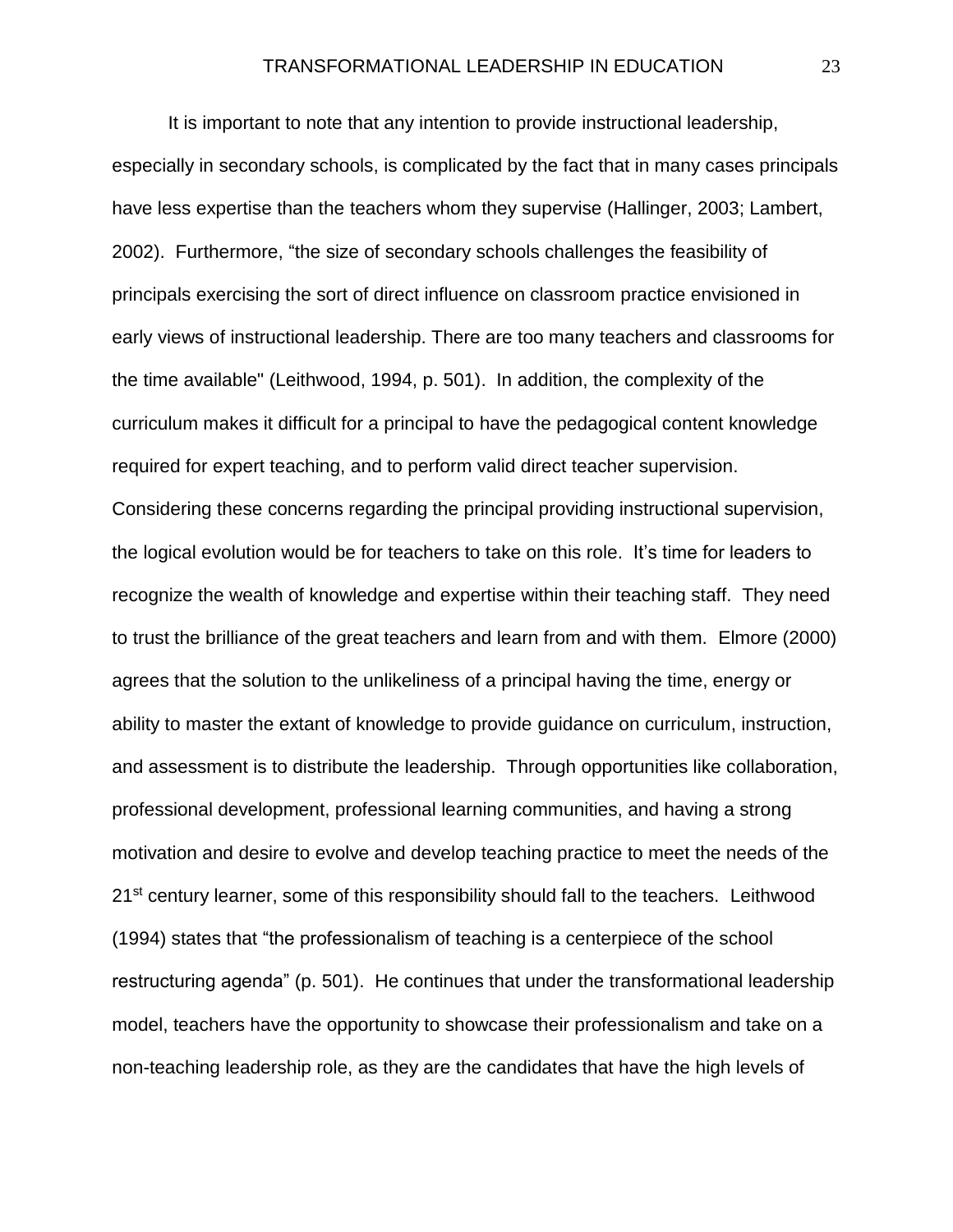It is important to note that any intention to provide instructional leadership, especially in secondary schools, is complicated by the fact that in many cases principals have less expertise than the teachers whom they supervise (Hallinger, 2003; Lambert, 2002). Furthermore, "the size of secondary schools challenges the feasibility of principals exercising the sort of direct influence on classroom practice envisioned in early views of instructional leadership. There are too many teachers and classrooms for the time available" (Leithwood, 1994, p. 501). In addition, the complexity of the curriculum makes it difficult for a principal to have the pedagogical content knowledge required for expert teaching, and to perform valid direct teacher supervision. Considering these concerns regarding the principal providing instructional supervision, the logical evolution would be for teachers to take on this role. It's time for leaders to recognize the wealth of knowledge and expertise within their teaching staff. They need to trust the brilliance of the great teachers and learn from and with them. Elmore (2000) agrees that the solution to the unlikeliness of a principal having the time, energy or ability to master the extant of knowledge to provide guidance on curriculum, instruction, and assessment is to distribute the leadership. Through opportunities like collaboration, professional development, professional learning communities, and having a strong motivation and desire to evolve and develop teaching practice to meet the needs of the 21st century learner, some of this responsibility should fall to the teachers. Leithwood (1994) states that "the professionalism of teaching is a centerpiece of the school restructuring agenda" (p. 501). He continues that under the transformational leadership model, teachers have the opportunity to showcase their professionalism and take on a non-teaching leadership role, as they are the candidates that have the high levels of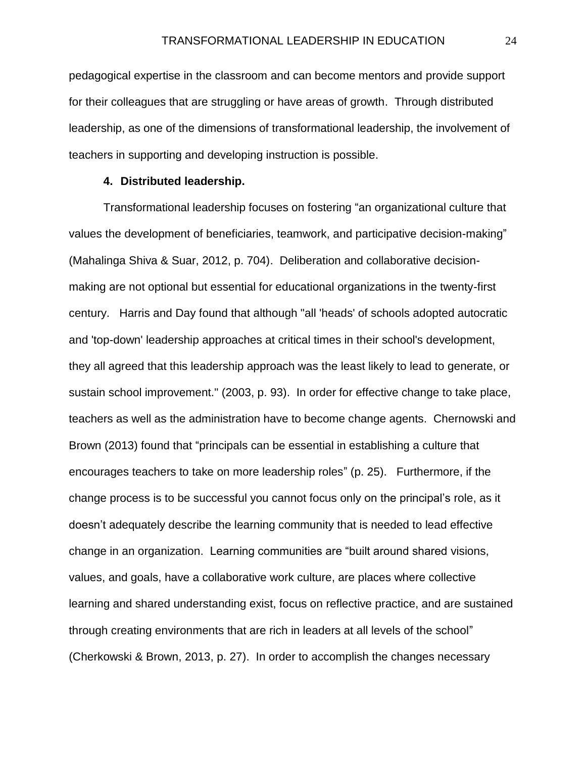pedagogical expertise in the classroom and can become mentors and provide support for their colleagues that are struggling or have areas of growth. Through distributed leadership, as one of the dimensions of transformational leadership, the involvement of teachers in supporting and developing instruction is possible.

**4. Distributed leadership.**

Transformational leadership focuses on fostering "an organizational culture that values the development of beneficiaries, teamwork, and participative decision-making" (Mahalinga Shiva & Suar, 2012, p. 704). Deliberation and collaborative decision-making are not optional but essential for educational organizations in the twenty-first century. Harris and Day found that although "all 'heads' of schools adopted autocratic and 'top-down' leadership approaches at critical times in their school's development, they all agreed that this leadership approach was the least likely to lead to generate, or sustain school improvement." (2003, p. 93). In order for effective change to take place, teachers as well as the administration have to become change agents. Chernowski and Brown (2013) found that "principals can be essential in establishing a culture that encourages teachers to take on more leadership roles" (p. 25). Furthermore, if the change process is to be successful you cannot focus only on the principal's role, as it doesn't adequately describe the learning community that is needed to lead effective change in an organization. Learning communities are "built around shared visions, values, and goals, have a collaborative work culture, are places where collective learning and shared understanding exist, focus on reflective practice, and are sustained through creating environments that are rich in leaders at all levels of the school" (Cherkowski & Brown, 2013, p. 27). In order to accomplish the changes necessary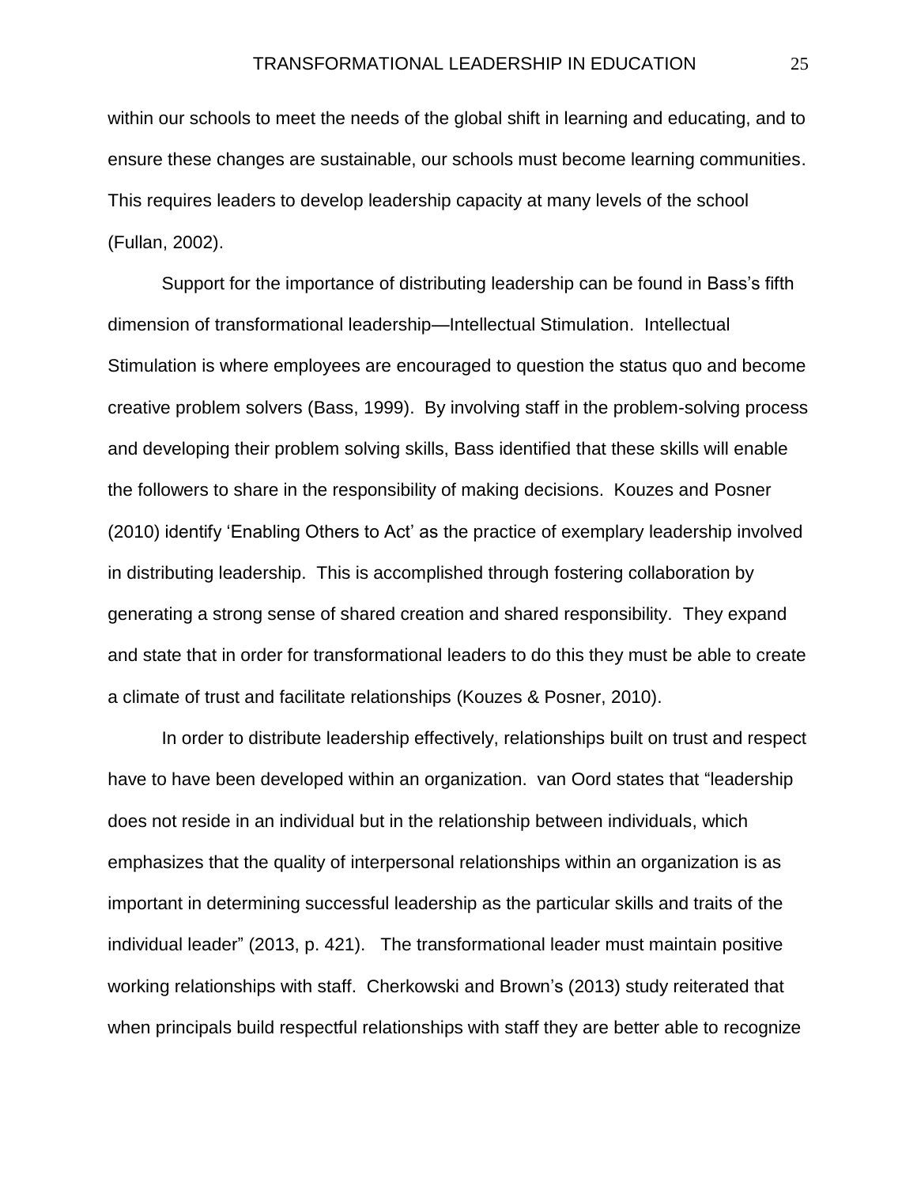within our schools to meet the needs of the global shift in learning and educating, and to ensure these changes are sustainable, our schools must become learning communities. This requires leaders to develop leadership capacity at many levels of the school (Fullan, 2002).

Support for the importance of distributing leadership can be found in Bass's fifth dimension of transformational leadership—Intellectual Stimulation. Intellectual Stimulation is where employees are encouraged to question the status quo and become creative problem solvers (Bass, 1999). By involving staff in the problem-solving process and developing their problem solving skills, Bass identified that these skills will enable the followers to share in the responsibility of making decisions. Kouzes and Posner (2010) identify 'Enabling Others to Act' as the practice of exemplary leadership involved in distributing leadership. This is accomplished through fostering collaboration by generating a strong sense of shared creation and shared responsibility. They expand and state that in order for transformational leaders to do this they must be able to create a climate of trust and facilitate relationships (Kouzes & Posner, 2010).

In order to distribute leadership effectively, relationships built on trust and respect have to have been developed within an organization. van Oord states that "leadership does not reside in an individual but in the relationship between individuals, which emphasizes that the quality of interpersonal relationships within an organization is as important in determining successful leadership as the particular skills and traits of the individual leader" (2013, p. 421). The transformational leader must maintain positive working relationships with staff. Cherkowski and Brown's (2013) study reiterated that when principals build respectful relationships with staff they are better able to recognize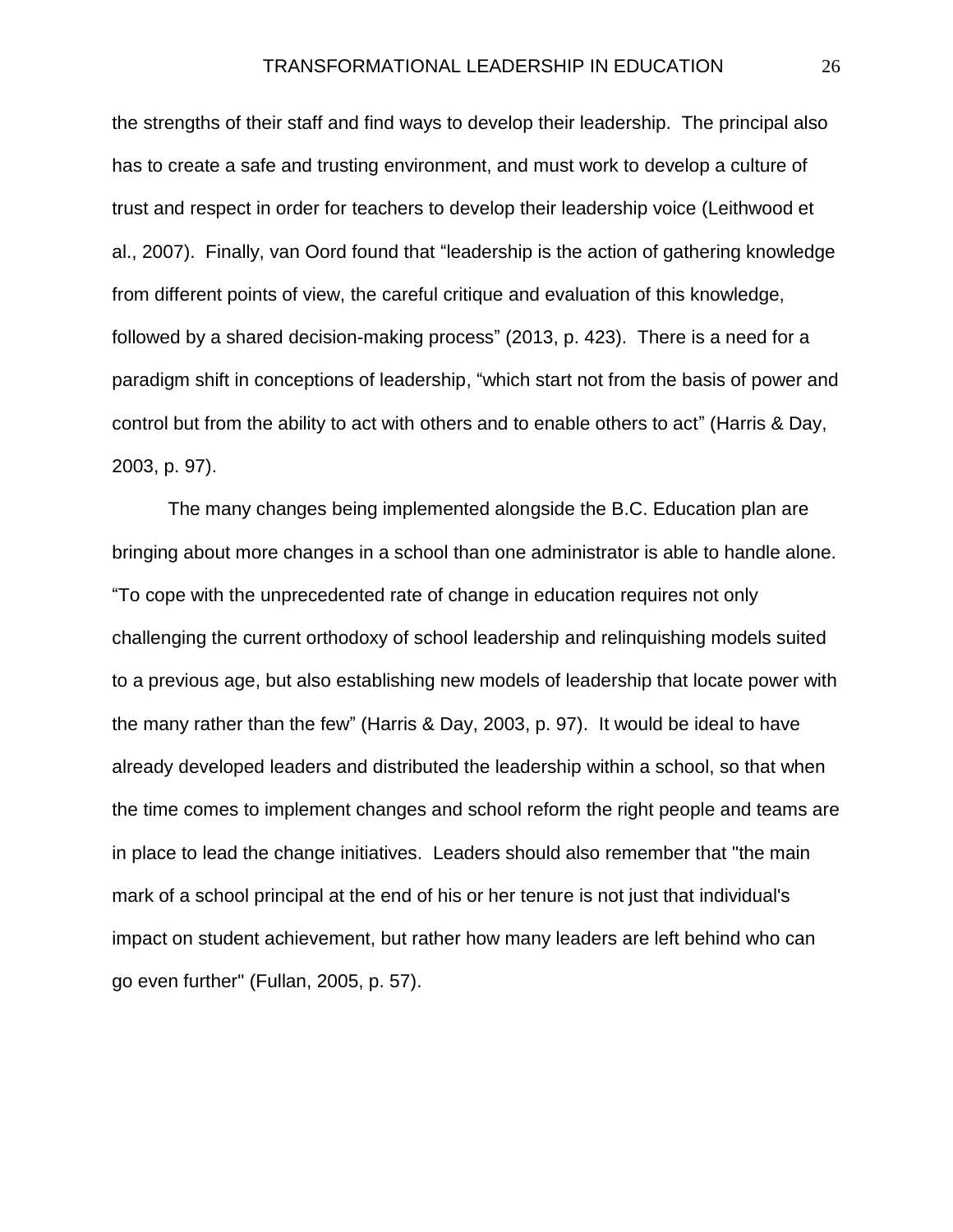the strengths of their staff and find ways to develop their leadership. The principal also has to create a safe and trusting environment, and must work to develop a culture of trust and respect in order for teachers to develop their leadership voice (Leithwood et al., 2007). Finally, van Oord found that “leadership is the action of gathering knowledge from different points of view, the careful critique and evaluation of this knowledge, followed by a shared decision-making process” (2013, p. 423). There is a need for a paradigm shift in conceptions of leadership, “which start not from the basis of power and control but from the ability to act with others and to enable others to act” (Harris & Day, 2003, p. 97).

The many changes being implemented alongside the B.C. Education plan are bringing about more changes in a school than one administrator is able to handle alone. “To cope with the unprecedented rate of change in education requires not only challenging the current orthodoxy of school leadership and relinquishing models suited to a previous age, but also establishing new models of leadership that locate power with the many rather than the few” (Harris & Day, 2003, p. 97). It would be ideal to have already developed leaders and distributed the leadership within a school, so that when the time comes to implement changes and school reform the right people and teams are in place to lead the change initiatives. Leaders should also remember that "the main mark of a school principal at the end of his or her tenure is not just that individual's impact on student achievement, but rather how many leaders are left behind who can go even further" (Fullan, 2005, p. 57).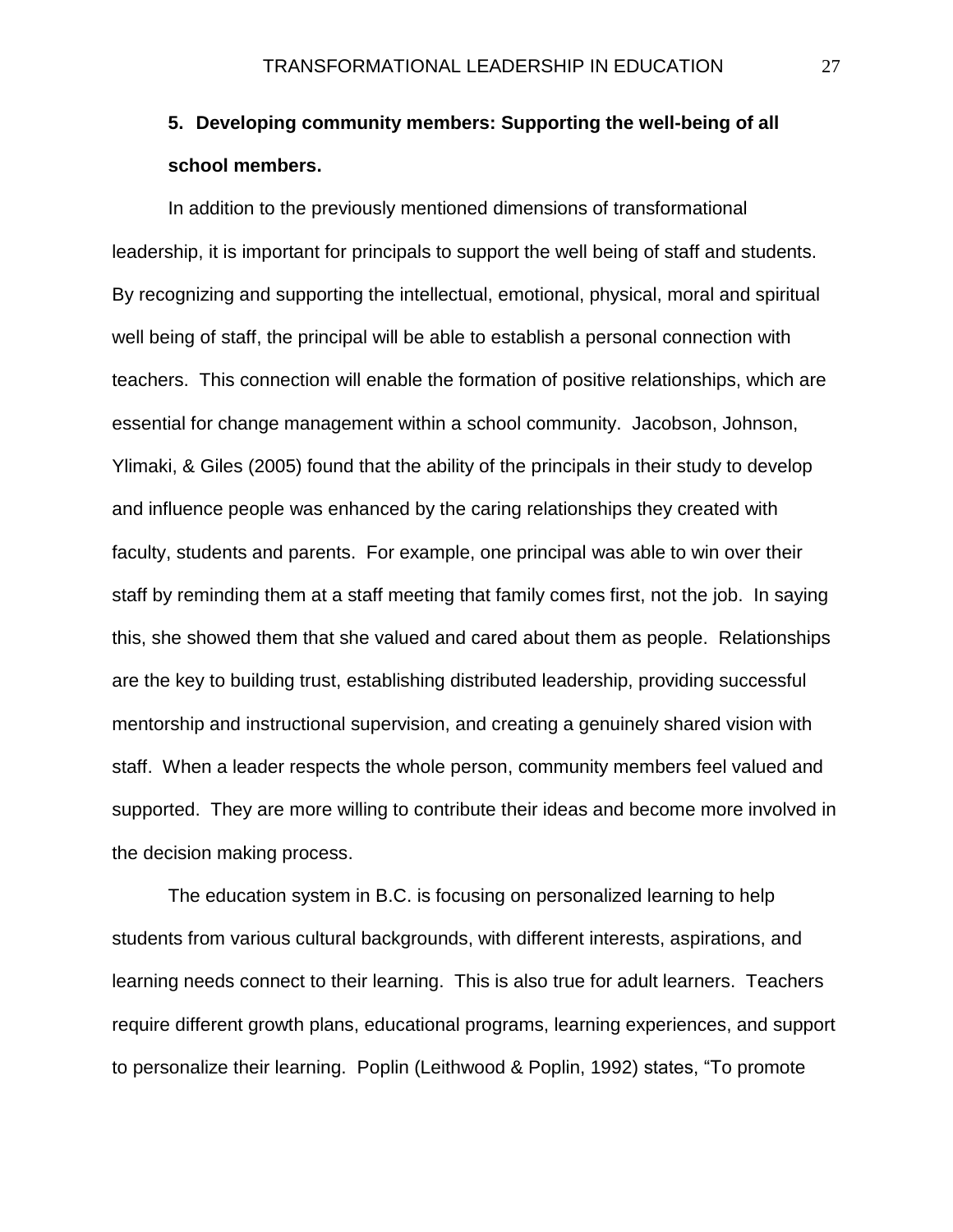**5. Developing community members: Supporting the well-being of all school members.**

In addition to the previously mentioned dimensions of transformational leadership, it is important for principals to support the well being of staff and students. By recognizing and supporting the intellectual, emotional, physical, moral and spiritual well being of staff, the principal will be able to establish a personal connection with teachers. This connection will enable the formation of positive relationships, which are essential for change management within a school community. Jacobson, Johnson, Ylimaki, & Giles (2005) found that the ability of the principals in their study to develop and influence people was enhanced by the caring relationships they created with faculty, students and parents. For example, one principal was able to win over their staff by reminding them at a staff meeting that family comes first, not the job. In saying this, she showed them that she valued and cared about them as people. Relationships are the key to building trust, establishing distributed leadership, providing successful mentorship and instructional supervision, and creating a genuinely shared vision with staff. When a leader respects the whole person, community members feel valued and supported. They are more willing to contribute their ideas and become more involved in the decision making process.

The education system in B.C. is focusing on personalized learning to help students from various cultural backgrounds, with different interests, aspirations, and learning needs connect to their learning. This is also true for adult learners. Teachers require different growth plans, educational programs, learning experiences, and support to personalize their learning. Poplin (Leithwood & Poplin, 1992) states, "To promote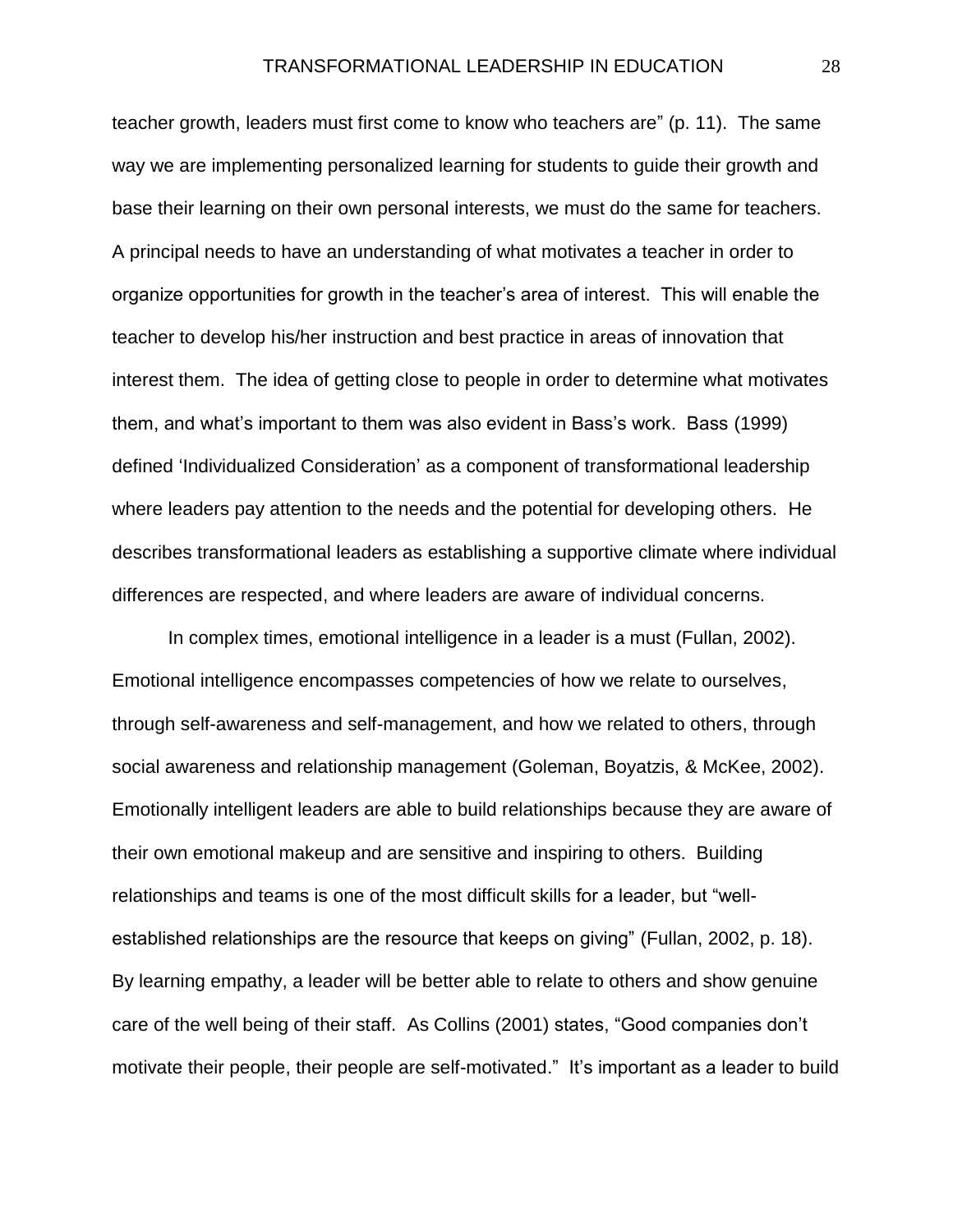teacher growth, leaders must first come to know who teachers are" (p. 11). The same way we are implementing personalized learning for students to guide their growth and base their learning on their own personal interests, we must do the same for teachers. A principal needs to have an understanding of what motivates a teacher in order to organize opportunities for growth in the teacher's area of interest. This will enable the teacher to develop his/her instruction and best practice in areas of innovation that interest them. The idea of getting close to people in order to determine what motivates them, and what's important to them was also evident in Bass's work. Bass (1999) defined 'Individualized Consideration' as a component of transformational leadership where leaders pay attention to the needs and the potential for developing others. He describes transformational leaders as establishing a supportive climate where individual differences are respected, and where leaders are aware of individual concerns.

In complex times, emotional intelligence in a leader is a must (Fullan, 2002). Emotional intelligence encompasses competencies of how we relate to ourselves, through self-awareness and self-management, and how we related to others, through social awareness and relationship management (Goleman, Boyatzis, & McKee, 2002). Emotionally intelligent leaders are able to build relationships because they are aware of their own emotional makeup and are sensitive and inspiring to others. Building relationships and teams is one of the most difficult skills for a leader, but "well-established relationships are the resource that keeps on giving" (Fullan, 2002, p. 18). By learning empathy, a leader will be better able to relate to others and show genuine care of the well being of their staff. As Collins (2001) states, "Good companies don't motivate their people, their people are self-motivated." It's important as a leader to build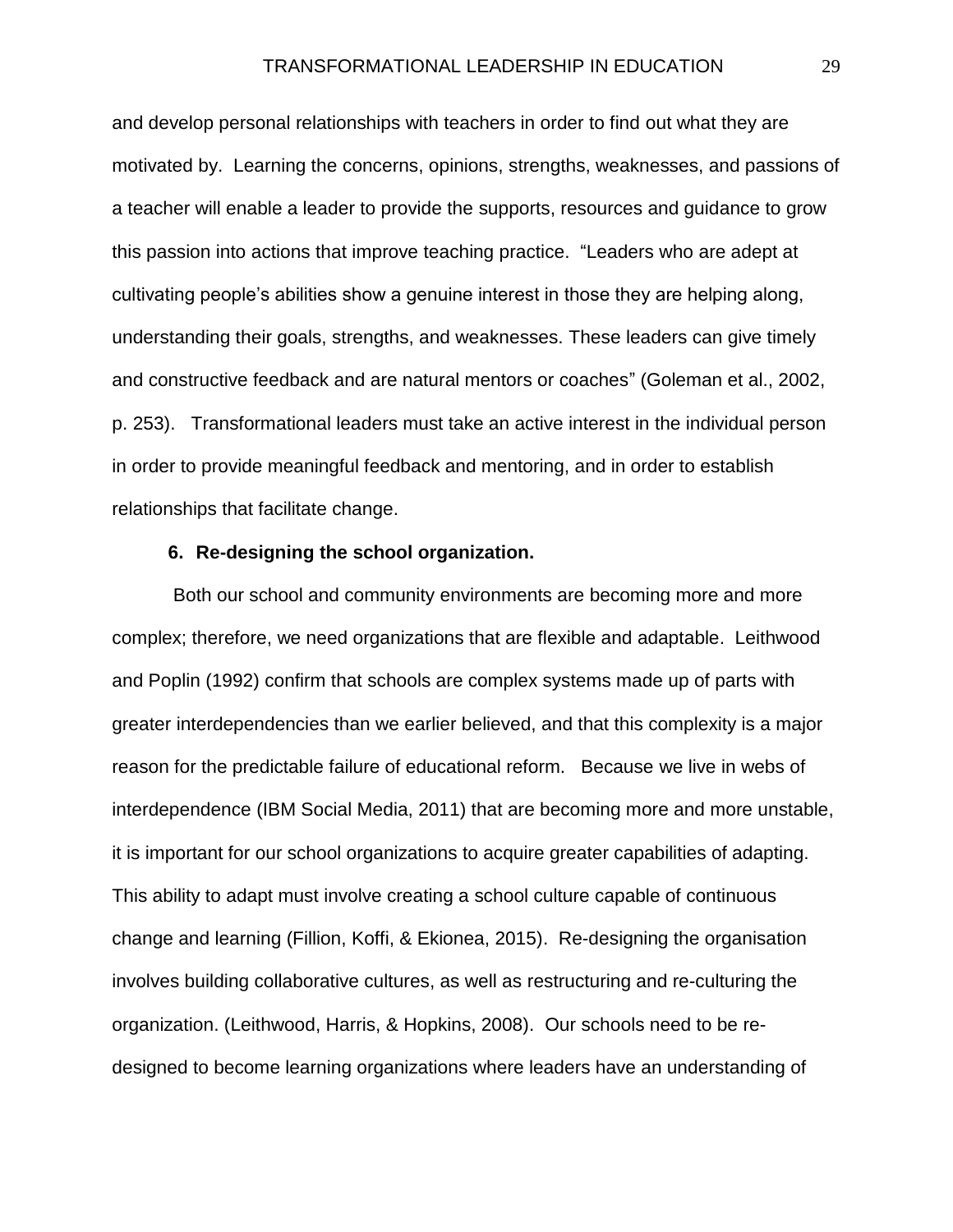and develop personal relationships with teachers in order to find out what they are motivated by. Learning the concerns, opinions, strengths, weaknesses, and passions of a teacher will enable a leader to provide the supports, resources and guidance to grow this passion into actions that improve teaching practice. "Leaders who are adept at cultivating people's abilities show a genuine interest in those they are helping along, understanding their goals, strengths, and weaknesses. These leaders can give timely and constructive feedback and are natural mentors or coaches" (Goleman et al., 2002, p. 253). Transformational leaders must take an active interest in the individual person in order to provide meaningful feedback and mentoring, and in order to establish relationships that facilitate change.

**6. Re-designing the school organization.**

Both our school and community environments are becoming more and more complex; therefore, we need organizations that are flexible and adaptable. Leithwood and Poplin (1992) confirm that schools are complex systems made up of parts with greater interdependencies than we earlier believed, and that this complexity is a major reason for the predictable failure of educational reform. Because we live in webs of interdependence (IBM Social Media, 2011) that are becoming more and more unstable, it is important for our school organizations to acquire greater capabilities of adapting. This ability to adapt must involve creating a school culture capable of continuous change and learning (Fillion, Koffi, & Ekionea, 2015). Re-designing the organisation involves building collaborative cultures, as well as restructuring and re-culturing the organization. (Leithwood, Harris, & Hopkins, 2008). Our schools need to be re-designed to become learning organizations where leaders have an understanding of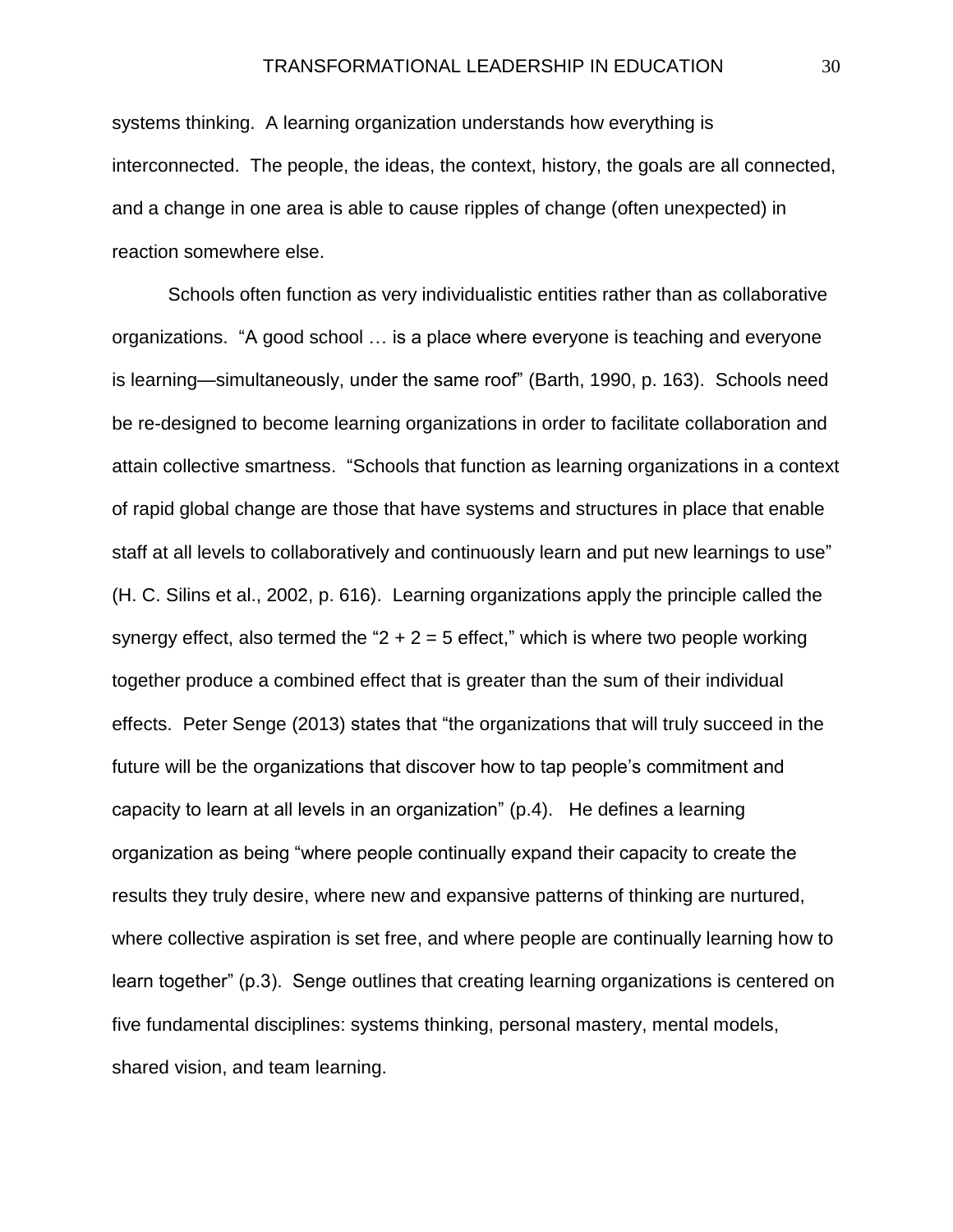systems thinking. A learning organization understands how everything is interconnected. The people, the ideas, the context, history, the goals are all connected, and a change in one area is able to cause ripples of change (often unexpected) in reaction somewhere else.

Schools often function as very individualistic entities rather than as collaborative organizations. “A good school … is a place where everyone is teaching and everyone is learning—simultaneously, under the same roof” (Barth, 1990, p. 163). Schools need be re-designed to become learning organizations in order to facilitate collaboration and attain collective smartness. “Schools that function as learning organizations in a context of rapid global change are those that have systems and structures in place that enable staff at all levels to collaboratively and continuously learn and put new learnings to use” (H. C. Silins et al., 2002, p. 616). Learning organizations apply the principle called the synergy effect, also termed the “2 + 2 = 5 effect,” which is where two people working together produce a combined effect that is greater than the sum of their individual effects. Peter Senge (2013) states that “the organizations that will truly succeed in the future will be the organizations that discover how to tap people’s commitment and capacity to learn at all levels in an organization” (p.4). He defines a learning organization as being “where people continually expand their capacity to create the results they truly desire, where new and expansive patterns of thinking are nurtured, where collective aspiration is set free, and where people are continually learning how to learn together” (p.3). Senge outlines that creating learning organizations is centered on five fundamental disciplines: systems thinking, personal mastery, mental models, shared vision, and team learning.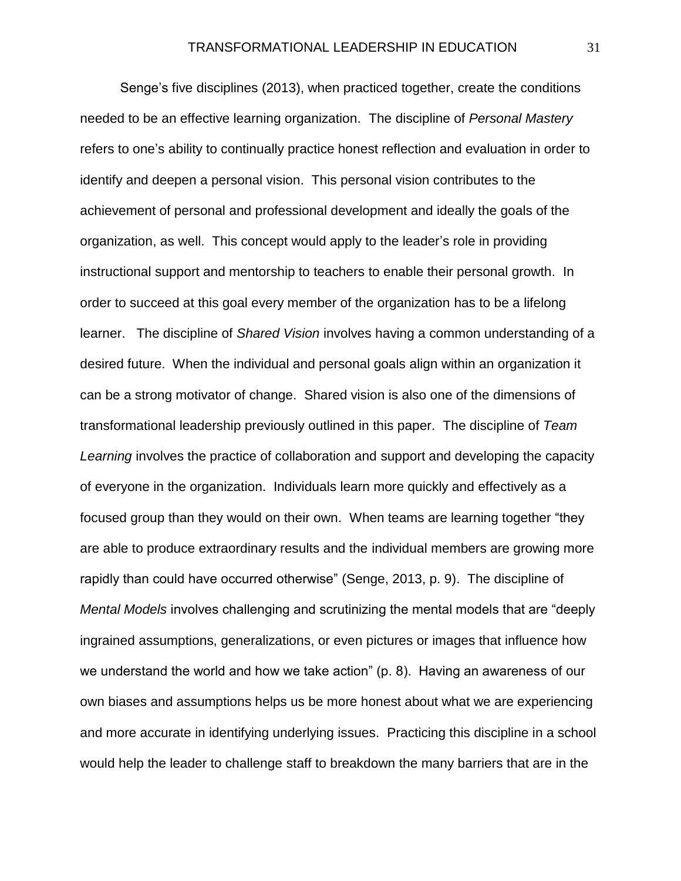Senge's five disciplines (2013), when practiced together, create the conditions needed to be an effective learning organization. The discipline of *Personal Mastery* refers to one's ability to continually practice honest reflection and evaluation in order to identify and deepen a personal vision. This personal vision contributes to the achievement of personal and professional development and ideally the goals of the organization, as well. This concept would apply to the leader's role in providing instructional support and mentorship to teachers to enable their personal growth. In order to succeed at this goal every member of the organization has to be a lifelong learner. The discipline of *Shared Vision* involves having a common understanding of a desired future. When the individual and personal goals align within an organization it can be a strong motivator of change. Shared vision is also one of the dimensions of transformational leadership previously outlined in this paper. The discipline of *Team Learning* involves the practice of collaboration and support and developing the capacity of everyone in the organization. Individuals learn more quickly and effectively as a focused group than they would on their own. When teams are learning together "they are able to produce extraordinary results and the individual members are growing more rapidly than could have occurred otherwise" (Senge, 2013, p. 9). The discipline of *Mental Models* involves challenging and scrutinizing the mental models that are "deeply ingrained assumptions, generalizations, or even pictures or images that influence how we understand the world and how we take action" (p. 8). Having an awareness of our own biases and assumptions helps us be more honest about what we are experiencing and more accurate in identifying underlying issues. Practicing this discipline in a school would help the leader to challenge staff to breakdown the many barriers that are in the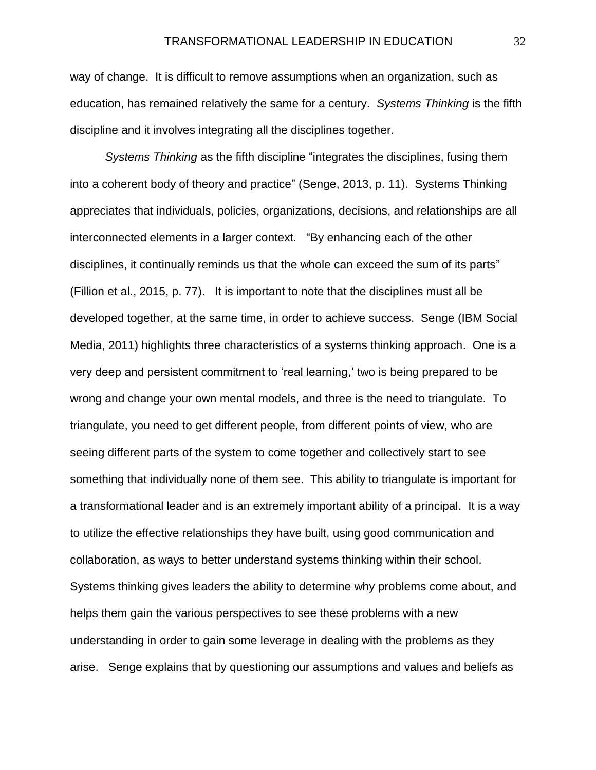way of change. It is difficult to remove assumptions when an organization, such as education, has remained relatively the same for a century. *Systems Thinking* is the fifth discipline and it involves integrating all the disciplines together.

*Systems Thinking* as the fifth discipline "integrates the disciplines, fusing them into a coherent body of theory and practice" (Senge, 2013, p. 11). Systems Thinking appreciates that individuals, policies, organizations, decisions, and relationships are all interconnected elements in a larger context. "By enhancing each of the other disciplines, it continually reminds us that the whole can exceed the sum of its parts" (Fillion et al., 2015, p. 77). It is important to note that the disciplines must all be developed together, at the same time, in order to achieve success. Senge (IBM Social Media, 2011) highlights three characteristics of a systems thinking approach. One is a very deep and persistent commitment to 'real learning,' two is being prepared to be wrong and change your own mental models, and three is the need to triangulate. To triangulate, you need to get different people, from different points of view, who are seeing different parts of the system to come together and collectively start to see something that individually none of them see. This ability to triangulate is important for a transformational leader and is an extremely important ability of a principal. It is a way to utilize the effective relationships they have built, using good communication and collaboration, as ways to better understand systems thinking within their school. Systems thinking gives leaders the ability to determine why problems come about, and helps them gain the various perspectives to see these problems with a new understanding in order to gain some leverage in dealing with the problems as they arise. Senge explains that by questioning our assumptions and values and beliefs as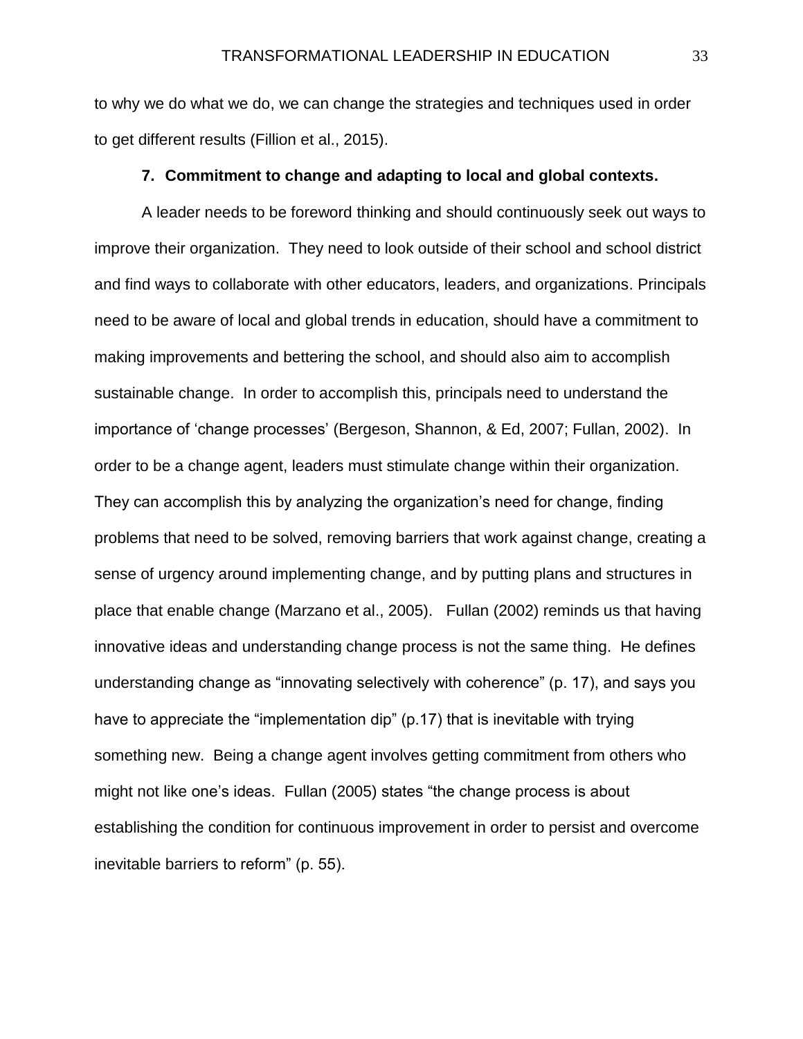to why we do what we do, we can change the strategies and techniques used in order to get different results (Fillion et al., 2015).

**7. Commitment to change and adapting to local and global contexts.**

A leader needs to be foreword thinking and should continuously seek out ways to improve their organization. They need to look outside of their school and school district and find ways to collaborate with other educators, leaders, and organizations. Principals need to be aware of local and global trends in education, should have a commitment to making improvements and bettering the school, and should also aim to accomplish sustainable change. In order to accomplish this, principals need to understand the importance of 'change processes' (Bergeson, Shannon, & Ed, 2007; Fullan, 2002). In order to be a change agent, leaders must stimulate change within their organization. They can accomplish this by analyzing the organization's need for change, finding problems that need to be solved, removing barriers that work against change, creating a sense of urgency around implementing change, and by putting plans and structures in place that enable change (Marzano et al., 2005). Fullan (2002) reminds us that having innovative ideas and understanding change process is not the same thing. He defines understanding change as "innovating selectively with coherence" (p. 17), and says you have to appreciate the "implementation dip" (p.17) that is inevitable with trying something new. Being a change agent involves getting commitment from others who might not like one's ideas. Fullan (2005) states "the change process is about establishing the condition for continuous improvement in order to persist and overcome inevitable barriers to reform" (p. 55).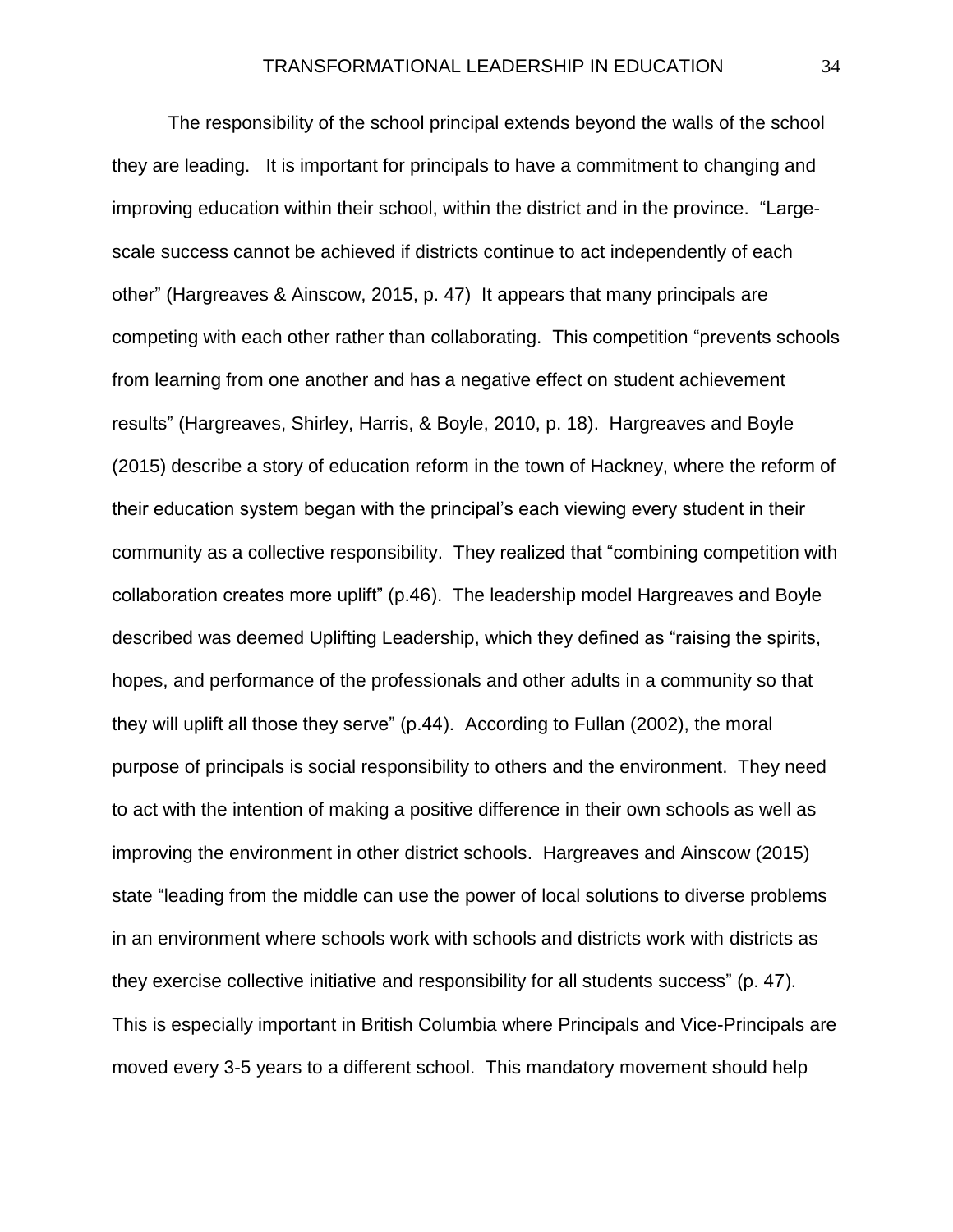The responsibility of the school principal extends beyond the walls of the school they are leading. It is important for principals to have a commitment to changing and improving education within their school, within the district and in the province. "Large-scale success cannot be achieved if districts continue to act independently of each other" (Hargreaves & Ainscow, 2015, p. 47) It appears that many principals are competing with each other rather than collaborating. This competition "prevents schools from learning from one another and has a negative effect on student achievement results" (Hargreaves, Shirley, Harris, & Boyle, 2010, p. 18). Hargreaves and Boyle (2015) describe a story of education reform in the town of Hackney, where the reform of their education system began with the principal's each viewing every student in their community as a collective responsibility. They realized that "combining competition with collaboration creates more uplift" (p.46). The leadership model Hargreaves and Boyle described was deemed Uplifting Leadership, which they defined as "raising the spirits, hopes, and performance of the professionals and other adults in a community so that they will uplift all those they serve" (p.44). According to Fullan (2002), the moral purpose of principals is social responsibility to others and the environment. They need to act with the intention of making a positive difference in their own schools as well as improving the environment in other district schools. Hargreaves and Ainscow (2015) state "leading from the middle can use the power of local solutions to diverse problems in an environment where schools work with schools and districts work with districts as they exercise collective initiative and responsibility for all students success" (p. 47). This is especially important in British Columbia where Principals and Vice-Principals are moved every 3-5 years to a different school. This mandatory movement should help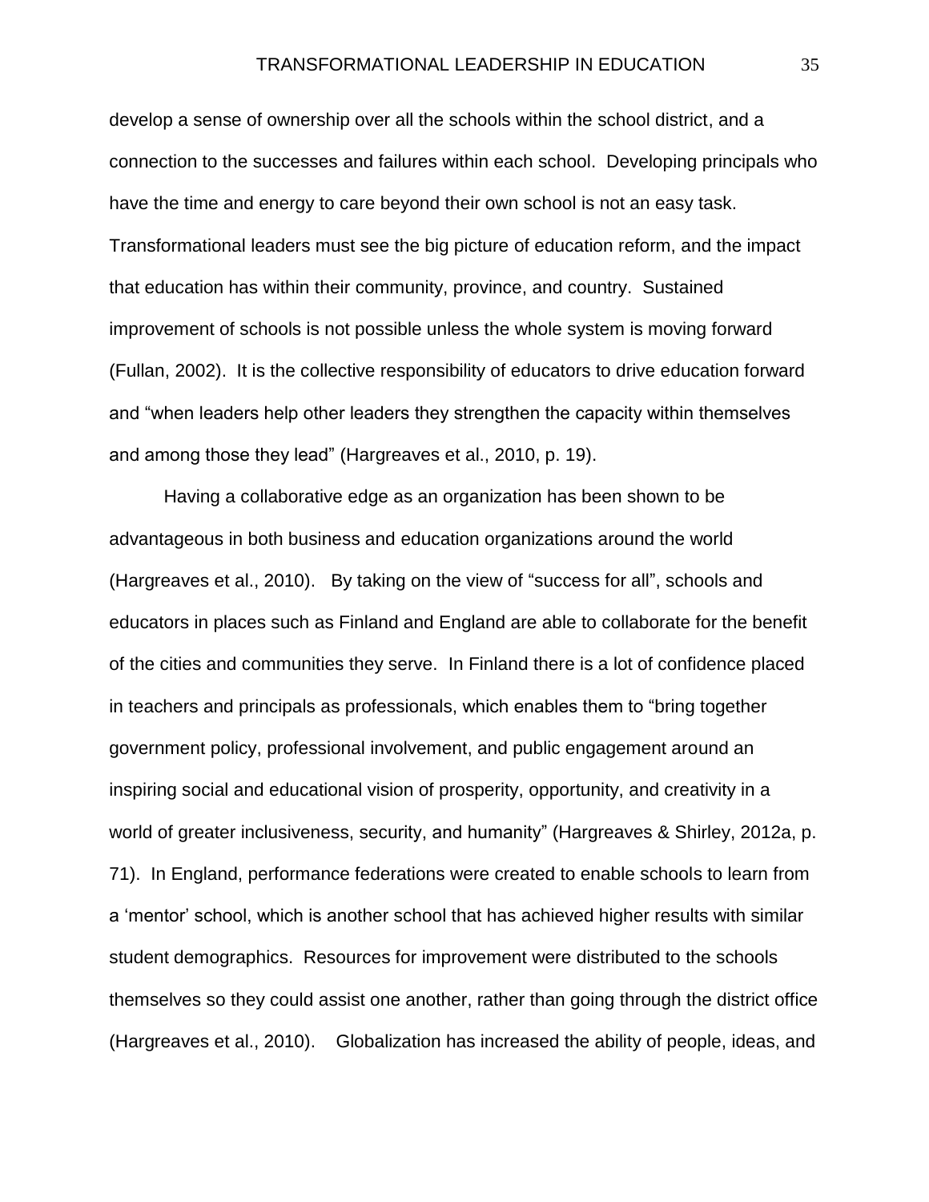develop a sense of ownership over all the schools within the school district, and a connection to the successes and failures within each school. Developing principals who have the time and energy to care beyond their own school is not an easy task. Transformational leaders must see the big picture of education reform, and the impact that education has within their community, province, and country. Sustained improvement of schools is not possible unless the whole system is moving forward (Fullan, 2002). It is the collective responsibility of educators to drive education forward and "when leaders help other leaders they strengthen the capacity within themselves and among those they lead" (Hargreaves et al., 2010, p. 19).

Having a collaborative edge as an organization has been shown to be advantageous in both business and education organizations around the world (Hargreaves et al., 2010). By taking on the view of "success for all", schools and educators in places such as Finland and England are able to collaborate for the benefit of the cities and communities they serve. In Finland there is a lot of confidence placed in teachers and principals as professionals, which enables them to "bring together government policy, professional involvement, and public engagement around an inspiring social and educational vision of prosperity, opportunity, and creativity in a world of greater inclusiveness, security, and humanity" (Hargreaves & Shirley, 2012a, p. 71). In England, performance federations were created to enable schools to learn from a 'mentor' school, which is another school that has achieved higher results with similar student demographics. Resources for improvement were distributed to the schools themselves so they could assist one another, rather than going through the district office (Hargreaves et al., 2010). Globalization has increased the ability of people, ideas, and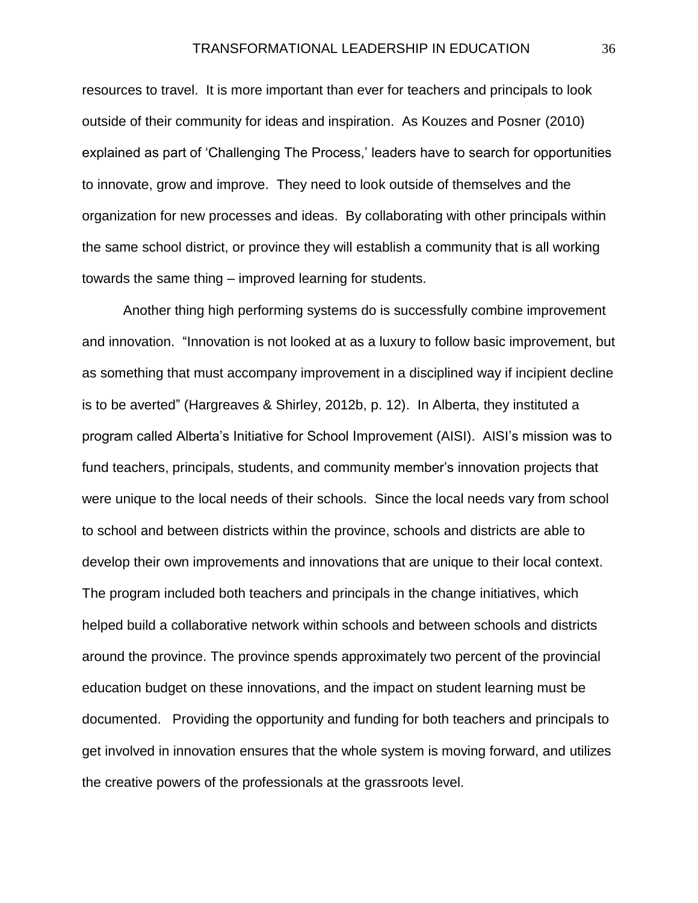resources to travel. It is more important than ever for teachers and principals to look outside of their community for ideas and inspiration. As Kouzes and Posner (2010) explained as part of 'Challenging The Process,' leaders have to search for opportunities to innovate, grow and improve. They need to look outside of themselves and the organization for new processes and ideas. By collaborating with other principals within the same school district, or province they will establish a community that is all working towards the same thing – improved learning for students.

Another thing high performing systems do is successfully combine improvement and innovation. "Innovation is not looked at as a luxury to follow basic improvement, but as something that must accompany improvement in a disciplined way if incipient decline is to be averted" (Hargreaves & Shirley, 2012b, p. 12). In Alberta, they instituted a program called Alberta's Initiative for School Improvement (AISI). AISI's mission was to fund teachers, principals, students, and community member's innovation projects that were unique to the local needs of their schools. Since the local needs vary from school to school and between districts within the province, schools and districts are able to develop their own improvements and innovations that are unique to their local context. The program included both teachers and principals in the change initiatives, which helped build a collaborative network within schools and between schools and districts around the province. The province spends approximately two percent of the provincial education budget on these innovations, and the impact on student learning must be documented. Providing the opportunity and funding for both teachers and principals to get involved in innovation ensures that the whole system is moving forward, and utilizes the creative powers of the professionals at the grassroots level.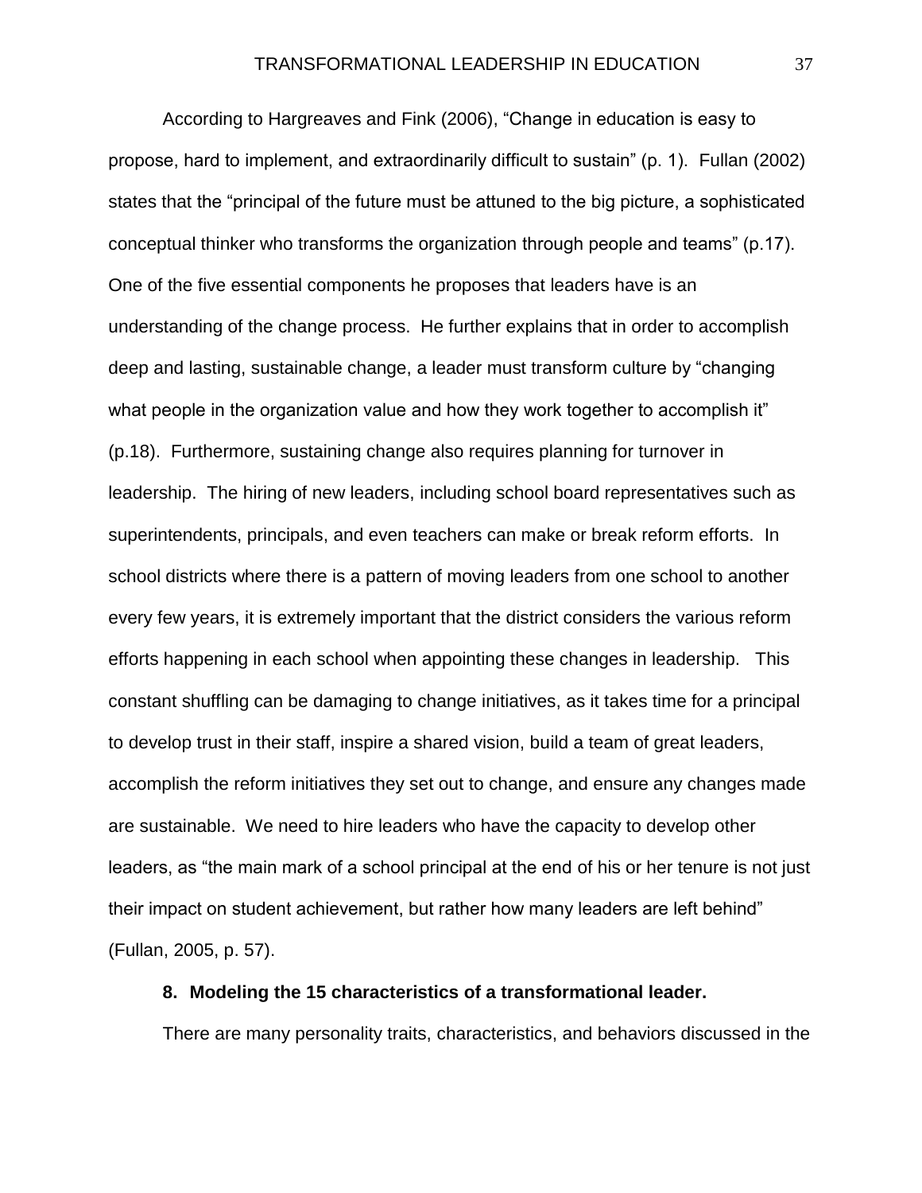According to Hargreaves and Fink (2006), "Change in education is easy to propose, hard to implement, and extraordinarily difficult to sustain" (p. 1). Fullan (2002) states that the "principal of the future must be attuned to the big picture, a sophisticated conceptual thinker who transforms the organization through people and teams" (p.17). One of the five essential components he proposes that leaders have is an understanding of the change process. He further explains that in order to accomplish deep and lasting, sustainable change, a leader must transform culture by "changing what people in the organization value and how they work together to accomplish it" (p.18). Furthermore, sustaining change also requires planning for turnover in leadership. The hiring of new leaders, including school board representatives such as superintendents, principals, and even teachers can make or break reform efforts. In school districts where there is a pattern of moving leaders from one school to another every few years, it is extremely important that the district considers the various reform efforts happening in each school when appointing these changes in leadership. This constant shuffling can be damaging to change initiatives, as it takes time for a principal to develop trust in their staff, inspire a shared vision, build a team of great leaders, accomplish the reform initiatives they set out to change, and ensure any changes made are sustainable. We need to hire leaders who have the capacity to develop other leaders, as "the main mark of a school principal at the end of his or her tenure is not just their impact on student achievement, but rather how many leaders are left behind" (Fullan, 2005, p. 57).

**8. Modeling the 15 characteristics of a transformational leader.**

There are many personality traits, characteristics, and behaviors discussed in the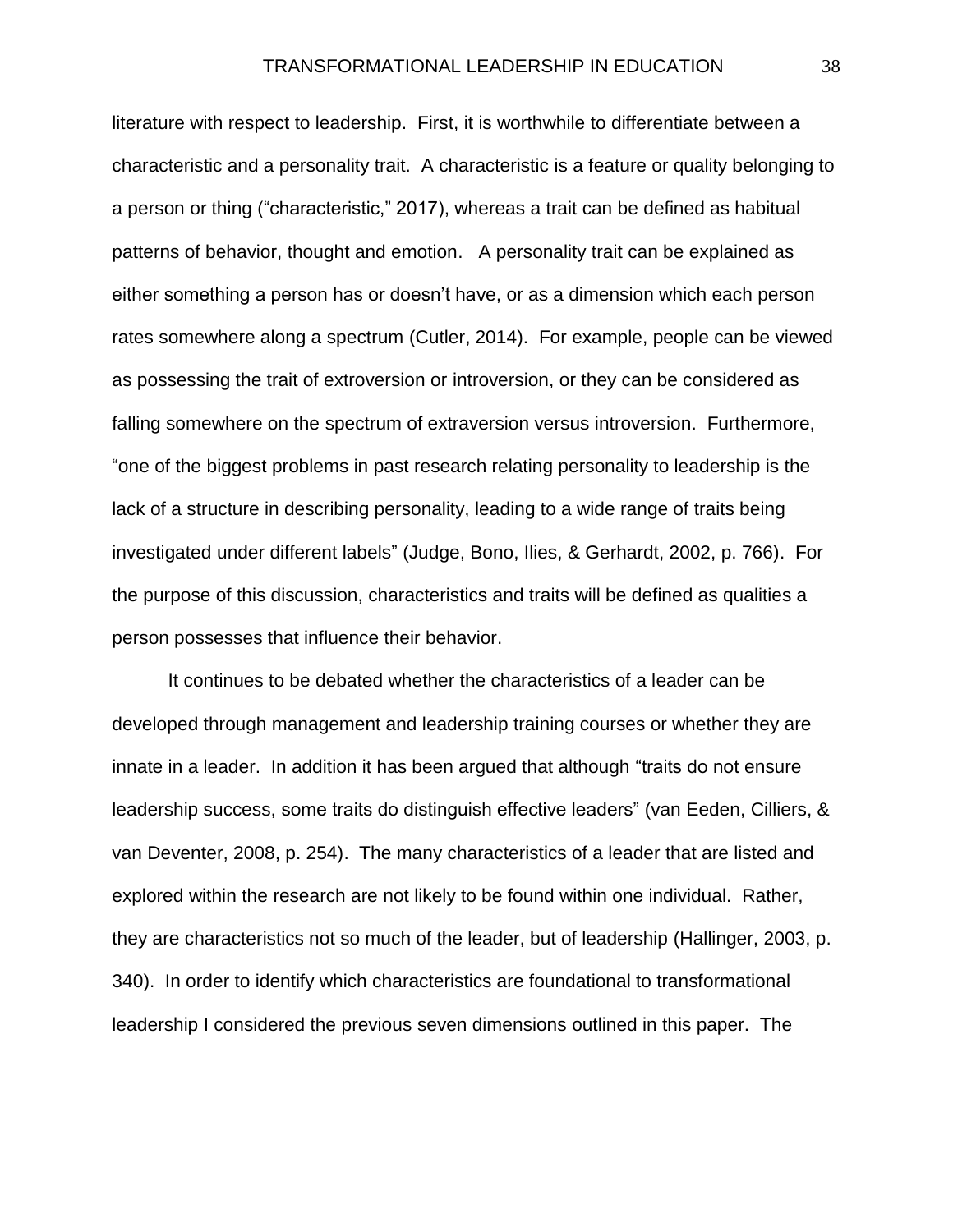literature with respect to leadership. First, it is worthwhile to differentiate between a characteristic and a personality trait. A characteristic is a feature or quality belonging to a person or thing ("characteristic," 2017), whereas a trait can be defined as habitual patterns of behavior, thought and emotion. A personality trait can be explained as either something a person has or doesn't have, or as a dimension which each person rates somewhere along a spectrum (Cutler, 2014). For example, people can be viewed as possessing the trait of extroversion or introversion, or they can be considered as falling somewhere on the spectrum of extraversion versus introversion. Furthermore, "one of the biggest problems in past research relating personality to leadership is the lack of a structure in describing personality, leading to a wide range of traits being investigated under different labels" (Judge, Bono, Ilies, & Gerhardt, 2002, p. 766). For the purpose of this discussion, characteristics and traits will be defined as qualities a person possesses that influence their behavior.

It continues to be debated whether the characteristics of a leader can be developed through management and leadership training courses or whether they are innate in a leader. In addition it has been argued that although "traits do not ensure leadership success, some traits do distinguish effective leaders" (van Eeden, Cilliers, & van Deventer, 2008, p. 254). The many characteristics of a leader that are listed and explored within the research are not likely to be found within one individual. Rather, they are characteristics not so much of the leader, but of leadership (Hallinger, 2003, p. 340). In order to identify which characteristics are foundational to transformational leadership I considered the previous seven dimensions outlined in this paper. The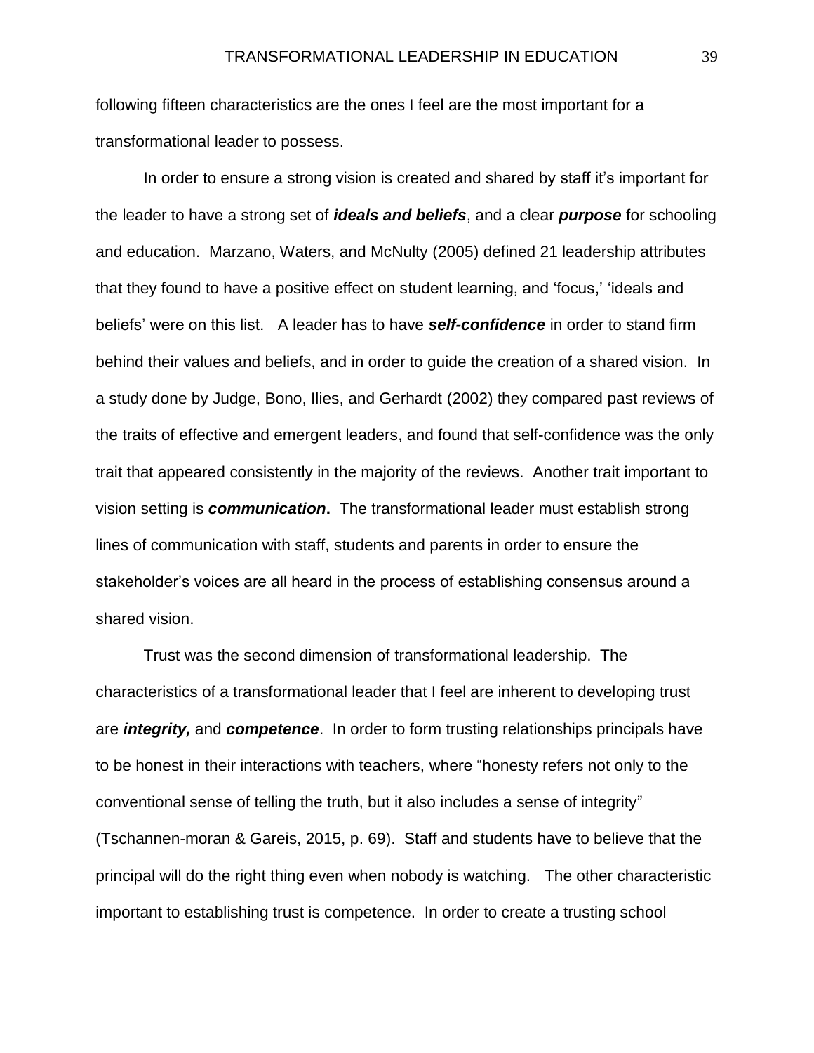following fifteen characteristics are the ones I feel are the most important for a transformational leader to possess.

In order to ensure a strong vision is created and shared by staff it's important for the leader to have a strong set of ***ideals and beliefs***, and a clear ***purpose*** for schooling and education. Marzano, Waters, and McNulty (2005) defined 21 leadership attributes that they found to have a positive effect on student learning, and 'focus,' 'ideals and beliefs' were on this list. A leader has to have ***self-confidence*** in order to stand firm behind their values and beliefs, and in order to guide the creation of a shared vision. In a study done by Judge, Bono, Ilies, and Gerhardt (2002) they compared past reviews of the traits of effective and emergent leaders, and found that self-confidence was the only trait that appeared consistently in the majority of the reviews. Another trait important to vision setting is ***communication*****.** The transformational leader must establish strong lines of communication with staff, students and parents in order to ensure the stakeholder's voices are all heard in the process of establishing consensus around a shared vision.

Trust was the second dimension of transformational leadership. The characteristics of a transformational leader that I feel are inherent to developing trust are ***integrity,*** and ***competence***. In order to form trusting relationships principals have to be honest in their interactions with teachers, where "honesty refers not only to the conventional sense of telling the truth, but it also includes a sense of integrity" (Tschannen-moran & Gareis, 2015, p. 69). Staff and students have to believe that the principal will do the right thing even when nobody is watching. The other characteristic important to establishing trust is competence. In order to create a trusting school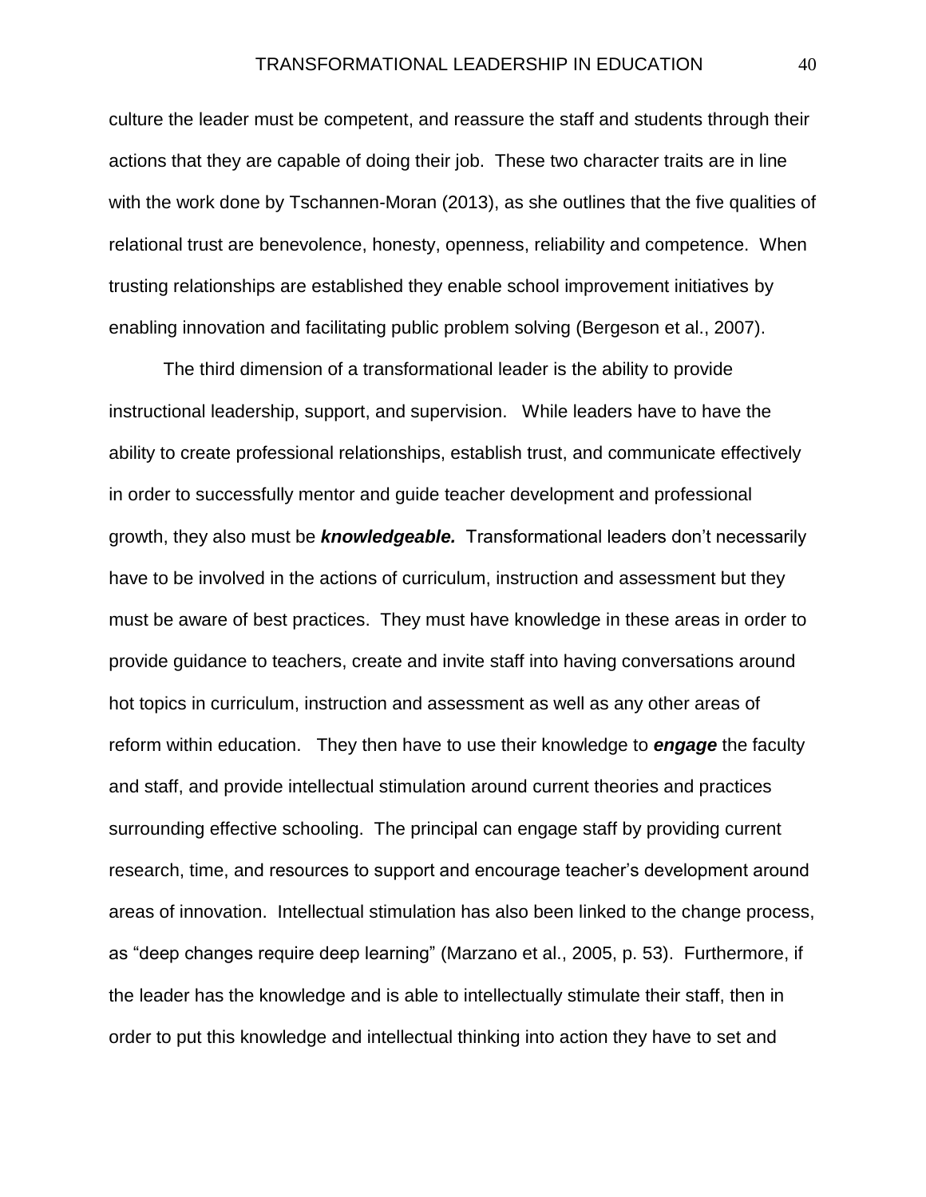culture the leader must be competent, and reassure the staff and students through their actions that they are capable of doing their job. These two character traits are in line with the work done by Tschannen-Moran (2013), as she outlines that the five qualities of relational trust are benevolence, honesty, openness, reliability and competence. When trusting relationships are established they enable school improvement initiatives by enabling innovation and facilitating public problem solving (Bergeson et al., 2007).

The third dimension of a transformational leader is the ability to provide instructional leadership, support, and supervision. While leaders have to have the ability to create professional relationships, establish trust, and communicate effectively in order to successfully mentor and guide teacher development and professional growth, they also must be ***knowledgeable.*** Transformational leaders don't necessarily have to be involved in the actions of curriculum, instruction and assessment but they must be aware of best practices. They must have knowledge in these areas in order to provide guidance to teachers, create and invite staff into having conversations around hot topics in curriculum, instruction and assessment as well as any other areas of reform within education. They then have to use their knowledge to ***engage*** the faculty and staff, and provide intellectual stimulation around current theories and practices surrounding effective schooling. The principal can engage staff by providing current research, time, and resources to support and encourage teacher's development around areas of innovation. Intellectual stimulation has also been linked to the change process, as "deep changes require deep learning" (Marzano et al., 2005, p. 53). Furthermore, if the leader has the knowledge and is able to intellectually stimulate their staff, then in order to put this knowledge and intellectual thinking into action they have to set and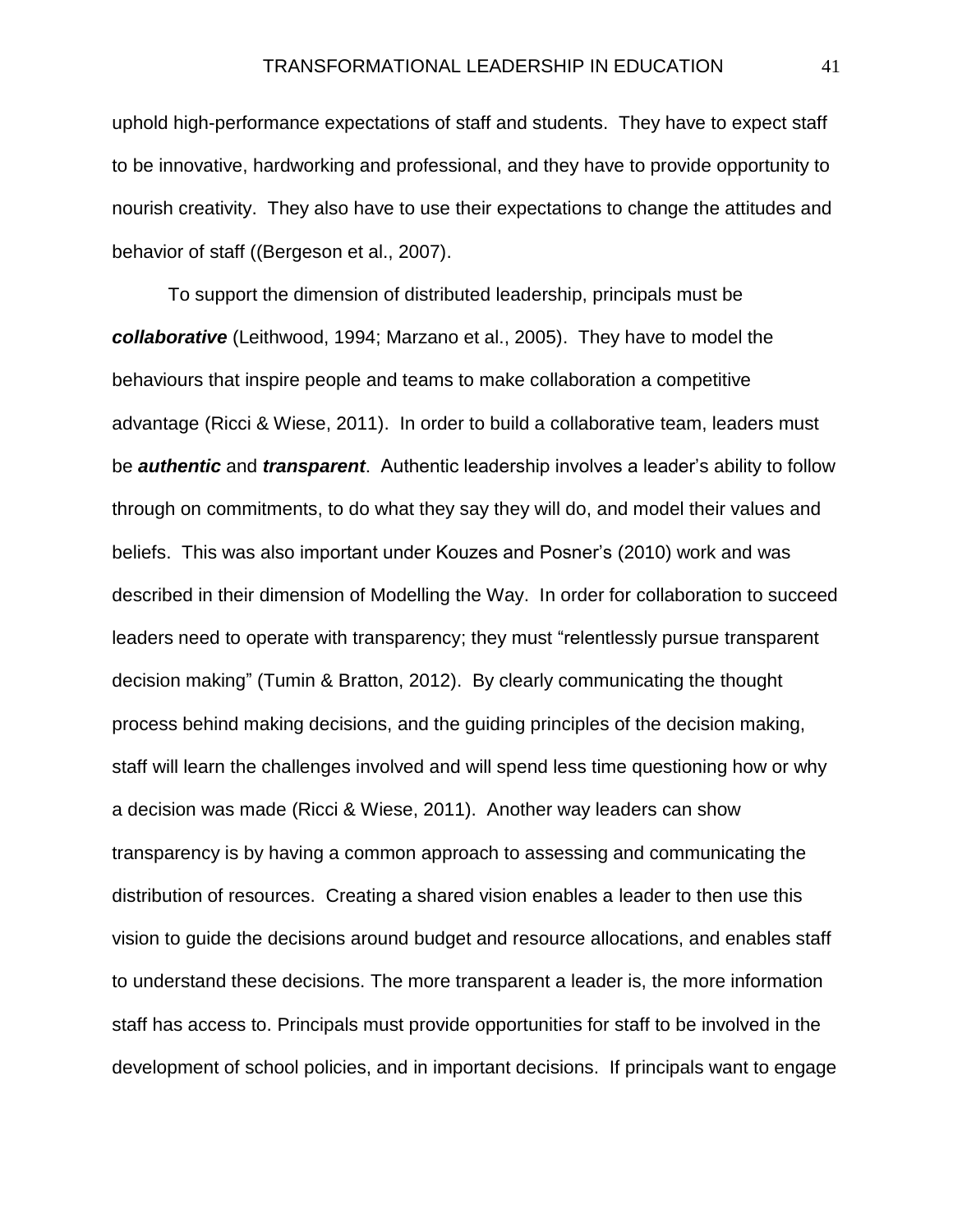uphold high-performance expectations of staff and students. They have to expect staff to be innovative, hardworking and professional, and they have to provide opportunity to nourish creativity. They also have to use their expectations to change the attitudes and behavior of staff ((Bergeson et al., 2007).

To support the dimension of distributed leadership, principals must be ***collaborative*** (Leithwood, 1994; Marzano et al., 2005). They have to model the behaviours that inspire people and teams to make collaboration a competitive advantage (Ricci & Wiese, 2011). In order to build a collaborative team, leaders must be ***authentic*** and ***transparent***. Authentic leadership involves a leader's ability to follow through on commitments, to do what they say they will do, and model their values and beliefs. This was also important under Kouzes and Posner's (2010) work and was described in their dimension of Modelling the Way. In order for collaboration to succeed leaders need to operate with transparency; they must "relentlessly pursue transparent decision making" (Tumin & Bratton, 2012). By clearly communicating the thought process behind making decisions, and the guiding principles of the decision making, staff will learn the challenges involved and will spend less time questioning how or why a decision was made (Ricci & Wiese, 2011). Another way leaders can show transparency is by having a common approach to assessing and communicating the distribution of resources. Creating a shared vision enables a leader to then use this vision to guide the decisions around budget and resource allocations, and enables staff to understand these decisions. The more transparent a leader is, the more information staff has access to. Principals must provide opportunities for staff to be involved in the development of school policies, and in important decisions. If principals want to engage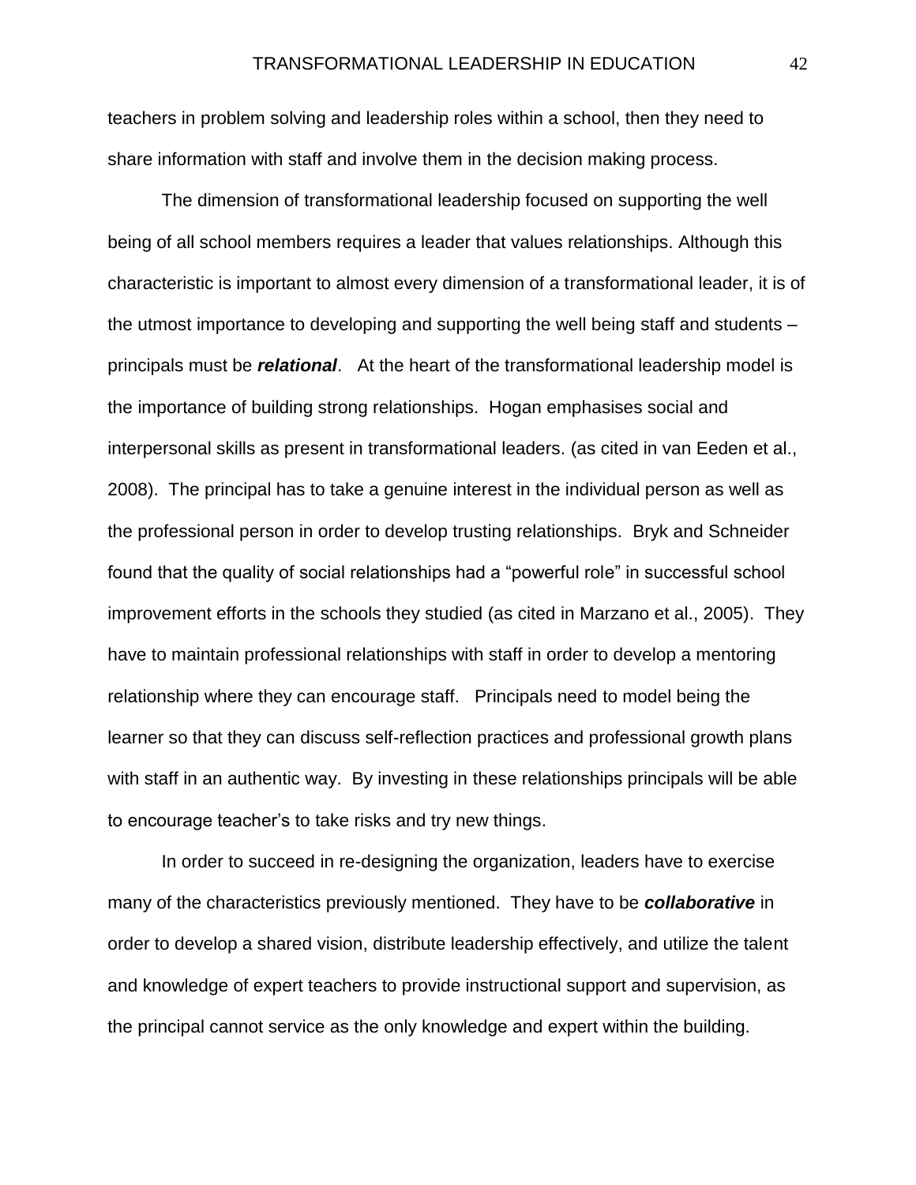teachers in problem solving and leadership roles within a school, then they need to share information with staff and involve them in the decision making process.

The dimension of transformational leadership focused on supporting the well being of all school members requires a leader that values relationships. Although this characteristic is important to almost every dimension of a transformational leader, it is of the utmost importance to developing and supporting the well being staff and students – principals must be ***relational***. At the heart of the transformational leadership model is the importance of building strong relationships. Hogan emphasises social and interpersonal skills as present in transformational leaders. (as cited in van Eeden et al., 2008). The principal has to take a genuine interest in the individual person as well as the professional person in order to develop trusting relationships. Bryk and Schneider found that the quality of social relationships had a "powerful role" in successful school improvement efforts in the schools they studied (as cited in Marzano et al., 2005). They have to maintain professional relationships with staff in order to develop a mentoring relationship where they can encourage staff. Principals need to model being the learner so that they can discuss self-reflection practices and professional growth plans with staff in an authentic way. By investing in these relationships principals will be able to encourage teacher's to take risks and try new things.

In order to succeed in re-designing the organization, leaders have to exercise many of the characteristics previously mentioned. They have to be ***collaborative*** in order to develop a shared vision, distribute leadership effectively, and utilize the talent and knowledge of expert teachers to provide instructional support and supervision, as the principal cannot service as the only knowledge and expert within the building.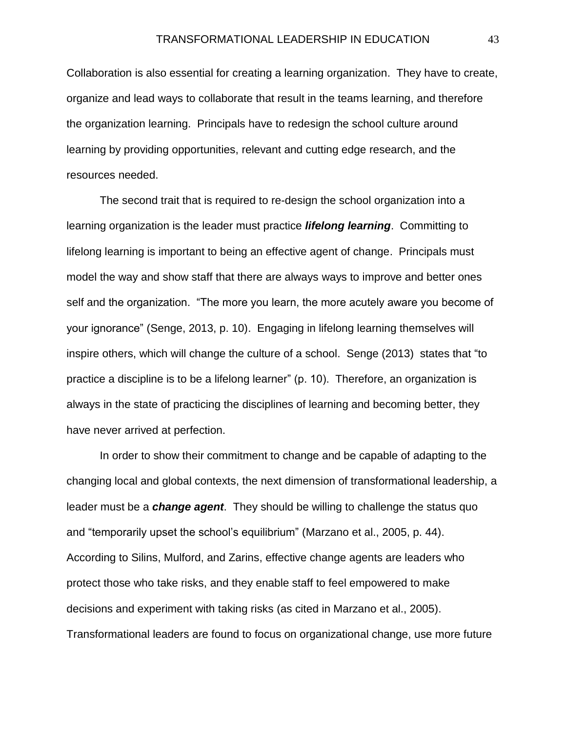Collaboration is also essential for creating a learning organization. They have to create, organize and lead ways to collaborate that result in the teams learning, and therefore the organization learning. Principals have to redesign the school culture around learning by providing opportunities, relevant and cutting edge research, and the resources needed.

The second trait that is required to re-design the school organization into a learning organization is the leader must practice ***lifelong learning***. Committing to lifelong learning is important to being an effective agent of change. Principals must model the way and show staff that there are always ways to improve and better ones self and the organization. “The more you learn, the more acutely aware you become of your ignorance” (Senge, 2013, p. 10). Engaging in lifelong learning themselves will inspire others, which will change the culture of a school. Senge (2013) states that “to practice a discipline is to be a lifelong learner” (p. 10). Therefore, an organization is always in the state of practicing the disciplines of learning and becoming better, they have never arrived at perfection.

In order to show their commitment to change and be capable of adapting to the changing local and global contexts, the next dimension of transformational leadership, a leader must be a ***change agent***. They should be willing to challenge the status quo and “temporarily upset the school’s equilibrium” (Marzano et al., 2005, p. 44). According to Silins, Mulford, and Zarins, effective change agents are leaders who protect those who take risks, and they enable staff to feel empowered to make decisions and experiment with taking risks (as cited in Marzano et al., 2005). Transformational leaders are found to focus on organizational change, use more future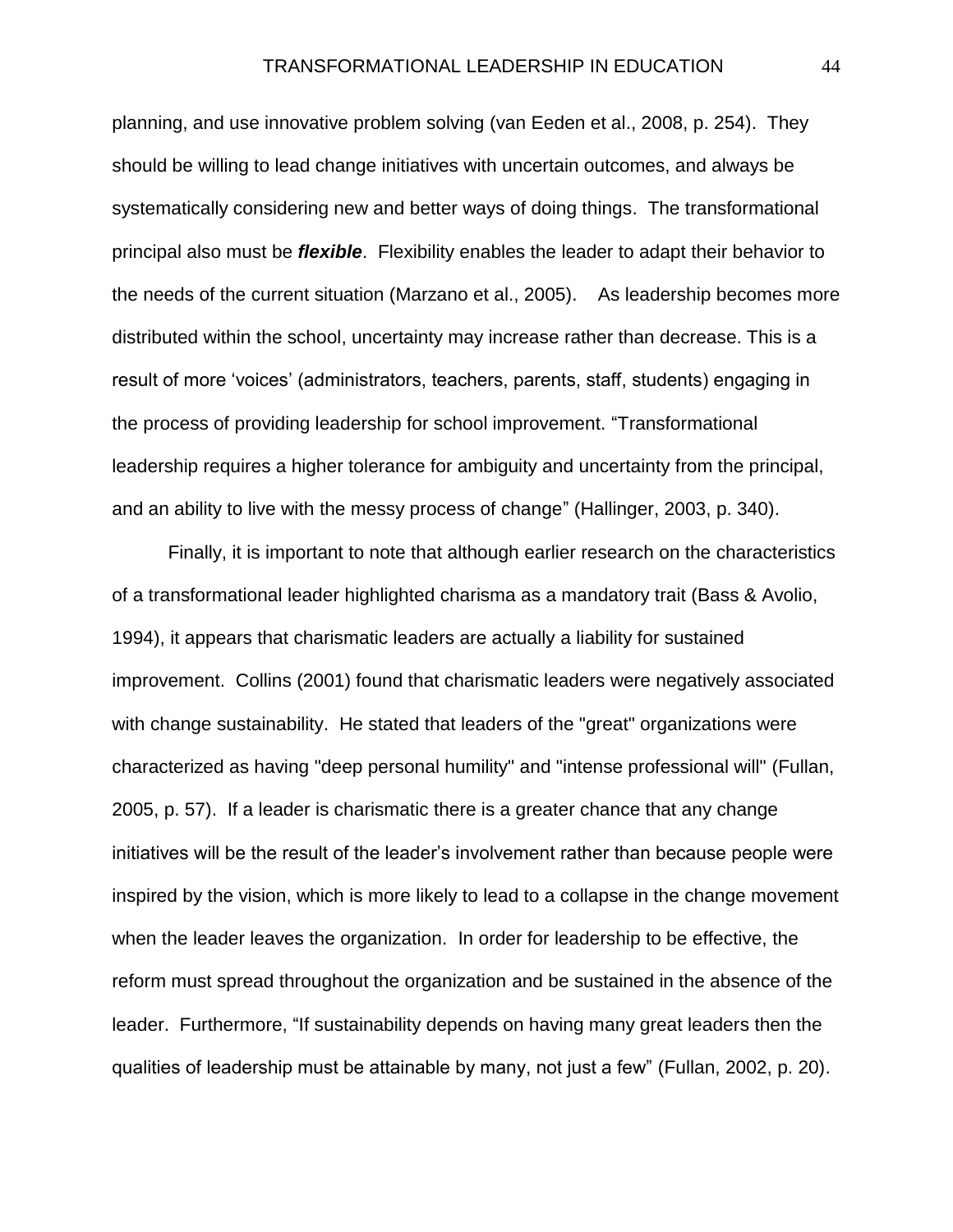planning, and use innovative problem solving (van Eeden et al., 2008, p. 254). They should be willing to lead change initiatives with uncertain outcomes, and always be systematically considering new and better ways of doing things. The transformational principal also must be ***flexible***. Flexibility enables the leader to adapt their behavior to the needs of the current situation (Marzano et al., 2005). As leadership becomes more distributed within the school, uncertainty may increase rather than decrease. This is a result of more 'voices' (administrators, teachers, parents, staff, students) engaging in the process of providing leadership for school improvement. "Transformational leadership requires a higher tolerance for ambiguity and uncertainty from the principal, and an ability to live with the messy process of change" (Hallinger, 2003, p. 340).

Finally, it is important to note that although earlier research on the characteristics of a transformational leader highlighted charisma as a mandatory trait (Bass & Avolio, 1994), it appears that charismatic leaders are actually a liability for sustained improvement. Collins (2001) found that charismatic leaders were negatively associated with change sustainability. He stated that leaders of the "great" organizations were characterized as having "deep personal humility" and "intense professional will" (Fullan, 2005, p. 57). If a leader is charismatic there is a greater chance that any change initiatives will be the result of the leader's involvement rather than because people were inspired by the vision, which is more likely to lead to a collapse in the change movement when the leader leaves the organization. In order for leadership to be effective, the reform must spread throughout the organization and be sustained in the absence of the leader. Furthermore, "If sustainability depends on having many great leaders then the qualities of leadership must be attainable by many, not just a few" (Fullan, 2002, p. 20).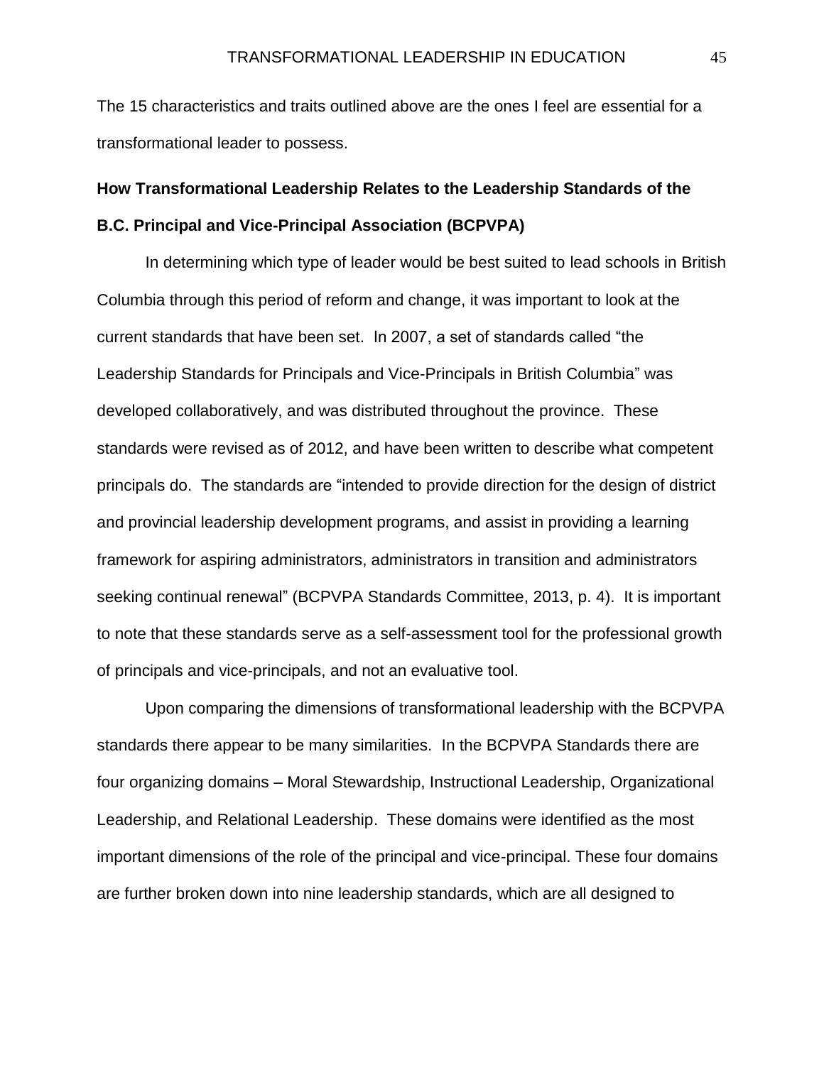The 15 characteristics and traits outlined above are the ones I feel are essential for a transformational leader to possess.

## How Transformational Leadership Relates to the Leadership Standards of the B.C. Principal and Vice-Principal Association (BCPVPA)

In determining which type of leader would be best suited to lead schools in British Columbia through this period of reform and change, it was important to look at the current standards that have been set. In 2007, a set of standards called "the Leadership Standards for Principals and Vice-Principals in British Columbia" was developed collaboratively, and was distributed throughout the province. These standards were revised as of 2012, and have been written to describe what competent principals do. The standards are "intended to provide direction for the design of district and provincial leadership development programs, and assist in providing a learning framework for aspiring administrators, administrators in transition and administrators seeking continual renewal" (BCPVPA Standards Committee, 2013, p. 4). It is important to note that these standards serve as a self-assessment tool for the professional growth of principals and vice-principals, and not an evaluative tool.

Upon comparing the dimensions of transformational leadership with the BCPVPA standards there appear to be many similarities. In the BCPVPA Standards there are four organizing domains – Moral Stewardship, Instructional Leadership, Organizational Leadership, and Relational Leadership. These domains were identified as the most important dimensions of the role of the principal and vice-principal. These four domains are further broken down into nine leadership standards, which are all designed to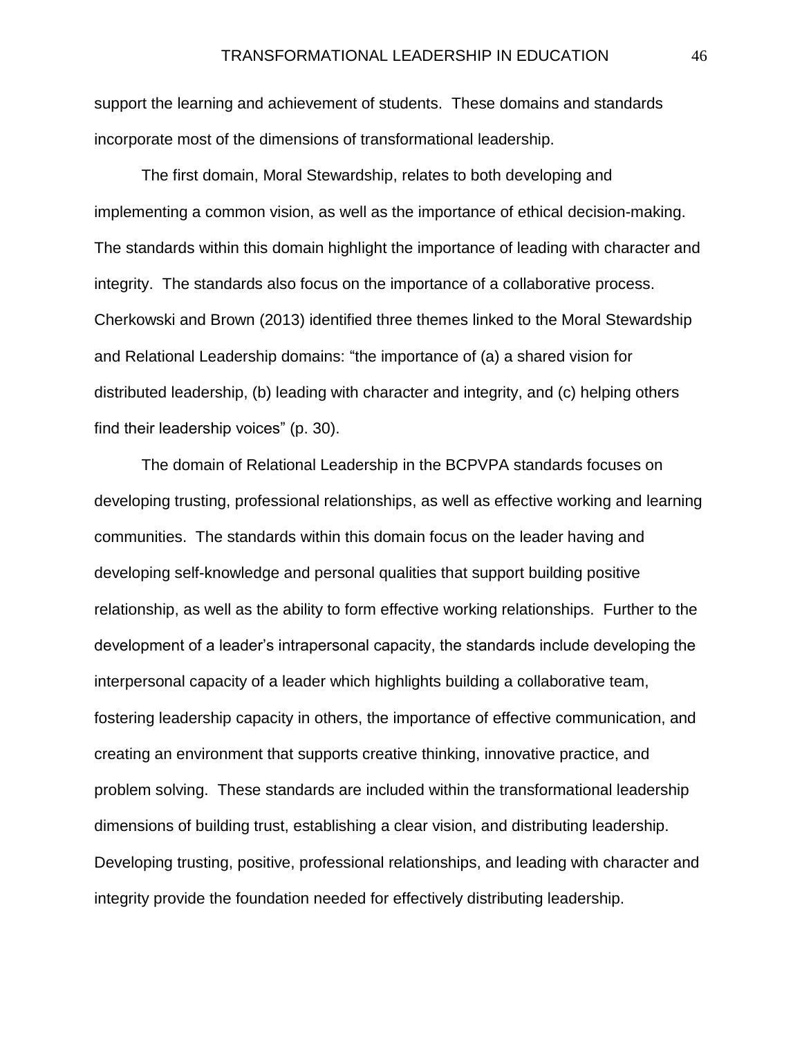support the learning and achievement of students. These domains and standards incorporate most of the dimensions of transformational leadership.

The first domain, Moral Stewardship, relates to both developing and implementing a common vision, as well as the importance of ethical decision-making. The standards within this domain highlight the importance of leading with character and integrity. The standards also focus on the importance of a collaborative process. Cherkowski and Brown (2013) identified three themes linked to the Moral Stewardship and Relational Leadership domains: "the importance of (a) a shared vision for distributed leadership, (b) leading with character and integrity, and (c) helping others find their leadership voices" (p. 30).

The domain of Relational Leadership in the BCPVPA standards focuses on developing trusting, professional relationships, as well as effective working and learning communities. The standards within this domain focus on the leader having and developing self-knowledge and personal qualities that support building positive relationship, as well as the ability to form effective working relationships. Further to the development of a leader's intrapersonal capacity, the standards include developing the interpersonal capacity of a leader which highlights building a collaborative team, fostering leadership capacity in others, the importance of effective communication, and creating an environment that supports creative thinking, innovative practice, and problem solving. These standards are included within the transformational leadership dimensions of building trust, establishing a clear vision, and distributing leadership. Developing trusting, positive, professional relationships, and leading with character and integrity provide the foundation needed for effectively distributing leadership.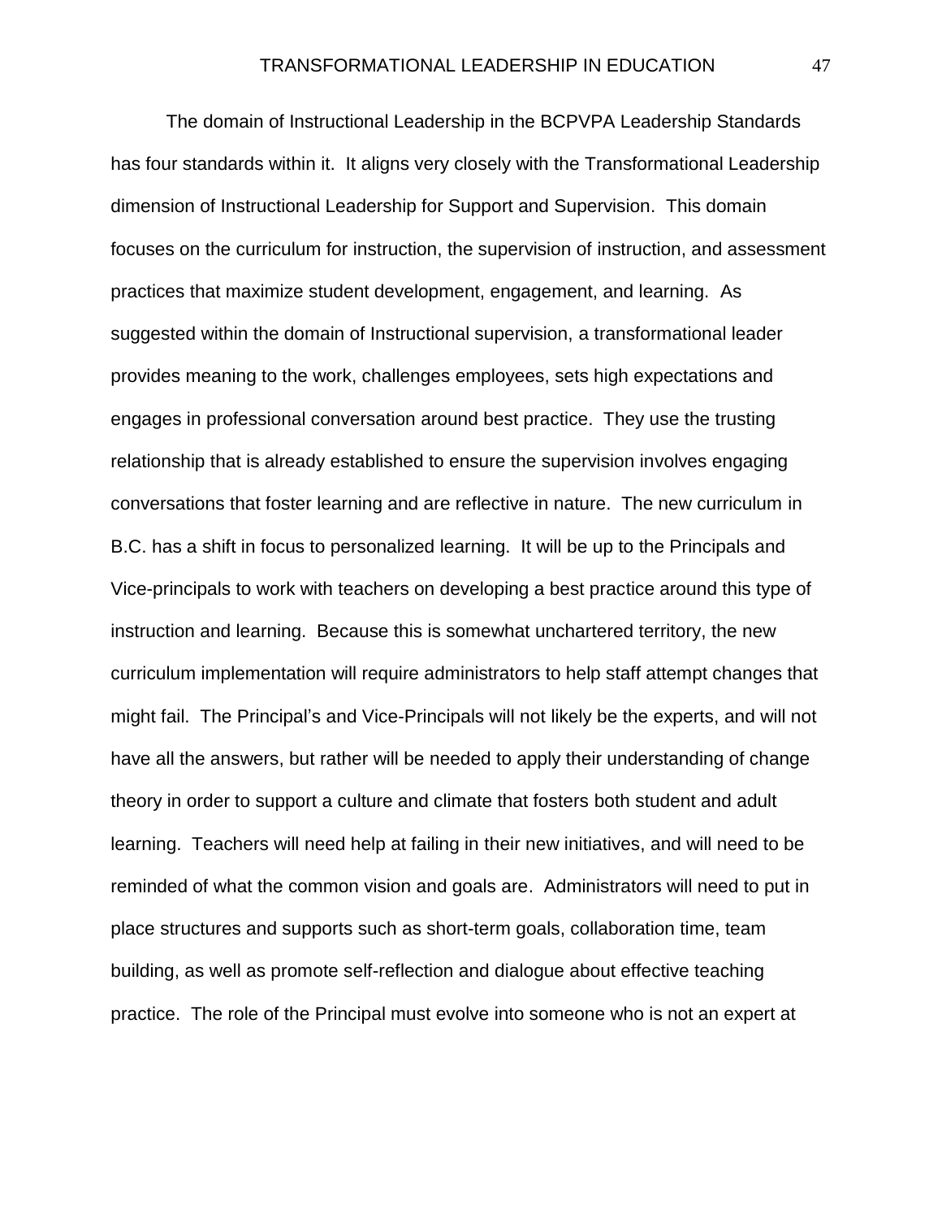The domain of Instructional Leadership in the BCPVPA Leadership Standards has four standards within it. It aligns very closely with the Transformational Leadership dimension of Instructional Leadership for Support and Supervision. This domain focuses on the curriculum for instruction, the supervision of instruction, and assessment practices that maximize student development, engagement, and learning. As suggested within the domain of Instructional supervision, a transformational leader provides meaning to the work, challenges employees, sets high expectations and engages in professional conversation around best practice. They use the trusting relationship that is already established to ensure the supervision involves engaging conversations that foster learning and are reflective in nature. The new curriculum in B.C. has a shift in focus to personalized learning. It will be up to the Principals and Vice-principals to work with teachers on developing a best practice around this type of instruction and learning. Because this is somewhat unchartered territory, the new curriculum implementation will require administrators to help staff attempt changes that might fail. The Principal's and Vice-Principals will not likely be the experts, and will not have all the answers, but rather will be needed to apply their understanding of change theory in order to support a culture and climate that fosters both student and adult learning. Teachers will need help at failing in their new initiatives, and will need to be reminded of what the common vision and goals are. Administrators will need to put in place structures and supports such as short-term goals, collaboration time, team building, as well as promote self-reflection and dialogue about effective teaching practice. The role of the Principal must evolve into someone who is not an expert at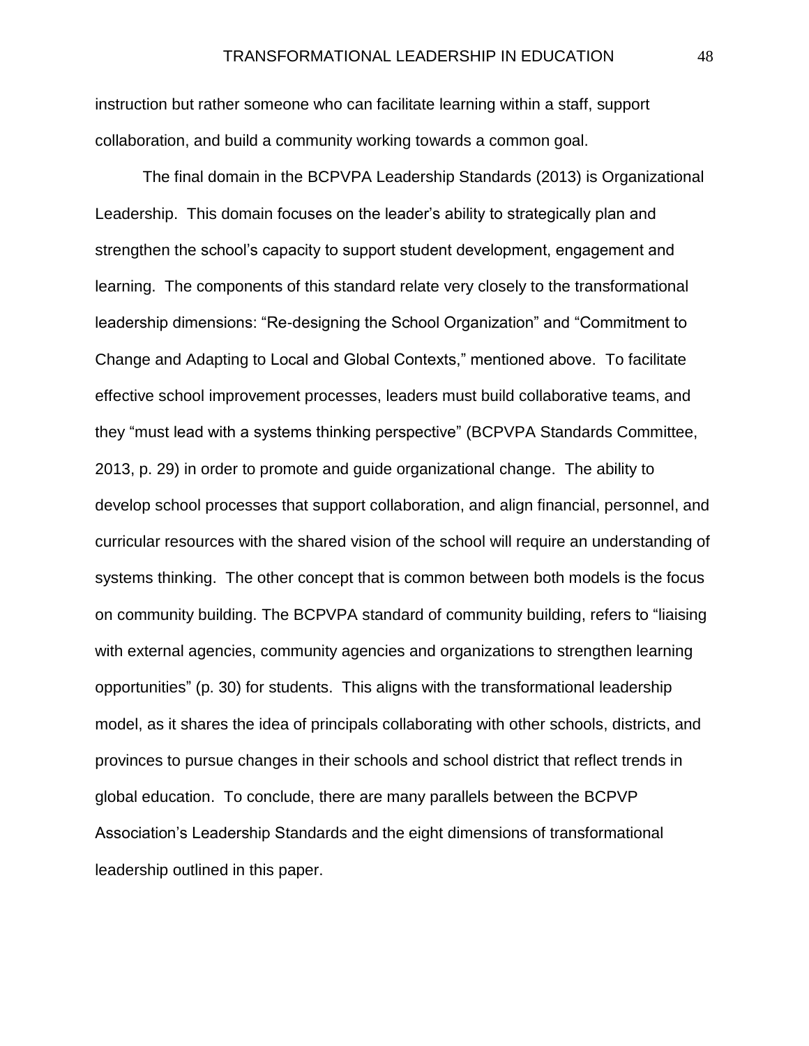instruction but rather someone who can facilitate learning within a staff, support collaboration, and build a community working towards a common goal.

The final domain in the BCPVPA Leadership Standards (2013) is Organizational Leadership. This domain focuses on the leader's ability to strategically plan and strengthen the school's capacity to support student development, engagement and learning. The components of this standard relate very closely to the transformational leadership dimensions: "Re-designing the School Organization" and "Commitment to Change and Adapting to Local and Global Contexts," mentioned above. To facilitate effective school improvement processes, leaders must build collaborative teams, and they "must lead with a systems thinking perspective" (BCPVPA Standards Committee, 2013, p. 29) in order to promote and guide organizational change. The ability to develop school processes that support collaboration, and align financial, personnel, and curricular resources with the shared vision of the school will require an understanding of systems thinking. The other concept that is common between both models is the focus on community building. The BCPVPA standard of community building, refers to "liaising with external agencies, community agencies and organizations to strengthen learning opportunities" (p. 30) for students. This aligns with the transformational leadership model, as it shares the idea of principals collaborating with other schools, districts, and provinces to pursue changes in their schools and school district that reflect trends in global education. To conclude, there are many parallels between the BCPVP Association's Leadership Standards and the eight dimensions of transformational leadership outlined in this paper.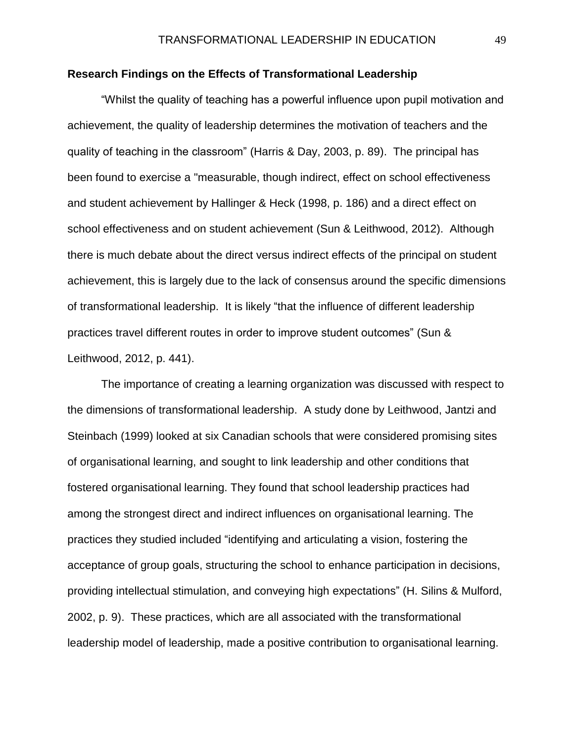**Research Findings on the Effects of Transformational Leadership**

"Whilst the quality of teaching has a powerful influence upon pupil motivation and achievement, the quality of leadership determines the motivation of teachers and the quality of teaching in the classroom" (Harris & Day, 2003, p. 89). The principal has been found to exercise a "measurable, though indirect, effect on school effectiveness and student achievement by Hallinger & Heck (1998, p. 186) and a direct effect on school effectiveness and on student achievement (Sun & Leithwood, 2012). Although there is much debate about the direct versus indirect effects of the principal on student achievement, this is largely due to the lack of consensus around the specific dimensions of transformational leadership. It is likely "that the influence of different leadership practices travel different routes in order to improve student outcomes" (Sun & Leithwood, 2012, p. 441).

The importance of creating a learning organization was discussed with respect to the dimensions of transformational leadership. A study done by Leithwood, Jantzi and Steinbach (1999) looked at six Canadian schools that were considered promising sites of organisational learning, and sought to link leadership and other conditions that fostered organisational learning. They found that school leadership practices had among the strongest direct and indirect influences on organisational learning. The practices they studied included "identifying and articulating a vision, fostering the acceptance of group goals, structuring the school to enhance participation in decisions, providing intellectual stimulation, and conveying high expectations" (H. Silins & Mulford, 2002, p. 9). These practices, which are all associated with the transformational leadership model of leadership, made a positive contribution to organisational learning.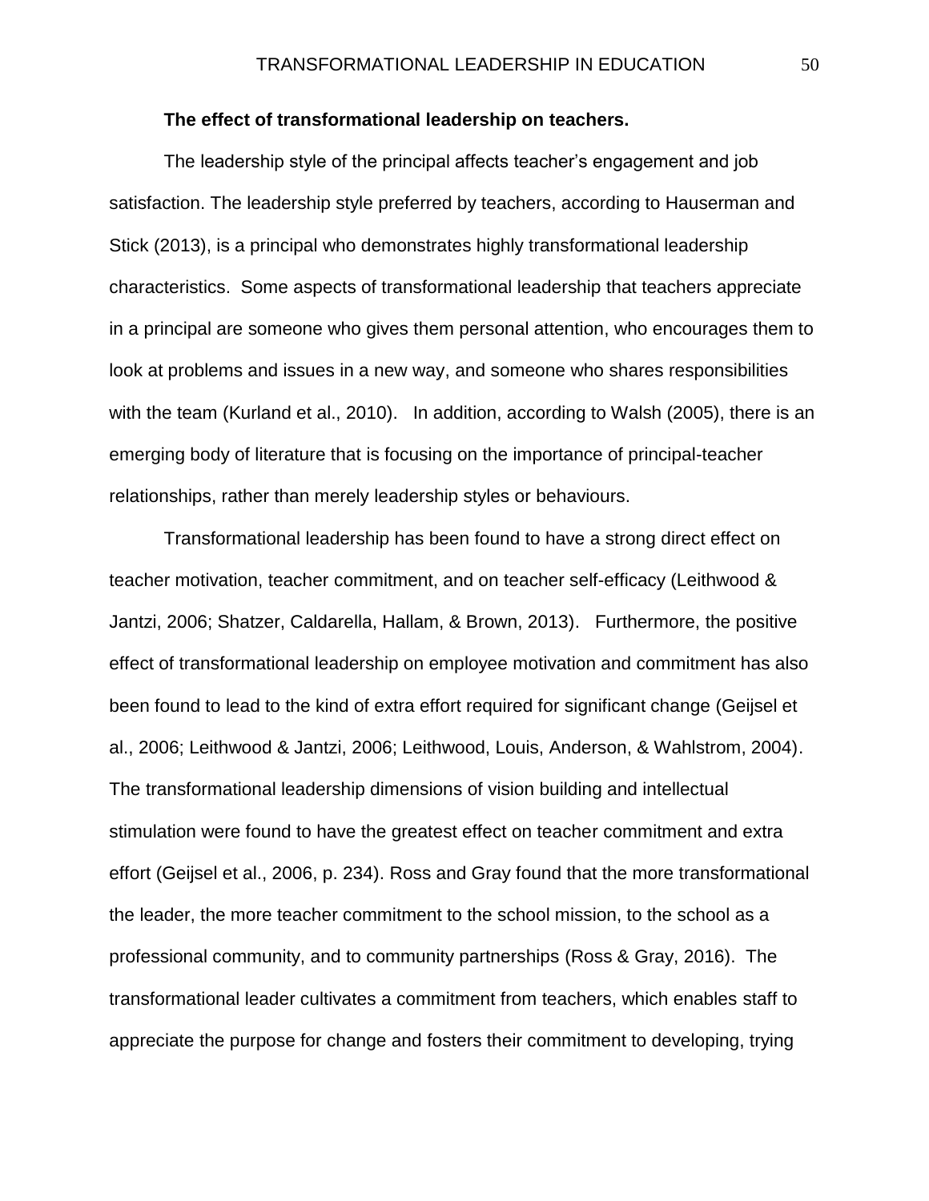**The effect of transformational leadership on teachers.**

The leadership style of the principal affects teacher's engagement and job satisfaction. The leadership style preferred by teachers, according to Hauserman and Stick (2013), is a principal who demonstrates highly transformational leadership characteristics. Some aspects of transformational leadership that teachers appreciate in a principal are someone who gives them personal attention, who encourages them to look at problems and issues in a new way, and someone who shares responsibilities with the team (Kurland et al., 2010). In addition, according to Walsh (2005), there is an emerging body of literature that is focusing on the importance of principal-teacher relationships, rather than merely leadership styles or behaviours.

Transformational leadership has been found to have a strong direct effect on teacher motivation, teacher commitment, and on teacher self-efficacy (Leithwood & Jantzi, 2006; Shatzer, Caldarella, Hallam, & Brown, 2013). Furthermore, the positive effect of transformational leadership on employee motivation and commitment has also been found to lead to the kind of extra effort required for significant change (Geijsel et al., 2006; Leithwood & Jantzi, 2006; Leithwood, Louis, Anderson, & Wahlstrom, 2004). The transformational leadership dimensions of vision building and intellectual stimulation were found to have the greatest effect on teacher commitment and extra effort (Geijsel et al., 2006, p. 234). Ross and Gray found that the more transformational the leader, the more teacher commitment to the school mission, to the school as a professional community, and to community partnerships (Ross & Gray, 2016). The transformational leader cultivates a commitment from teachers, which enables staff to appreciate the purpose for change and fosters their commitment to developing, trying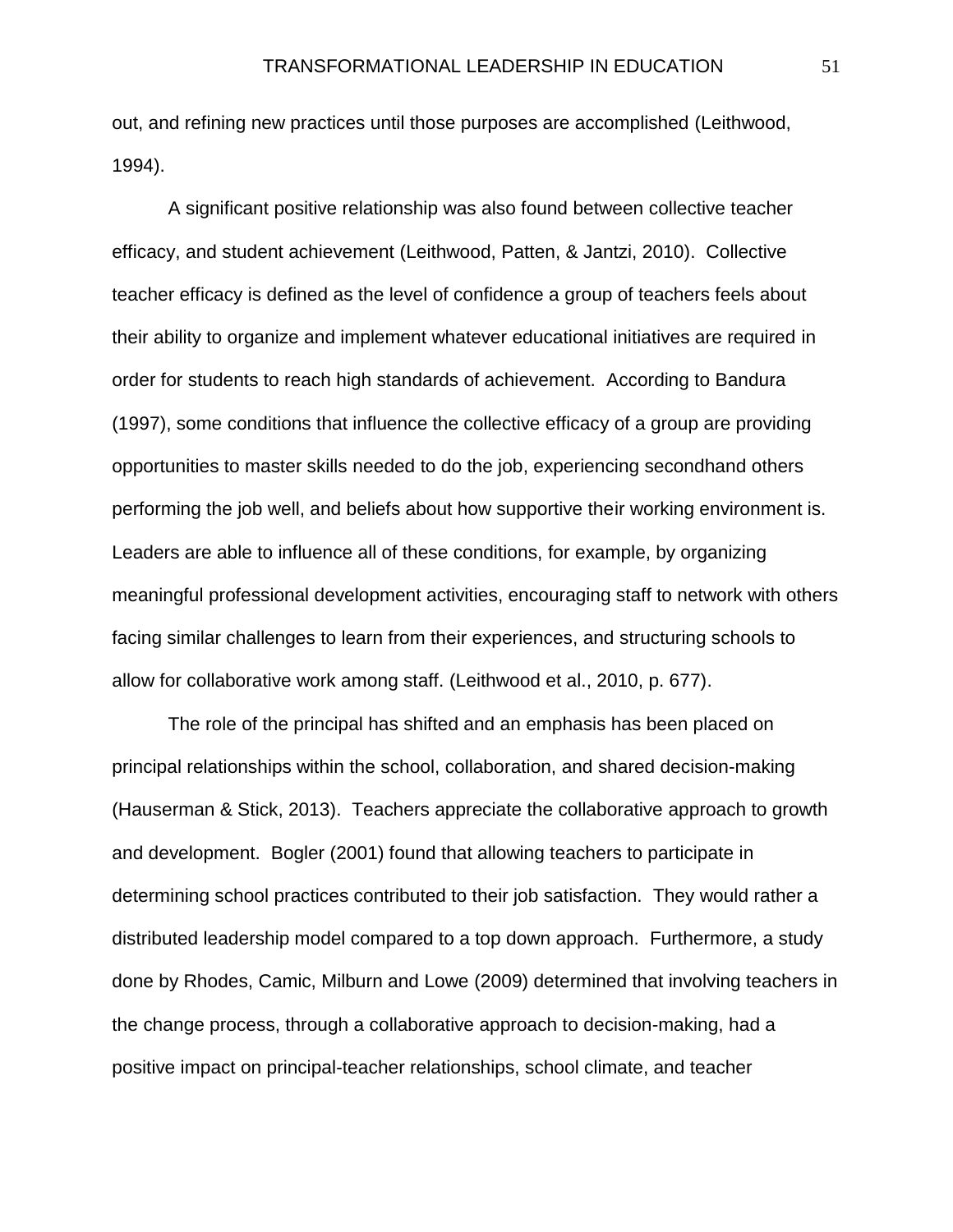out, and refining new practices until those purposes are accomplished (Leithwood, 1994).

A significant positive relationship was also found between collective teacher efficacy, and student achievement (Leithwood, Patten, & Jantzi, 2010). Collective teacher efficacy is defined as the level of confidence a group of teachers feels about their ability to organize and implement whatever educational initiatives are required in order for students to reach high standards of achievement. According to Bandura (1997), some conditions that influence the collective efficacy of a group are providing opportunities to master skills needed to do the job, experiencing secondhand others performing the job well, and beliefs about how supportive their working environment is. Leaders are able to influence all of these conditions, for example, by organizing meaningful professional development activities, encouraging staff to network with others facing similar challenges to learn from their experiences, and structuring schools to allow for collaborative work among staff. (Leithwood et al., 2010, p. 677).

The role of the principal has shifted and an emphasis has been placed on principal relationships within the school, collaboration, and shared decision-making (Hauserman & Stick, 2013). Teachers appreciate the collaborative approach to growth and development. Bogler (2001) found that allowing teachers to participate in determining school practices contributed to their job satisfaction. They would rather a distributed leadership model compared to a top down approach. Furthermore, a study done by Rhodes, Camic, Milburn and Lowe (2009) determined that involving teachers in the change process, through a collaborative approach to decision-making, had a positive impact on principal-teacher relationships, school climate, and teacher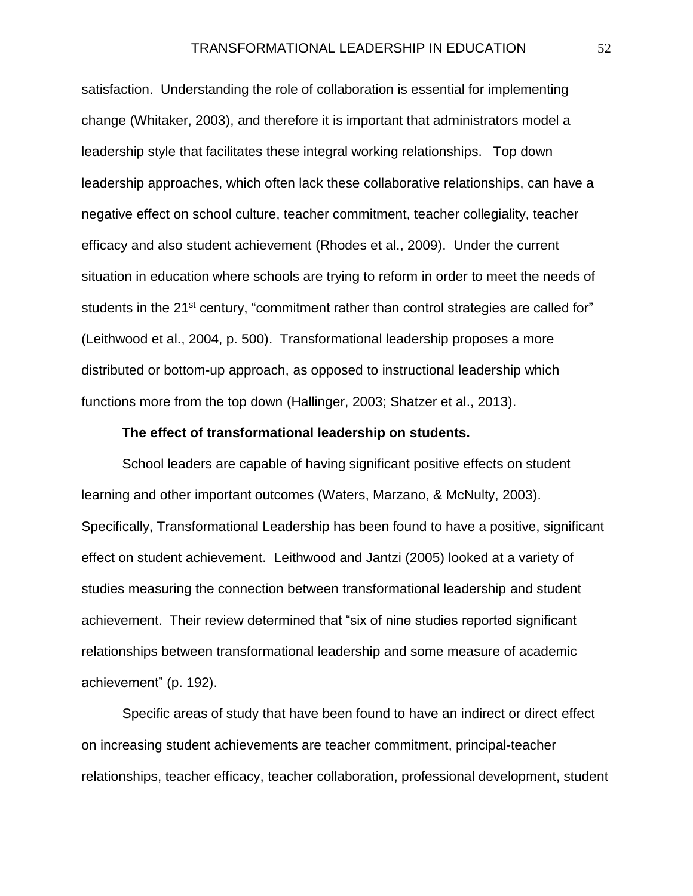satisfaction. Understanding the role of collaboration is essential for implementing change (Whitaker, 2003), and therefore it is important that administrators model a leadership style that facilitates these integral working relationships. Top down leadership approaches, which often lack these collaborative relationships, can have a negative effect on school culture, teacher commitment, teacher collegiality, teacher efficacy and also student achievement (Rhodes et al., 2009). Under the current situation in education where schools are trying to reform in order to meet the needs of students in the 21st century, "commitment rather than control strategies are called for" (Leithwood et al., 2004, p. 500). Transformational leadership proposes a more distributed or bottom-up approach, as opposed to instructional leadership which functions more from the top down (Hallinger, 2003; Shatzer et al., 2013).

**The effect of transformational leadership on students.**

School leaders are capable of having significant positive effects on student learning and other important outcomes (Waters, Marzano, & McNulty, 2003). Specifically, Transformational Leadership has been found to have a positive, significant effect on student achievement. Leithwood and Jantzi (2005) looked at a variety of studies measuring the connection between transformational leadership and student achievement. Their review determined that "six of nine studies reported significant relationships between transformational leadership and some measure of academic achievement" (p. 192).

Specific areas of study that have been found to have an indirect or direct effect on increasing student achievements are teacher commitment, principal-teacher relationships, teacher efficacy, teacher collaboration, professional development, student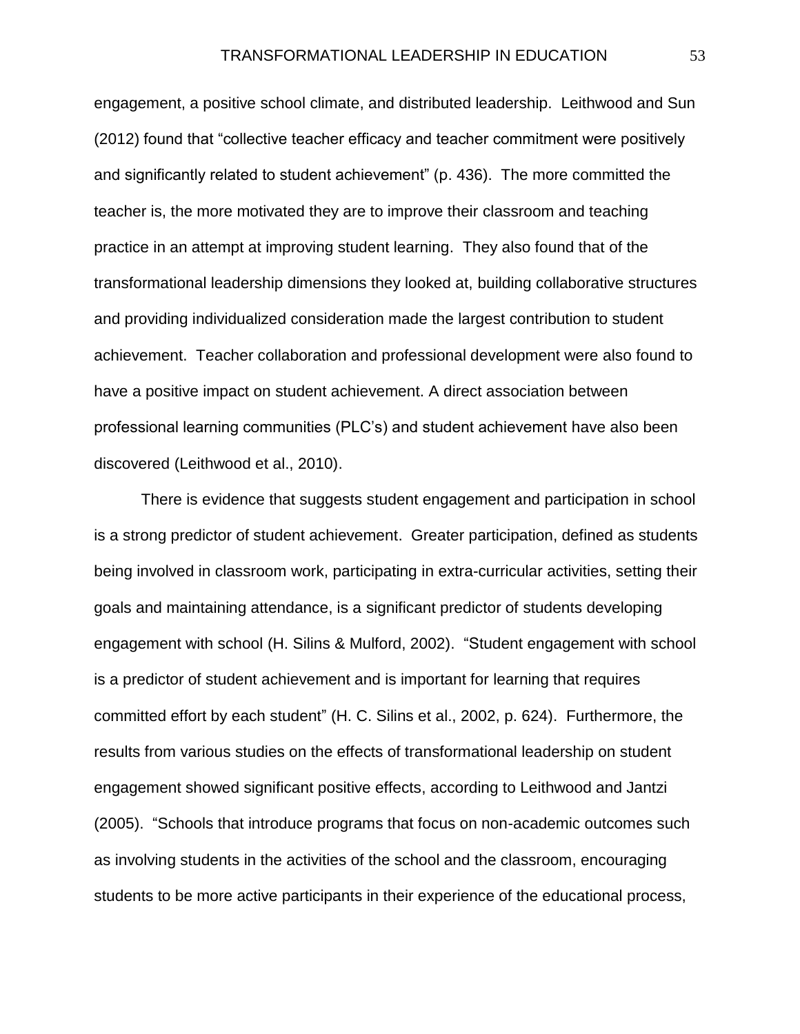engagement, a positive school climate, and distributed leadership. Leithwood and Sun (2012) found that "collective teacher efficacy and teacher commitment were positively and significantly related to student achievement" (p. 436). The more committed the teacher is, the more motivated they are to improve their classroom and teaching practice in an attempt at improving student learning. They also found that of the transformational leadership dimensions they looked at, building collaborative structures and providing individualized consideration made the largest contribution to student achievement. Teacher collaboration and professional development were also found to have a positive impact on student achievement. A direct association between professional learning communities (PLC's) and student achievement have also been discovered (Leithwood et al., 2010).

There is evidence that suggests student engagement and participation in school is a strong predictor of student achievement. Greater participation, defined as students being involved in classroom work, participating in extra-curricular activities, setting their goals and maintaining attendance, is a significant predictor of students developing engagement with school (H. Silins & Mulford, 2002). "Student engagement with school is a predictor of student achievement and is important for learning that requires committed effort by each student" (H. C. Silins et al., 2002, p. 624). Furthermore, the results from various studies on the effects of transformational leadership on student engagement showed significant positive effects, according to Leithwood and Jantzi (2005). "Schools that introduce programs that focus on non-academic outcomes such as involving students in the activities of the school and the classroom, encouraging students to be more active participants in their experience of the educational process,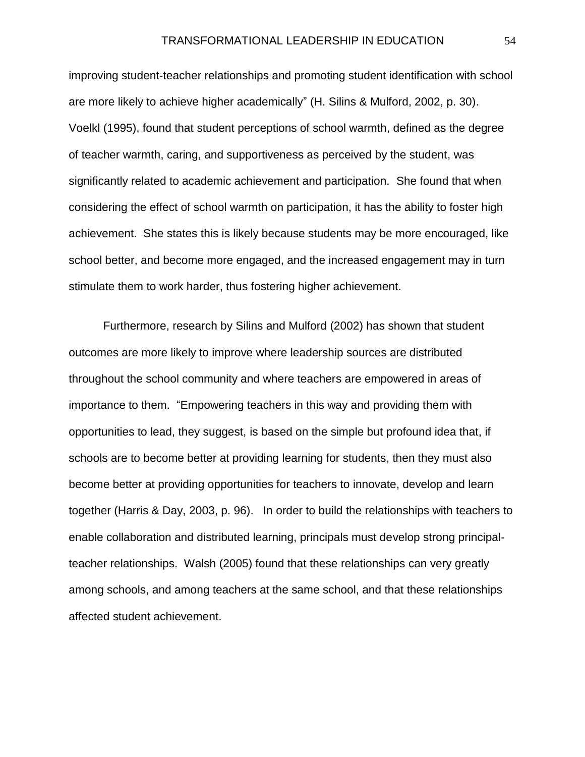improving student-teacher relationships and promoting student identification with school are more likely to achieve higher academically" (H. Silins & Mulford, 2002, p. 30). Voelkl (1995), found that student perceptions of school warmth, defined as the degree of teacher warmth, caring, and supportiveness as perceived by the student, was significantly related to academic achievement and participation. She found that when considering the effect of school warmth on participation, it has the ability to foster high achievement. She states this is likely because students may be more encouraged, like school better, and become more engaged, and the increased engagement may in turn stimulate them to work harder, thus fostering higher achievement.

Furthermore, research by Silins and Mulford (2002) has shown that student outcomes are more likely to improve where leadership sources are distributed throughout the school community and where teachers are empowered in areas of importance to them. "Empowering teachers in this way and providing them with opportunities to lead, they suggest, is based on the simple but profound idea that, if schools are to become better at providing learning for students, then they must also become better at providing opportunities for teachers to innovate, develop and learn together (Harris & Day, 2003, p. 96). In order to build the relationships with teachers to enable collaboration and distributed learning, principals must develop strong principal-teacher relationships. Walsh (2005) found that these relationships can very greatly among schools, and among teachers at the same school, and that these relationships affected student achievement.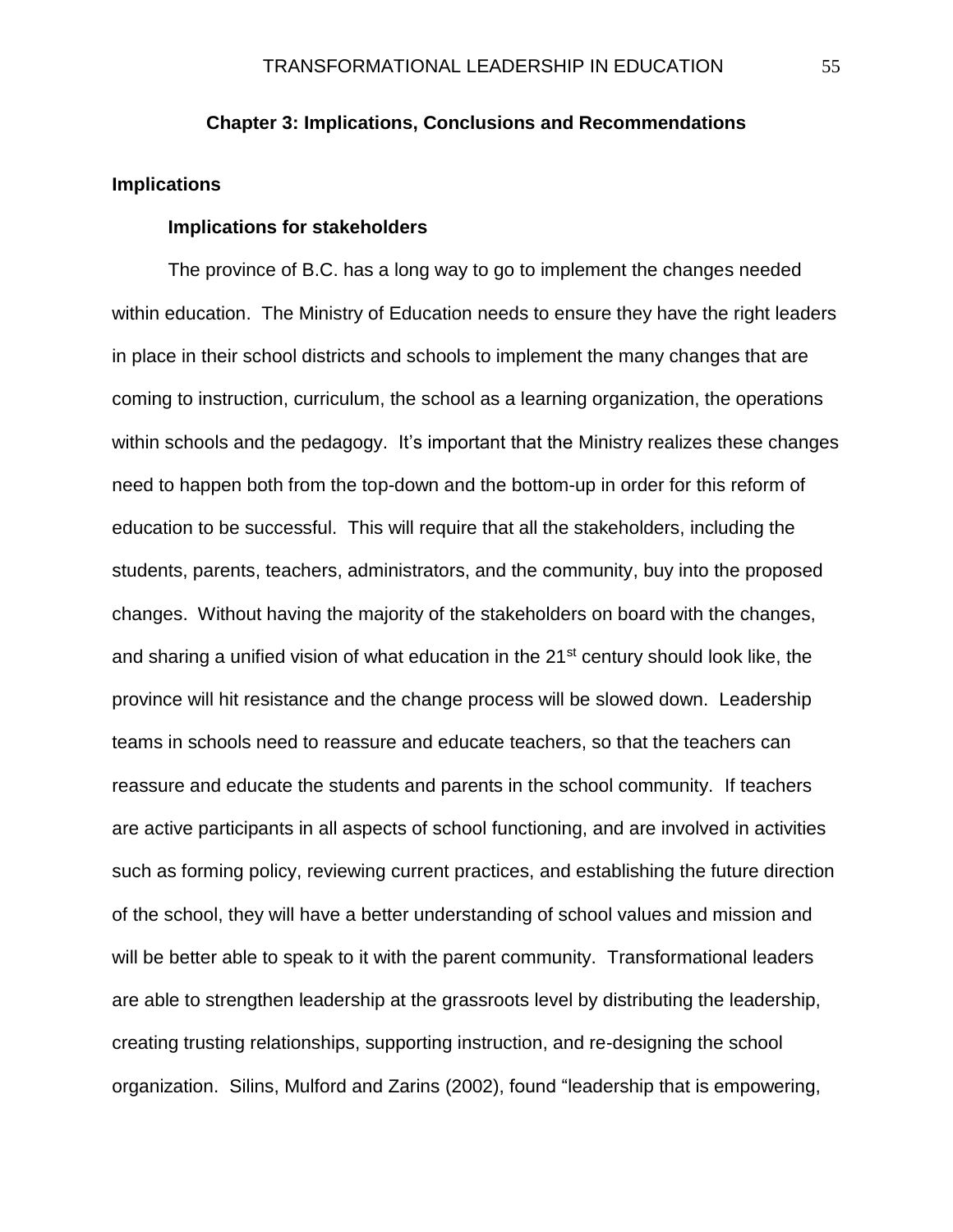## Chapter 3: Implications, Conclusions and Recommendations

### Implications

#### Implications for stakeholders

The province of B.C. has a long way to go to implement the changes needed within education. The Ministry of Education needs to ensure they have the right leaders in place in their school districts and schools to implement the many changes that are coming to instruction, curriculum, the school as a learning organization, the operations within schools and the pedagogy. It's important that the Ministry realizes these changes need to happen both from the top-down and the bottom-up in order for this reform of education to be successful. This will require that all the stakeholders, including the students, parents, teachers, administrators, and the community, buy into the proposed changes. Without having the majority of the stakeholders on board with the changes, and sharing a unified vision of what education in the 21st century should look like, the province will hit resistance and the change process will be slowed down. Leadership teams in schools need to reassure and educate teachers, so that the teachers can reassure and educate the students and parents in the school community. If teachers are active participants in all aspects of school functioning, and are involved in activities such as forming policy, reviewing current practices, and establishing the future direction of the school, they will have a better understanding of school values and mission and will be better able to speak to it with the parent community. Transformational leaders are able to strengthen leadership at the grassroots level by distributing the leadership, creating trusting relationships, supporting instruction, and re-designing the school organization. Silins, Mulford and Zarins (2002), found "leadership that is empowering,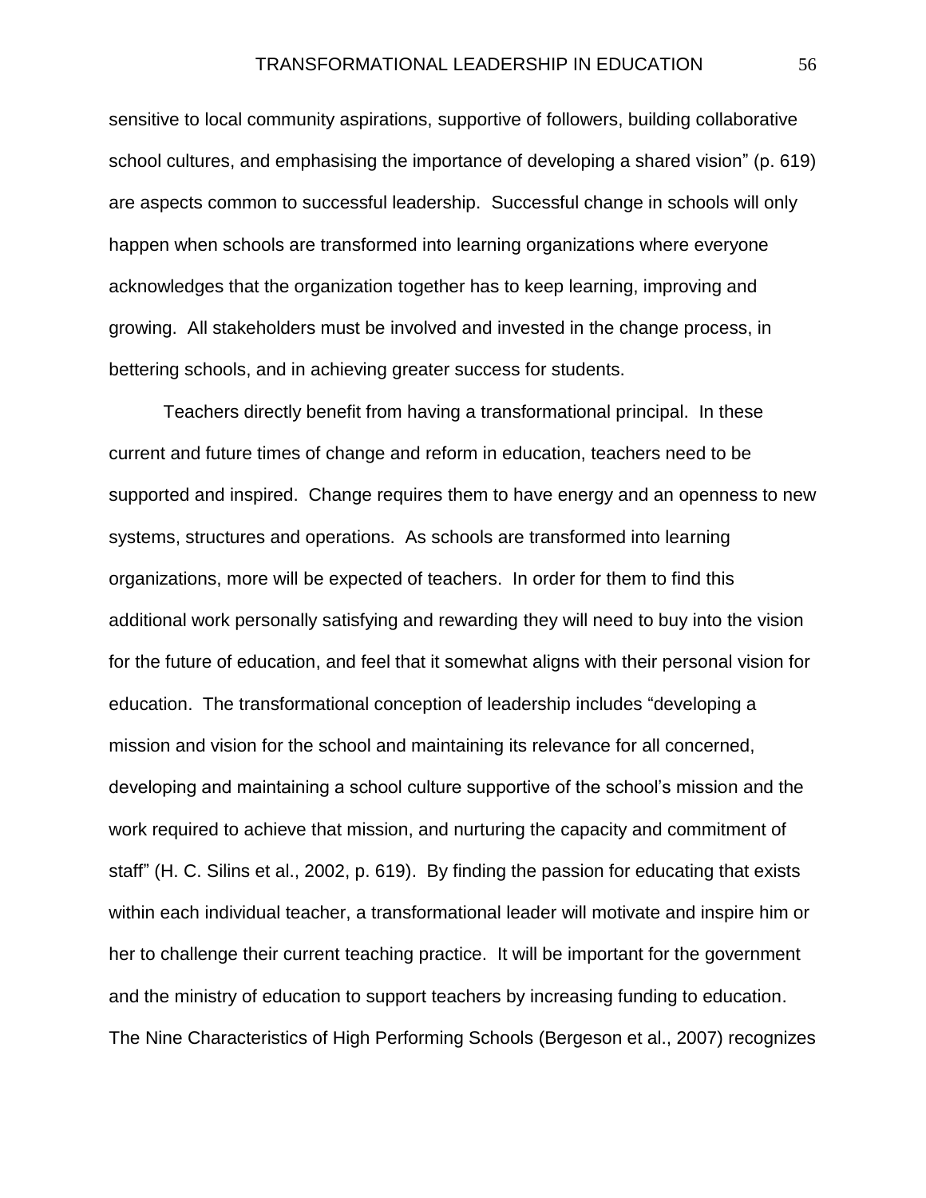sensitive to local community aspirations, supportive of followers, building collaborative school cultures, and emphasising the importance of developing a shared vision" (p. 619) are aspects common to successful leadership. Successful change in schools will only happen when schools are transformed into learning organizations where everyone acknowledges that the organization together has to keep learning, improving and growing. All stakeholders must be involved and invested in the change process, in bettering schools, and in achieving greater success for students.

Teachers directly benefit from having a transformational principal. In these current and future times of change and reform in education, teachers need to be supported and inspired. Change requires them to have energy and an openness to new systems, structures and operations. As schools are transformed into learning organizations, more will be expected of teachers. In order for them to find this additional work personally satisfying and rewarding they will need to buy into the vision for the future of education, and feel that it somewhat aligns with their personal vision for education. The transformational conception of leadership includes "developing a mission and vision for the school and maintaining its relevance for all concerned, developing and maintaining a school culture supportive of the school's mission and the work required to achieve that mission, and nurturing the capacity and commitment of staff" (H. C. Silins et al., 2002, p. 619). By finding the passion for educating that exists within each individual teacher, a transformational leader will motivate and inspire him or her to challenge their current teaching practice. It will be important for the government and the ministry of education to support teachers by increasing funding to education. The Nine Characteristics of High Performing Schools (Bergeson et al., 2007) recognizes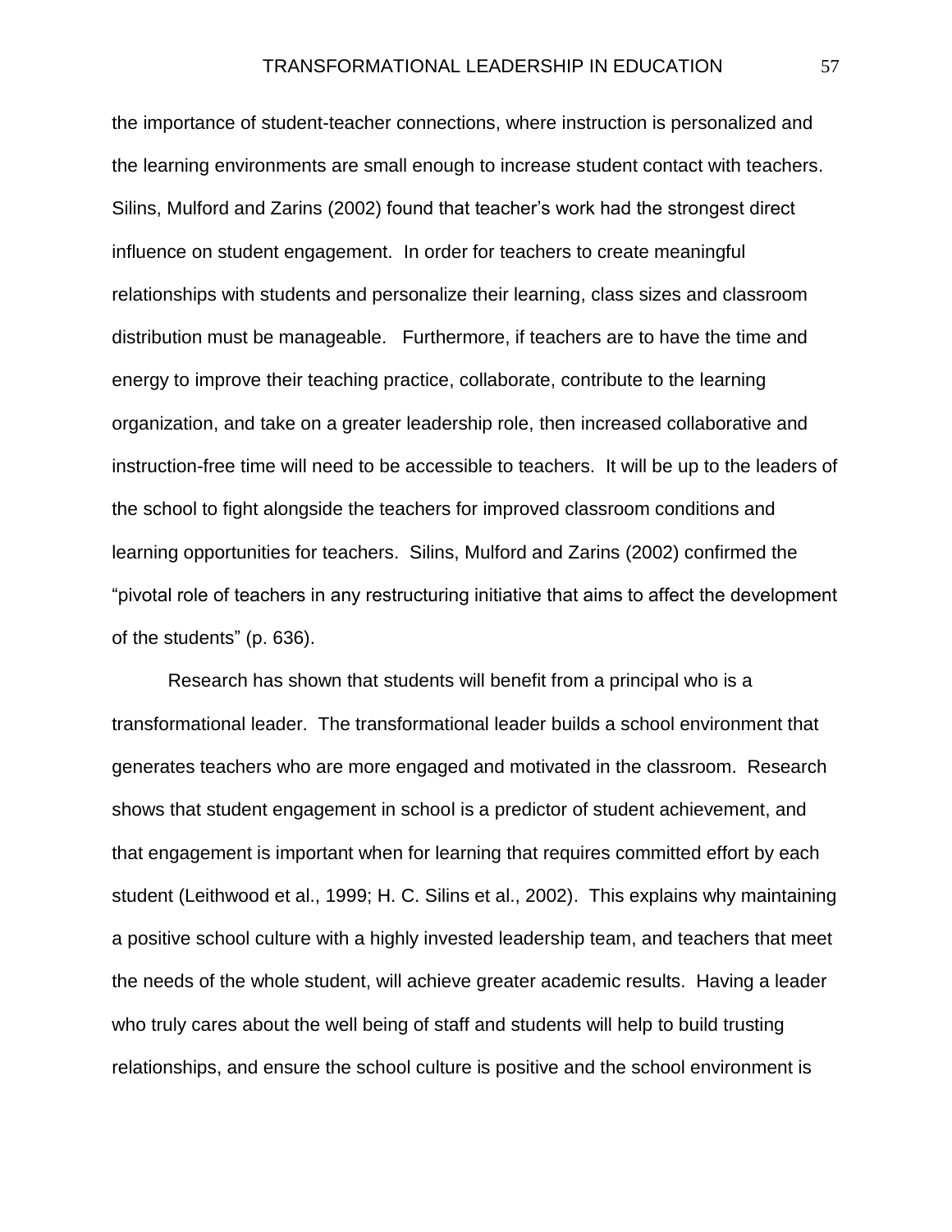the importance of student-teacher connections, where instruction is personalized and the learning environments are small enough to increase student contact with teachers. Silins, Mulford and Zarins (2002) found that teacher's work had the strongest direct influence on student engagement. In order for teachers to create meaningful relationships with students and personalize their learning, class sizes and classroom distribution must be manageable. Furthermore, if teachers are to have the time and energy to improve their teaching practice, collaborate, contribute to the learning organization, and take on a greater leadership role, then increased collaborative and instruction-free time will need to be accessible to teachers. It will be up to the leaders of the school to fight alongside the teachers for improved classroom conditions and learning opportunities for teachers. Silins, Mulford and Zarins (2002) confirmed the "pivotal role of teachers in any restructuring initiative that aims to affect the development of the students" (p. 636).

Research has shown that students will benefit from a principal who is a transformational leader. The transformational leader builds a school environment that generates teachers who are more engaged and motivated in the classroom. Research shows that student engagement in school is a predictor of student achievement, and that engagement is important when for learning that requires committed effort by each student (Leithwood et al., 1999; H. C. Silins et al., 2002). This explains why maintaining a positive school culture with a highly invested leadership team, and teachers that meet the needs of the whole student, will achieve greater academic results. Having a leader who truly cares about the well being of staff and students will help to build trusting relationships, and ensure the school culture is positive and the school environment is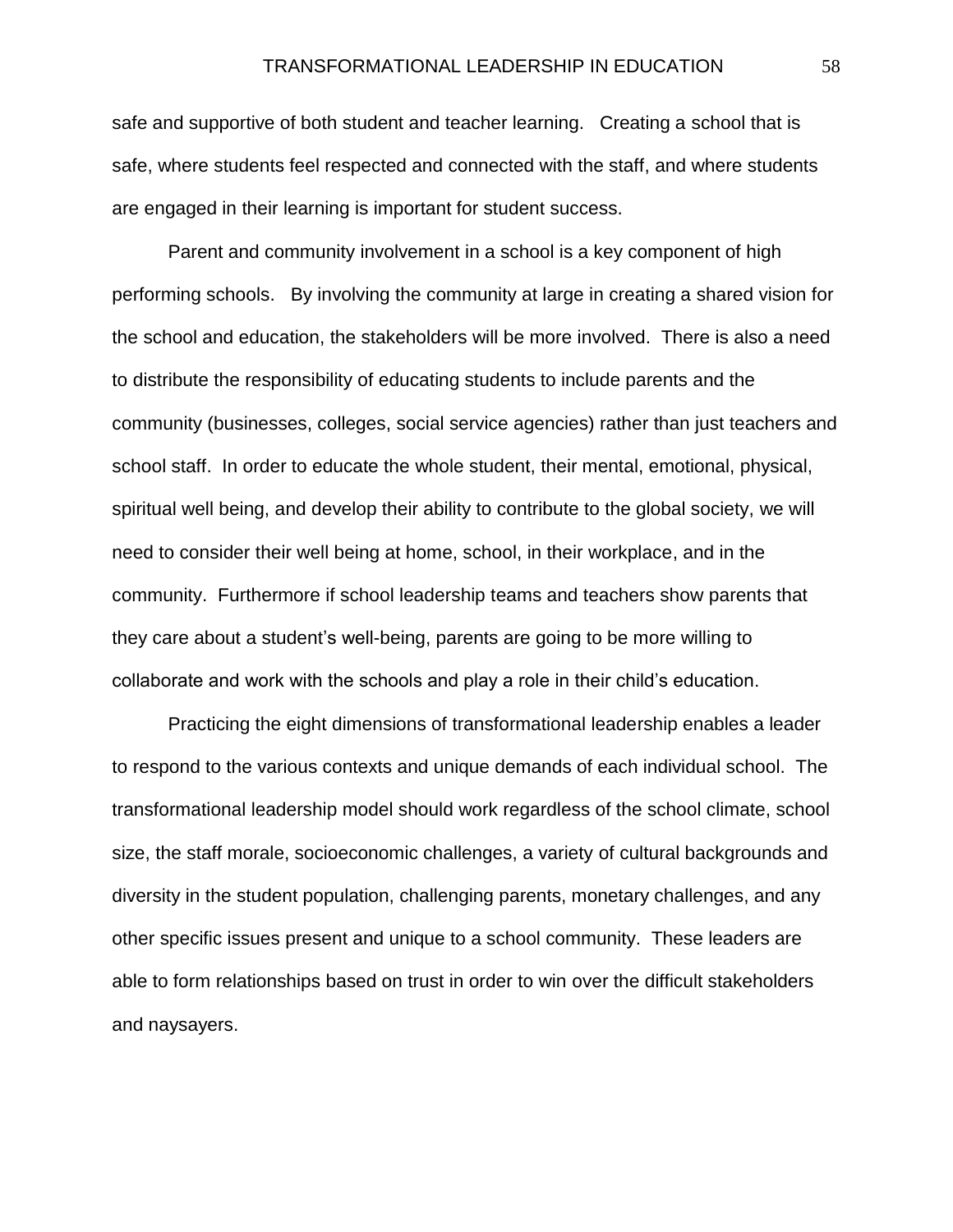safe and supportive of both student and teacher learning. Creating a school that is safe, where students feel respected and connected with the staff, and where students are engaged in their learning is important for student success.

Parent and community involvement in a school is a key component of high performing schools. By involving the community at large in creating a shared vision for the school and education, the stakeholders will be more involved. There is also a need to distribute the responsibility of educating students to include parents and the community (businesses, colleges, social service agencies) rather than just teachers and school staff. In order to educate the whole student, their mental, emotional, physical, spiritual well being, and develop their ability to contribute to the global society, we will need to consider their well being at home, school, in their workplace, and in the community. Furthermore if school leadership teams and teachers show parents that they care about a student's well-being, parents are going to be more willing to collaborate and work with the schools and play a role in their child's education.

Practicing the eight dimensions of transformational leadership enables a leader to respond to the various contexts and unique demands of each individual school. The transformational leadership model should work regardless of the school climate, school size, the staff morale, socioeconomic challenges, a variety of cultural backgrounds and diversity in the student population, challenging parents, monetary challenges, and any other specific issues present and unique to a school community. These leaders are able to form relationships based on trust in order to win over the difficult stakeholders and naysayers.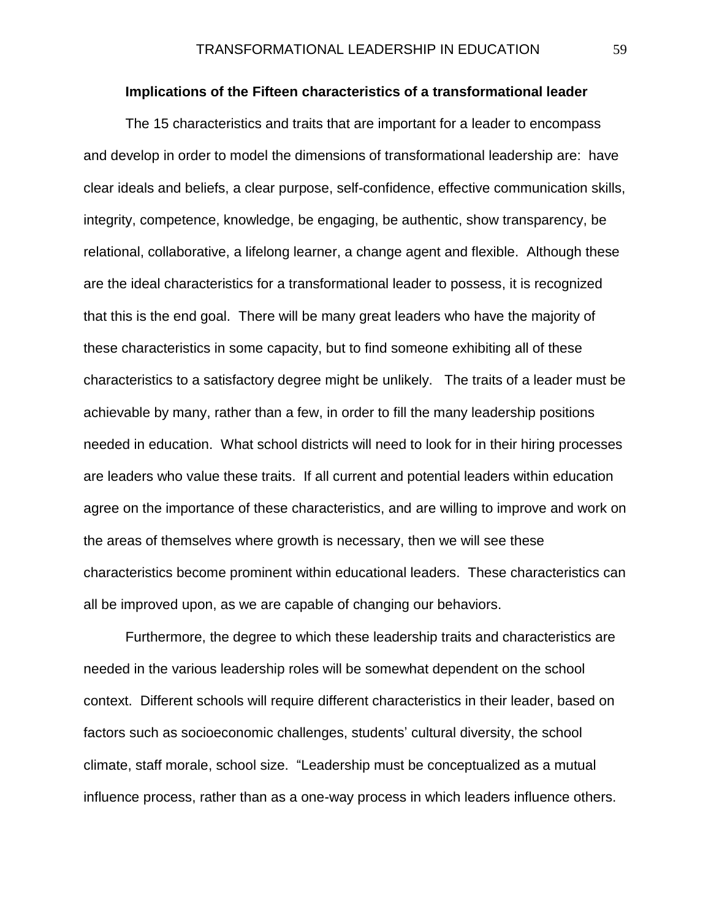### Implications of the Fifteen characteristics of a transformational leader

The 15 characteristics and traits that are important for a leader to encompass and develop in order to model the dimensions of transformational leadership are: have clear ideals and beliefs, a clear purpose, self-confidence, effective communication skills, integrity, competence, knowledge, be engaging, be authentic, show transparency, be relational, collaborative, a lifelong learner, a change agent and flexible. Although these are the ideal characteristics for a transformational leader to possess, it is recognized that this is the end goal. There will be many great leaders who have the majority of these characteristics in some capacity, but to find someone exhibiting all of these characteristics to a satisfactory degree might be unlikely. The traits of a leader must be achievable by many, rather than a few, in order to fill the many leadership positions needed in education. What school districts will need to look for in their hiring processes are leaders who value these traits. If all current and potential leaders within education agree on the importance of these characteristics, and are willing to improve and work on the areas of themselves where growth is necessary, then we will see these characteristics become prominent within educational leaders. These characteristics can all be improved upon, as we are capable of changing our behaviors.

Furthermore, the degree to which these leadership traits and characteristics are needed in the various leadership roles will be somewhat dependent on the school context. Different schools will require different characteristics in their leader, based on factors such as socioeconomic challenges, students' cultural diversity, the school climate, staff morale, school size. "Leadership must be conceptualized as a mutual influence process, rather than as a one-way process in which leaders influence others.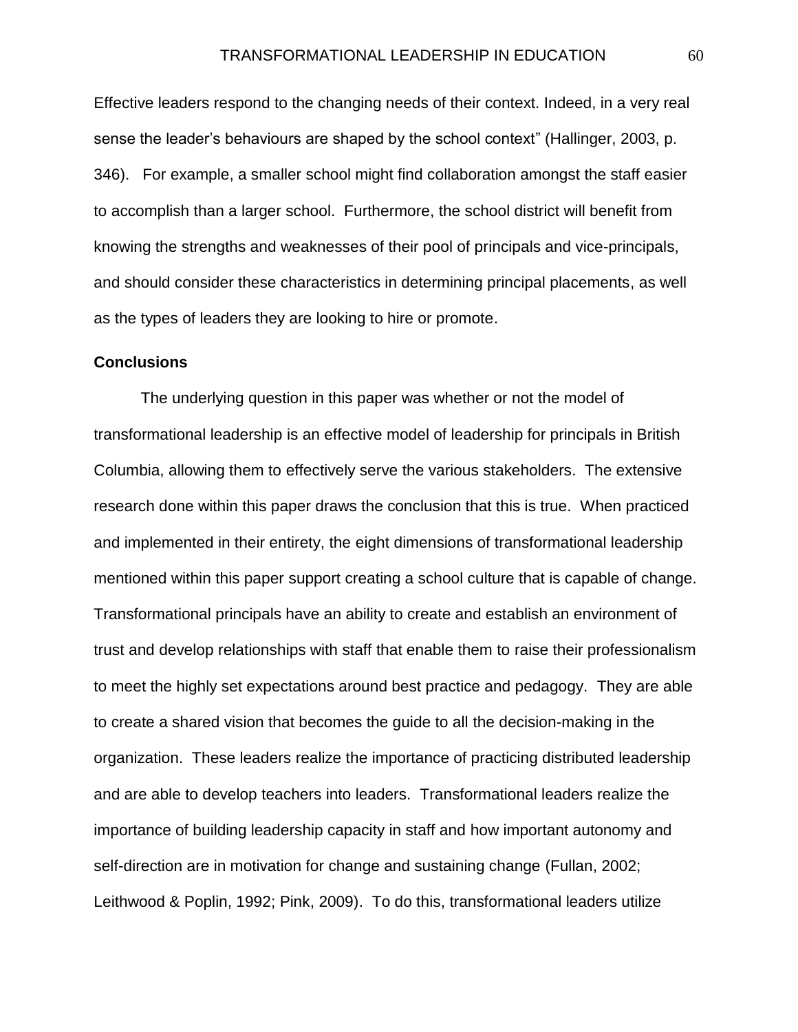Effective leaders respond to the changing needs of their context. Indeed, in a very real sense the leader's behaviours are shaped by the school context" (Hallinger, 2003, p. 346). For example, a smaller school might find collaboration amongst the staff easier to accomplish than a larger school. Furthermore, the school district will benefit from knowing the strengths and weaknesses of their pool of principals and vice-principals, and should consider these characteristics in determining principal placements, as well as the types of leaders they are looking to hire or promote.

## Conclusions

The underlying question in this paper was whether or not the model of transformational leadership is an effective model of leadership for principals in British Columbia, allowing them to effectively serve the various stakeholders. The extensive research done within this paper draws the conclusion that this is true. When practiced and implemented in their entirety, the eight dimensions of transformational leadership mentioned within this paper support creating a school culture that is capable of change. Transformational principals have an ability to create and establish an environment of trust and develop relationships with staff that enable them to raise their professionalism to meet the highly set expectations around best practice and pedagogy. They are able to create a shared vision that becomes the guide to all the decision-making in the organization. These leaders realize the importance of practicing distributed leadership and are able to develop teachers into leaders. Transformational leaders realize the importance of building leadership capacity in staff and how important autonomy and self-direction are in motivation for change and sustaining change (Fullan, 2002; Leithwood & Poplin, 1992; Pink, 2009). To do this, transformational leaders utilize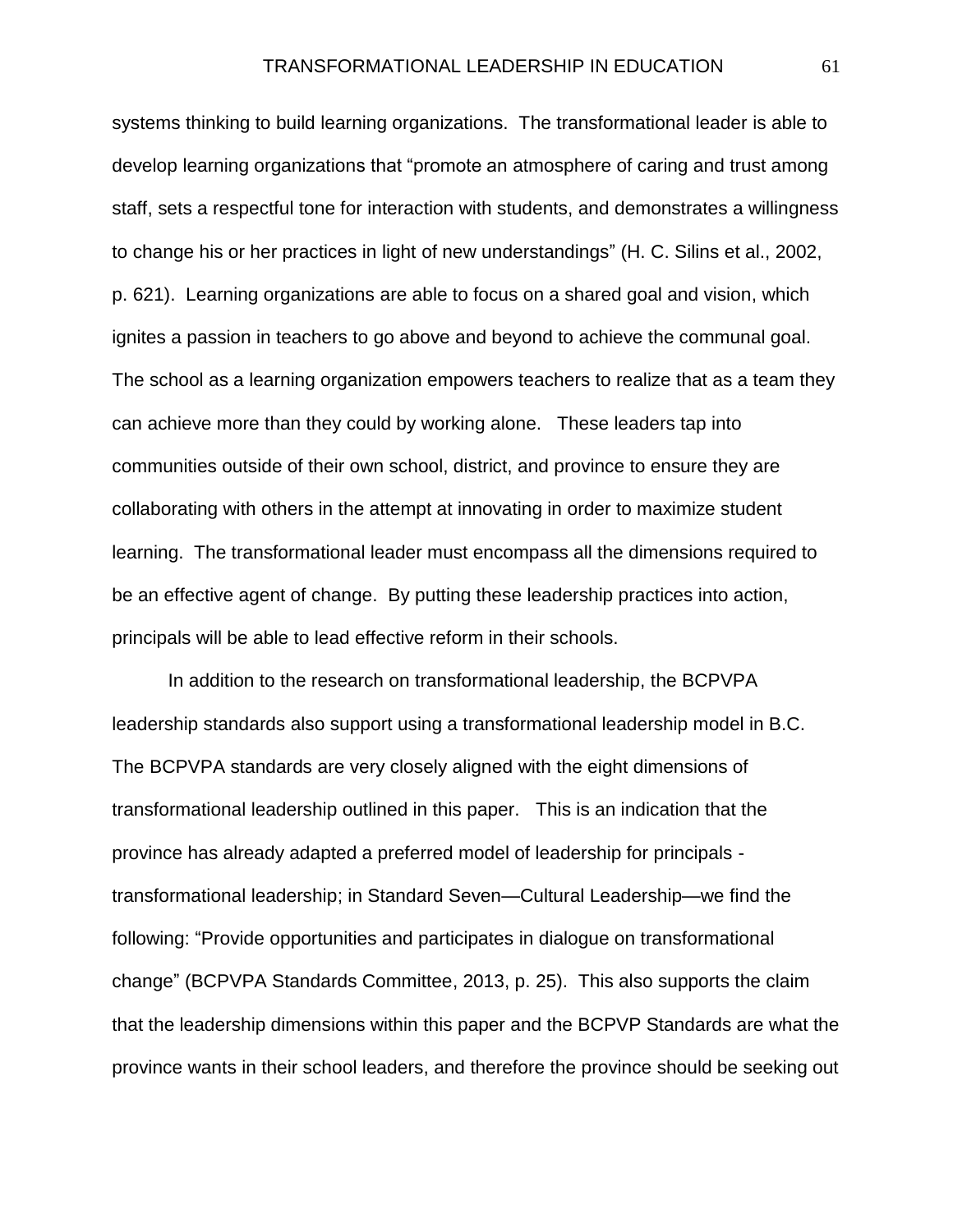systems thinking to build learning organizations. The transformational leader is able to develop learning organizations that "promote an atmosphere of caring and trust among staff, sets a respectful tone for interaction with students, and demonstrates a willingness to change his or her practices in light of new understandings" (H. C. Silins et al., 2002, p. 621). Learning organizations are able to focus on a shared goal and vision, which ignites a passion in teachers to go above and beyond to achieve the communal goal. The school as a learning organization empowers teachers to realize that as a team they can achieve more than they could by working alone. These leaders tap into communities outside of their own school, district, and province to ensure they are collaborating with others in the attempt at innovating in order to maximize student learning. The transformational leader must encompass all the dimensions required to be an effective agent of change. By putting these leadership practices into action, principals will be able to lead effective reform in their schools.

In addition to the research on transformational leadership, the BCPVPA leadership standards also support using a transformational leadership model in B.C. The BCPVPA standards are very closely aligned with the eight dimensions of transformational leadership outlined in this paper. This is an indication that the province has already adapted a preferred model of leadership for principals - transformational leadership; in Standard Seven—Cultural Leadership—we find the following: "Provide opportunities and participates in dialogue on transformational change" (BCPVPA Standards Committee, 2013, p. 25). This also supports the claim that the leadership dimensions within this paper and the BCPVP Standards are what the province wants in their school leaders, and therefore the province should be seeking out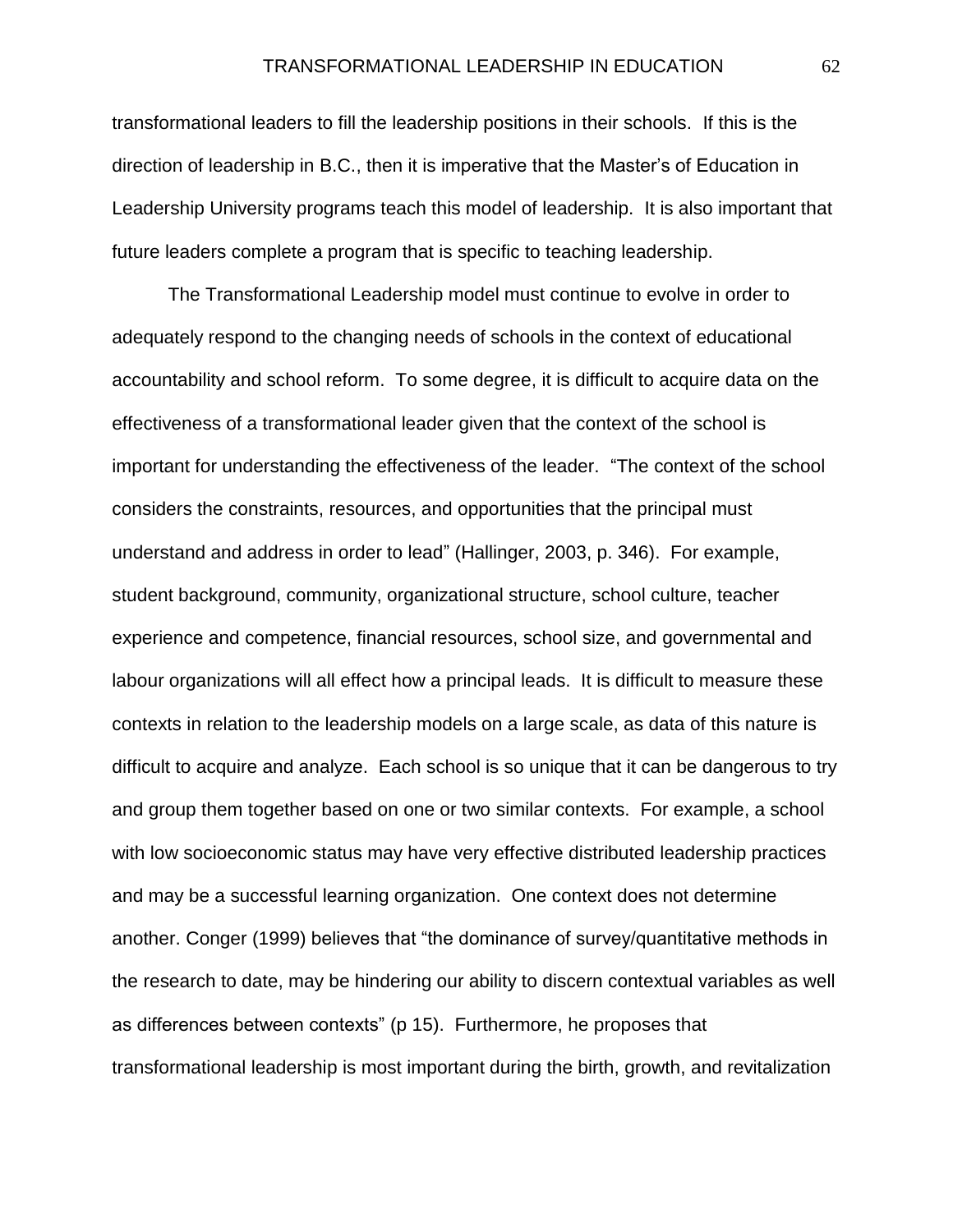transformational leaders to fill the leadership positions in their schools. If this is the direction of leadership in B.C., then it is imperative that the Master's of Education in Leadership University programs teach this model of leadership. It is also important that future leaders complete a program that is specific to teaching leadership.

The Transformational Leadership model must continue to evolve in order to adequately respond to the changing needs of schools in the context of educational accountability and school reform. To some degree, it is difficult to acquire data on the effectiveness of a transformational leader given that the context of the school is important for understanding the effectiveness of the leader. "The context of the school considers the constraints, resources, and opportunities that the principal must understand and address in order to lead" (Hallinger, 2003, p. 346). For example, student background, community, organizational structure, school culture, teacher experience and competence, financial resources, school size, and governmental and labour organizations will all effect how a principal leads. It is difficult to measure these contexts in relation to the leadership models on a large scale, as data of this nature is difficult to acquire and analyze. Each school is so unique that it can be dangerous to try and group them together based on one or two similar contexts. For example, a school with low socioeconomic status may have very effective distributed leadership practices and may be a successful learning organization. One context does not determine another. Conger (1999) believes that "the dominance of survey/quantitative methods in the research to date, may be hindering our ability to discern contextual variables as well as differences between contexts" (p 15). Furthermore, he proposes that transformational leadership is most important during the birth, growth, and revitalization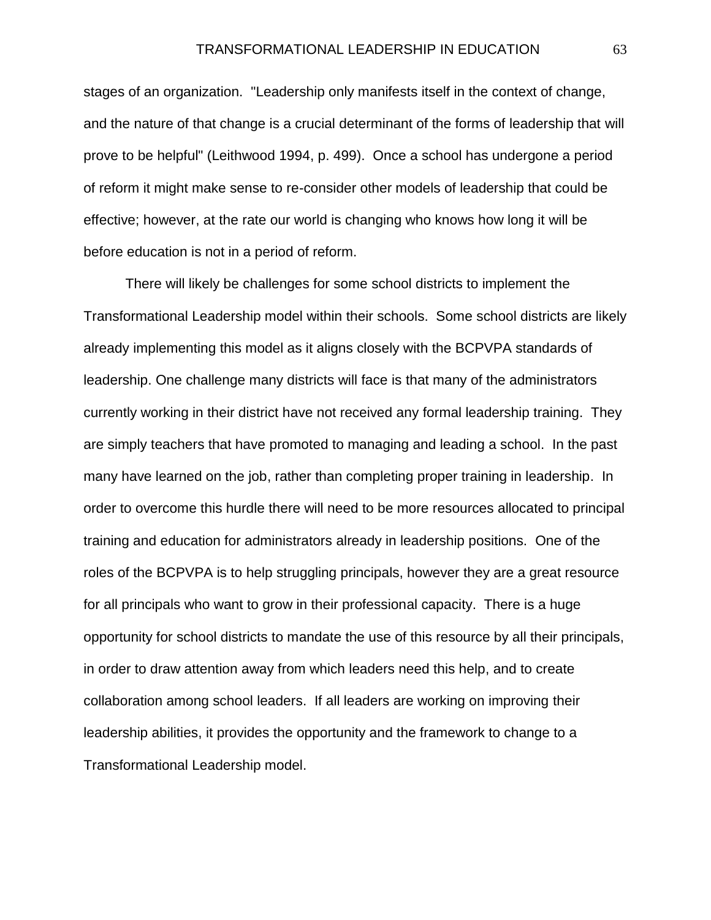stages of an organization. "Leadership only manifests itself in the context of change, and the nature of that change is a crucial determinant of the forms of leadership that will prove to be helpful" (Leithwood 1994, p. 499). Once a school has undergone a period of reform it might make sense to re-consider other models of leadership that could be effective; however, at the rate our world is changing who knows how long it will be before education is not in a period of reform.

There will likely be challenges for some school districts to implement the Transformational Leadership model within their schools. Some school districts are likely already implementing this model as it aligns closely with the BCPVPA standards of leadership. One challenge many districts will face is that many of the administrators currently working in their district have not received any formal leadership training. They are simply teachers that have promoted to managing and leading a school. In the past many have learned on the job, rather than completing proper training in leadership. In order to overcome this hurdle there will need to be more resources allocated to principal training and education for administrators already in leadership positions. One of the roles of the BCPVPA is to help struggling principals, however they are a great resource for all principals who want to grow in their professional capacity. There is a huge opportunity for school districts to mandate the use of this resource by all their principals, in order to draw attention away from which leaders need this help, and to create collaboration among school leaders. If all leaders are working on improving their leadership abilities, it provides the opportunity and the framework to change to a Transformational Leadership model.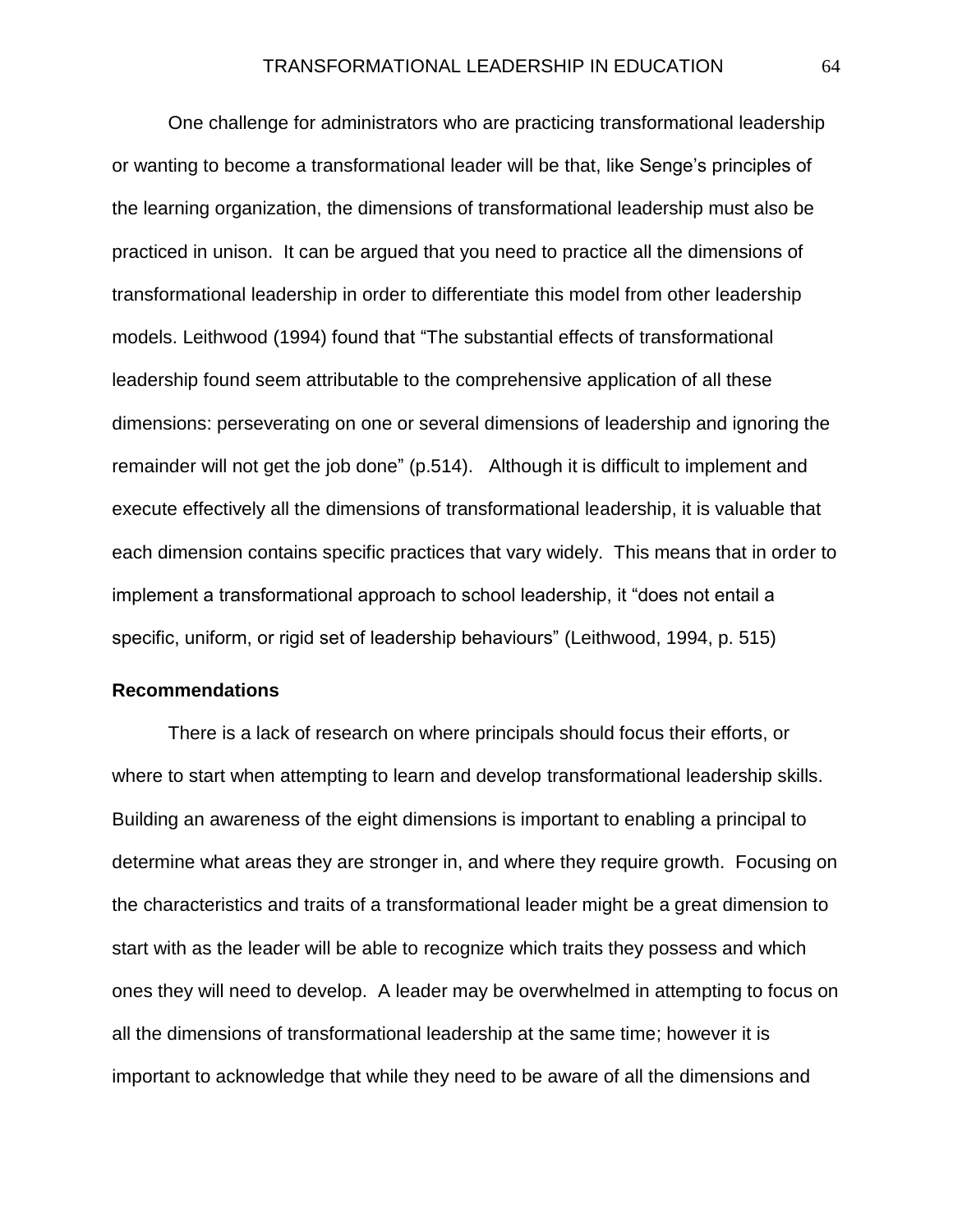One challenge for administrators who are practicing transformational leadership or wanting to become a transformational leader will be that, like Senge's principles of the learning organization, the dimensions of transformational leadership must also be practiced in unison. It can be argued that you need to practice all the dimensions of transformational leadership in order to differentiate this model from other leadership models. Leithwood (1994) found that "The substantial effects of transformational leadership found seem attributable to the comprehensive application of all these dimensions: perseverating on one or several dimensions of leadership and ignoring the remainder will not get the job done" (p.514). Although it is difficult to implement and execute effectively all the dimensions of transformational leadership, it is valuable that each dimension contains specific practices that vary widely. This means that in order to implement a transformational approach to school leadership, it "does not entail a specific, uniform, or rigid set of leadership behaviours" (Leithwood, 1994, p. 515)

## Recommendations

There is a lack of research on where principals should focus their efforts, or where to start when attempting to learn and develop transformational leadership skills. Building an awareness of the eight dimensions is important to enabling a principal to determine what areas they are stronger in, and where they require growth. Focusing on the characteristics and traits of a transformational leader might be a great dimension to start with as the leader will be able to recognize which traits they possess and which ones they will need to develop. A leader may be overwhelmed in attempting to focus on all the dimensions of transformational leadership at the same time; however it is important to acknowledge that while they need to be aware of all the dimensions and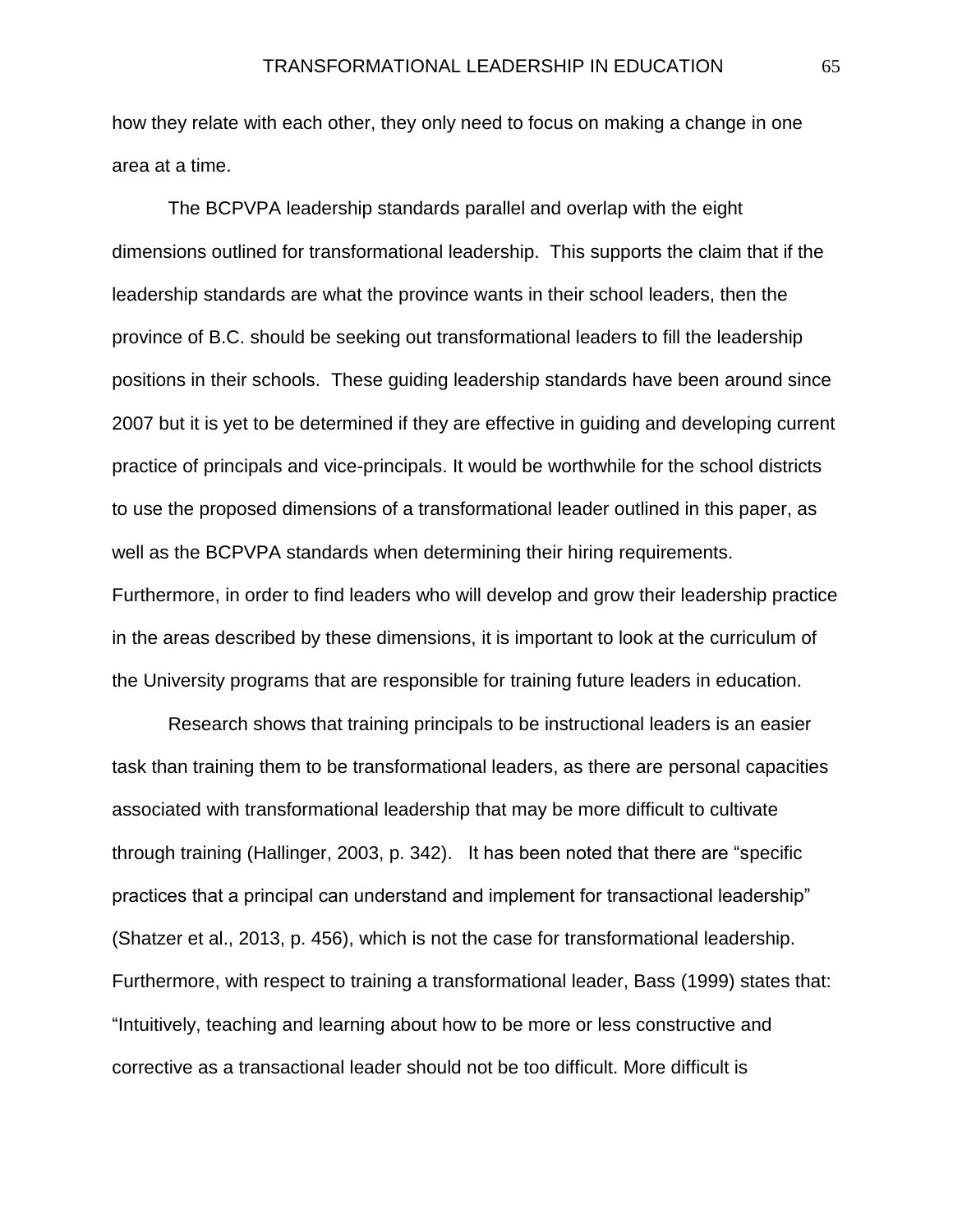how they relate with each other, they only need to focus on making a change in one area at a time.

The BCPVPA leadership standards parallel and overlap with the eight dimensions outlined for transformational leadership. This supports the claim that if the leadership standards are what the province wants in their school leaders, then the province of B.C. should be seeking out transformational leaders to fill the leadership positions in their schools. These guiding leadership standards have been around since 2007 but it is yet to be determined if they are effective in guiding and developing current practice of principals and vice-principals. It would be worthwhile for the school districts to use the proposed dimensions of a transformational leader outlined in this paper, as well as the BCPVPA standards when determining their hiring requirements. Furthermore, in order to find leaders who will develop and grow their leadership practice in the areas described by these dimensions, it is important to look at the curriculum of the University programs that are responsible for training future leaders in education.

Research shows that training principals to be instructional leaders is an easier task than training them to be transformational leaders, as there are personal capacities associated with transformational leadership that may be more difficult to cultivate through training (Hallinger, 2003, p. 342). It has been noted that there are "specific practices that a principal can understand and implement for transactional leadership" (Shatzer et al., 2013, p. 456), which is not the case for transformational leadership. Furthermore, with respect to training a transformational leader, Bass (1999) states that: "Intuitively, teaching and learning about how to be more or less constructive and corrective as a transactional leader should not be too difficult. More difficult is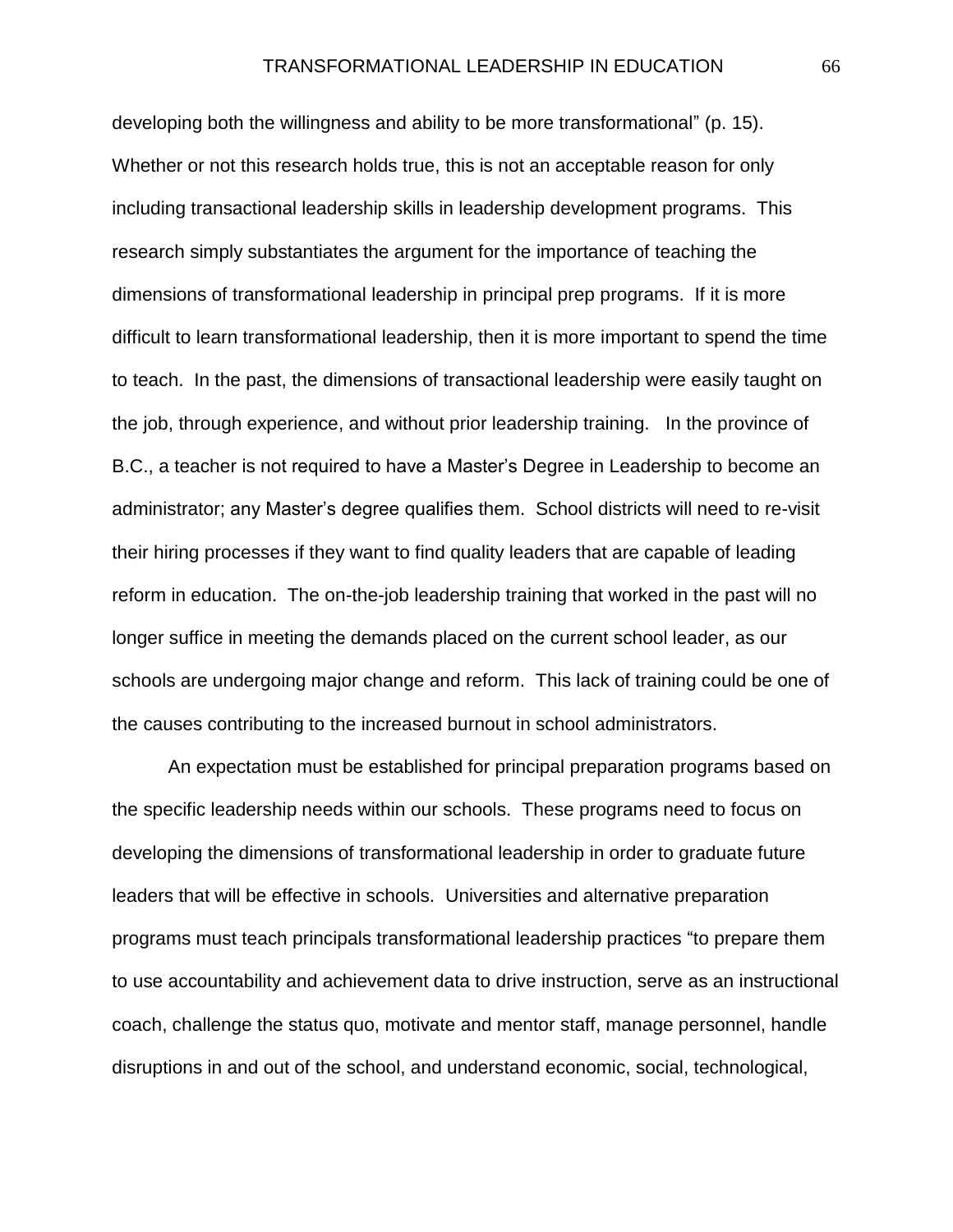developing both the willingness and ability to be more transformational" (p. 15). Whether or not this research holds true, this is not an acceptable reason for only including transactional leadership skills in leadership development programs. This research simply substantiates the argument for the importance of teaching the dimensions of transformational leadership in principal prep programs. If it is more difficult to learn transformational leadership, then it is more important to spend the time to teach. In the past, the dimensions of transactional leadership were easily taught on the job, through experience, and without prior leadership training. In the province of B.C., a teacher is not required to have a Master's Degree in Leadership to become an administrator; any Master's degree qualifies them. School districts will need to re-visit their hiring processes if they want to find quality leaders that are capable of leading reform in education. The on-the-job leadership training that worked in the past will no longer suffice in meeting the demands placed on the current school leader, as our schools are undergoing major change and reform. This lack of training could be one of the causes contributing to the increased burnout in school administrators.

An expectation must be established for principal preparation programs based on the specific leadership needs within our schools. These programs need to focus on developing the dimensions of transformational leadership in order to graduate future leaders that will be effective in schools. Universities and alternative preparation programs must teach principals transformational leadership practices "to prepare them to use accountability and achievement data to drive instruction, serve as an instructional coach, challenge the status quo, motivate and mentor staff, manage personnel, handle disruptions in and out of the school, and understand economic, social, technological,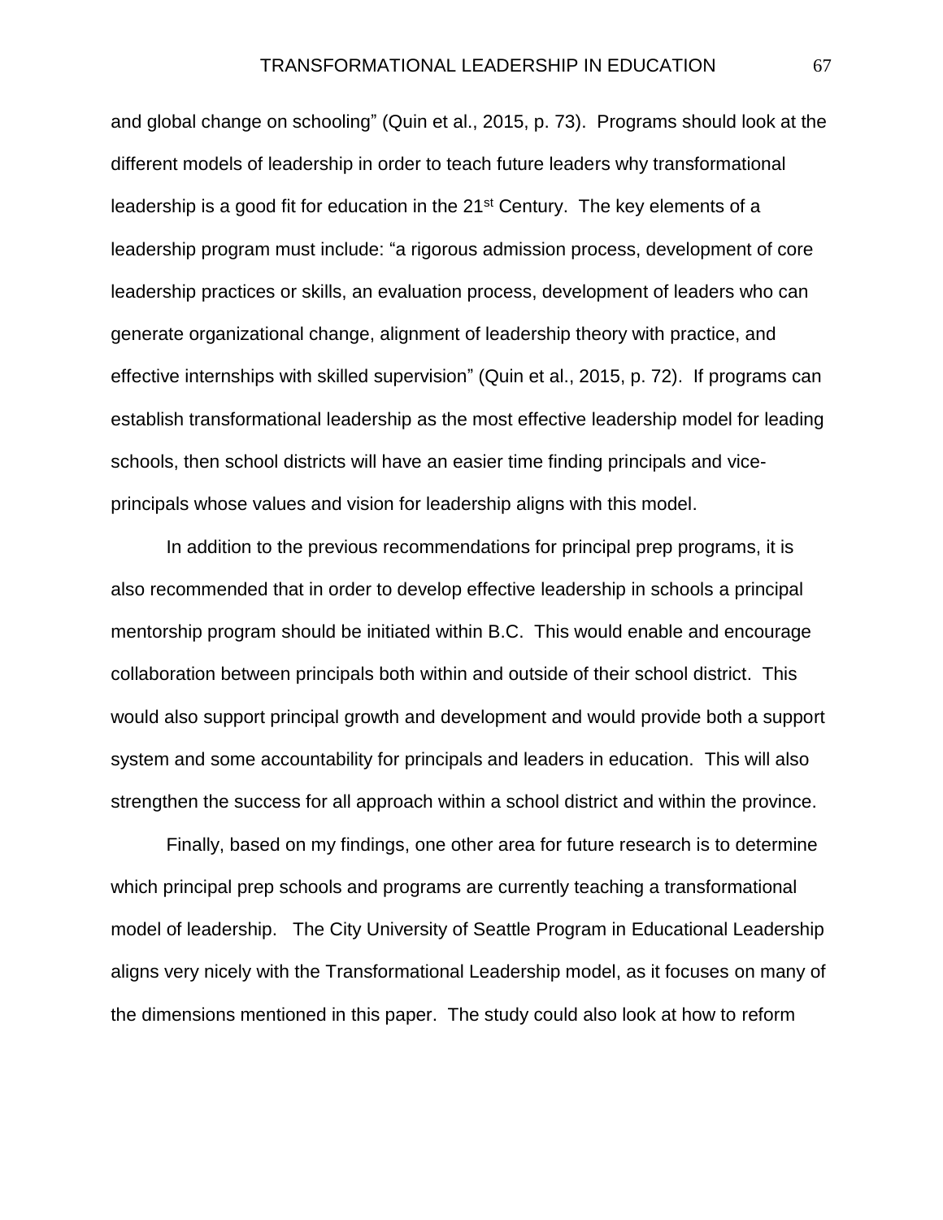and global change on schooling" (Quin et al., 2015, p. 73). Programs should look at the different models of leadership in order to teach future leaders why transformational leadership is a good fit for education in the 21st Century. The key elements of a leadership program must include: "a rigorous admission process, development of core leadership practices or skills, an evaluation process, development of leaders who can generate organizational change, alignment of leadership theory with practice, and effective internships with skilled supervision" (Quin et al., 2015, p. 72). If programs can establish transformational leadership as the most effective leadership model for leading schools, then school districts will have an easier time finding principals and vice-principals whose values and vision for leadership aligns with this model.

In addition to the previous recommendations for principal prep programs, it is also recommended that in order to develop effective leadership in schools a principal mentorship program should be initiated within B.C. This would enable and encourage collaboration between principals both within and outside of their school district. This would also support principal growth and development and would provide both a support system and some accountability for principals and leaders in education. This will also strengthen the success for all approach within a school district and within the province.

Finally, based on my findings, one other area for future research is to determine which principal prep schools and programs are currently teaching a transformational model of leadership. The City University of Seattle Program in Educational Leadership aligns very nicely with the Transformational Leadership model, as it focuses on many of the dimensions mentioned in this paper. The study could also look at how to reform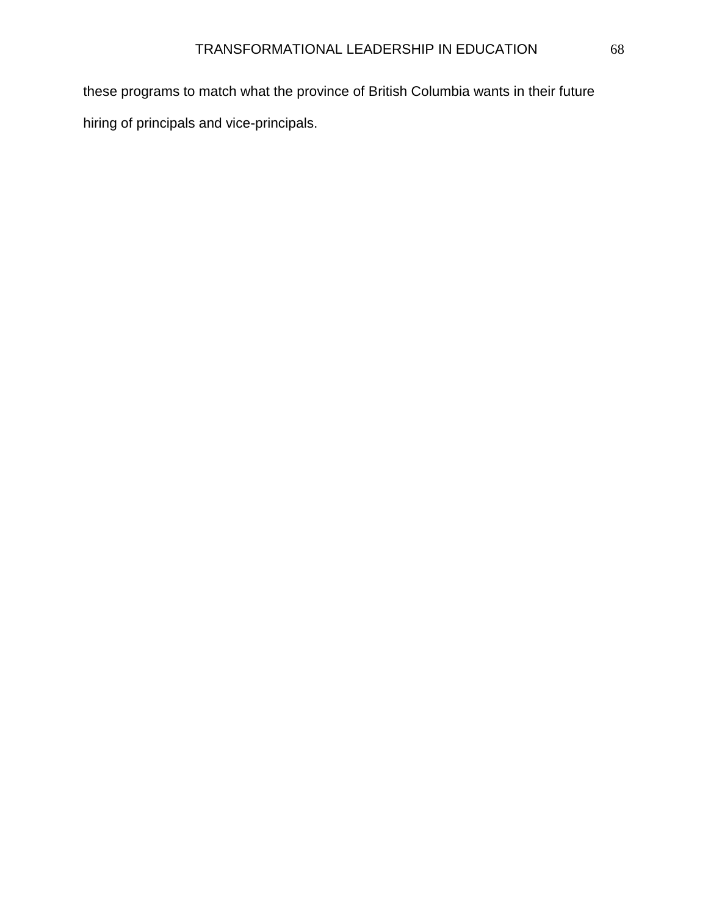these programs to match what the province of British Columbia wants in their future hiring of principals and vice-principals.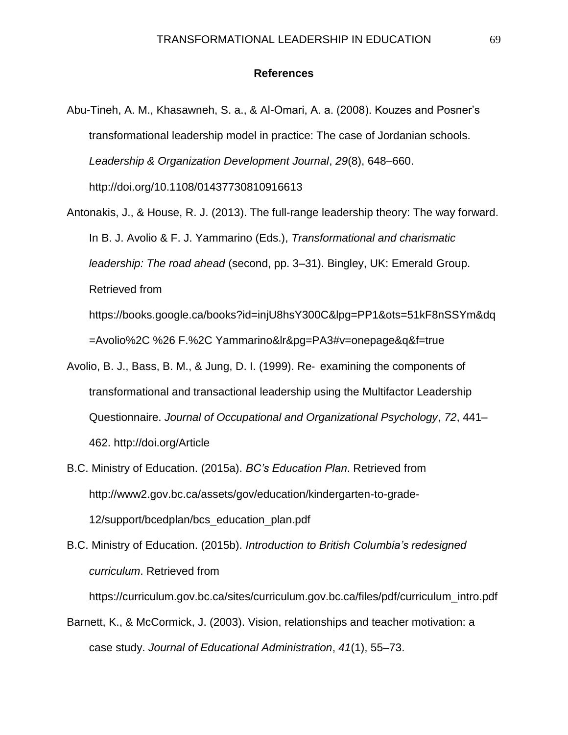## References

Abu-Tineh, A. M., Khasawneh, S. a., & Al-Omari, A. a. (2008). Kouzes and Posner's transformational leadership model in practice: The case of Jordanian schools. *Leadership & Organization Development Journal*, *29*(8), 648–660. http://doi.org/10.1108/01437730810916613

Antonakis, J., & House, R. J. (2013). The full-range leadership theory: The way forward. In B. J. Avolio & F. J. Yammarino (Eds.), *Transformational and charismatic leadership: The road ahead* (second, pp. 3–31). Bingley, UK: Emerald Group. Retrieved from https://books.google.ca/books?id=injU8hsY300C&lpg=PP1&ots=51kF8nSSYm&dq=Avolio%2C %26 F.%2C Yammarino&lr&pg=PA3#v=onepage&q&f=true

Avolio, B. J., Bass, B. M., & Jung, D. I. (1999). Re- examining the components of transformational and transactional leadership using the Multifactor Leadership Questionnaire. *Journal of Occupational and Organizational Psychology*, *72*, 441–462. http://doi.org/Article

B.C. Ministry of Education. (2015a). *BC's Education Plan*. Retrieved from http://www2.gov.bc.ca/assets/gov/education/kindergarten-to-grade-12/support/bcedplan/bcs_education_plan.pdf

B.C. Ministry of Education. (2015b). *Introduction to British Columbia's redesigned curriculum*. Retrieved from https://curriculum.gov.bc.ca/sites/curriculum.gov.bc.ca/files/pdf/curriculum_intro.pdf

Barnett, K., & McCormick, J. (2003). Vision, relationships and teacher motivation: a case study. *Journal of Educational Administration*, *41*(1), 55–73.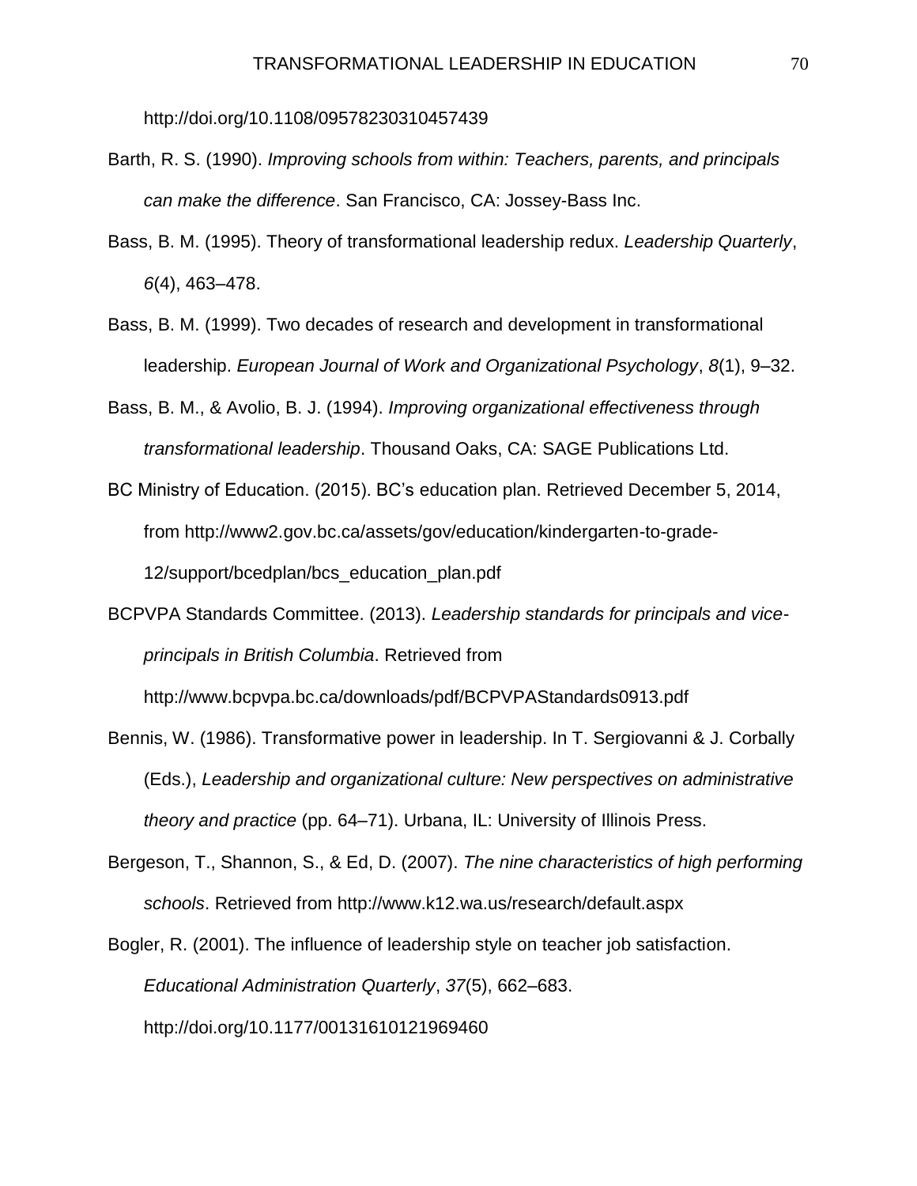http://doi.org/10.1108/09578230310457439

Barth, R. S. (1990). *Improving schools from within: Teachers, parents, and principals can make the difference*. San Francisco, CA: Jossey-Bass Inc.

Bass, B. M. (1995). Theory of transformational leadership redux. *Leadership Quarterly*, *6*(4), 463–478.

Bass, B. M. (1999). Two decades of research and development in transformational leadership. *European Journal of Work and Organizational Psychology*, *8*(1), 9–32.

Bass, B. M., & Avolio, B. J. (1994). *Improving organizational effectiveness through transformational leadership*. Thousand Oaks, CA: SAGE Publications Ltd.

BC Ministry of Education. (2015). BC's education plan. Retrieved December 5, 2014, from http://www2.gov.bc.ca/assets/gov/education/kindergarten-to-grade-12/support/bcedplan/bcs_education_plan.pdf

BCPVPA Standards Committee. (2013). *Leadership standards for principals and vice-principals in British Columbia*. Retrieved from http://www.bcpvpa.bc.ca/downloads/pdf/BCPVPAStandards0913.pdf

Bennis, W. (1986). Transformative power in leadership. In T. Sergiovanni & J. Corbally (Eds.), *Leadership and organizational culture: New perspectives on administrative theory and practice* (pp. 64–71). Urbana, IL: University of Illinois Press.

Bergeson, T., Shannon, S., & Ed, D. (2007). *The nine characteristics of high performing schools*. Retrieved from http://www.k12.wa.us/research/default.aspx

Bogler, R. (2001). The influence of leadership style on teacher job satisfaction. *Educational Administration Quarterly*, *37*(5), 662–683. http://doi.org/10.1177/00131610121969460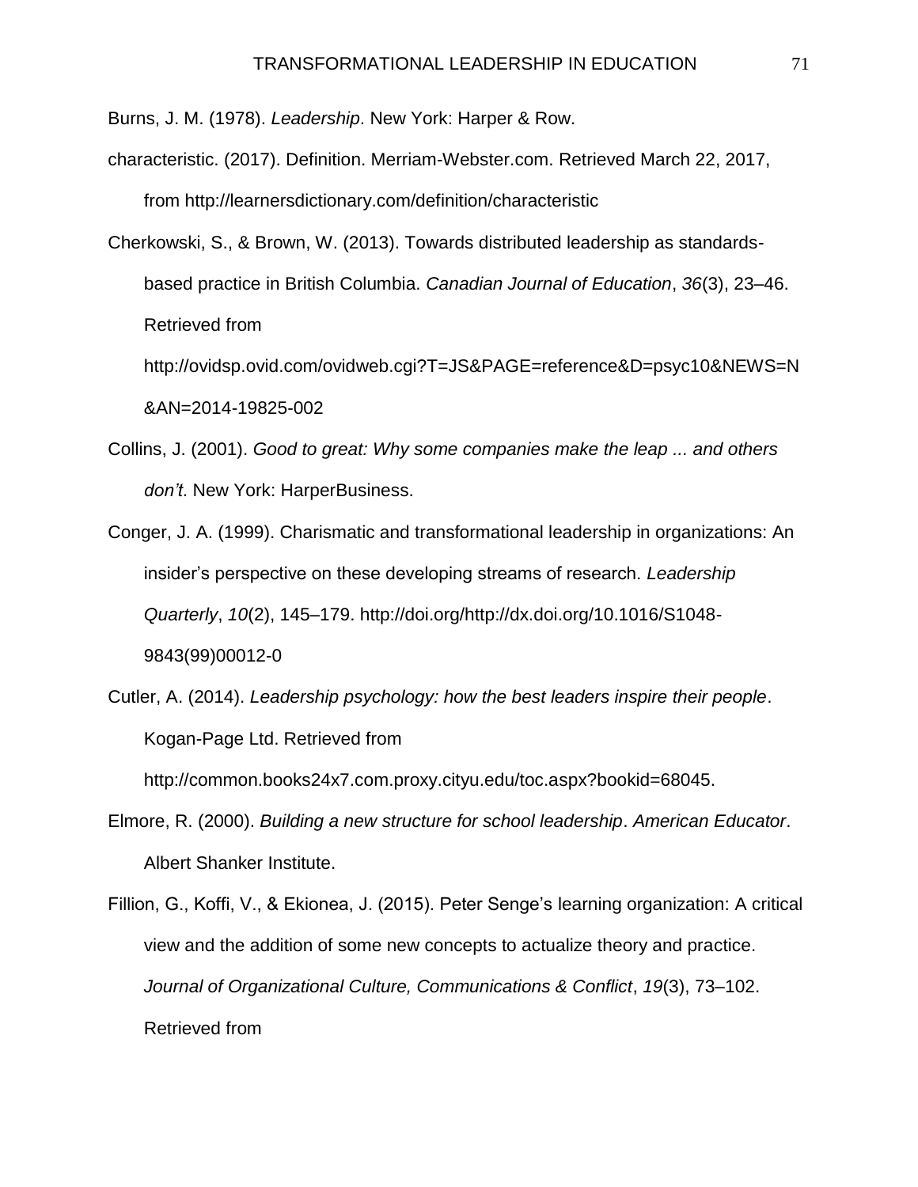Burns, J. M. (1978). *Leadership*. New York: Harper & Row.

characteristic. (2017). Definition. Merriam-Webster.com. Retrieved March 22, 2017, from http://learnersdictionary.com/definition/characteristic

Cherkowski, S., & Brown, W. (2013). Towards distributed leadership as standards-based practice in British Columbia. *Canadian Journal of Education*, *36*(3), 23–46. Retrieved from http://ovidsp.ovid.com/ovidweb.cgi?T=JS&PAGE=reference&D=psyc10&NEWS=N&AN=2014-19825-002

Collins, J. (2001). *Good to great: Why some companies make the leap ... and others don't*. New York: HarperBusiness.

Conger, J. A. (1999). Charismatic and transformational leadership in organizations: An insider's perspective on these developing streams of research. *Leadership Quarterly*, *10*(2), 145–179. http://doi.org/http://dx.doi.org/10.1016/S1048-9843(99)00012-0

Cutler, A. (2014). *Leadership psychology: how the best leaders inspire their people*. Kogan-Page Ltd. Retrieved from http://common.books24x7.com.proxy.cityu.edu/toc.aspx?bookid=68045.

Elmore, R. (2000). *Building a new structure for school leadership*. *American Educator*. Albert Shanker Institute.

Fillion, G., Koffi, V., & Ekionea, J. (2015). Peter Senge's learning organization: A critical view and the addition of some new concepts to actualize theory and practice. *Journal of Organizational Culture, Communications & Conflict*, *19*(3), 73–102. Retrieved from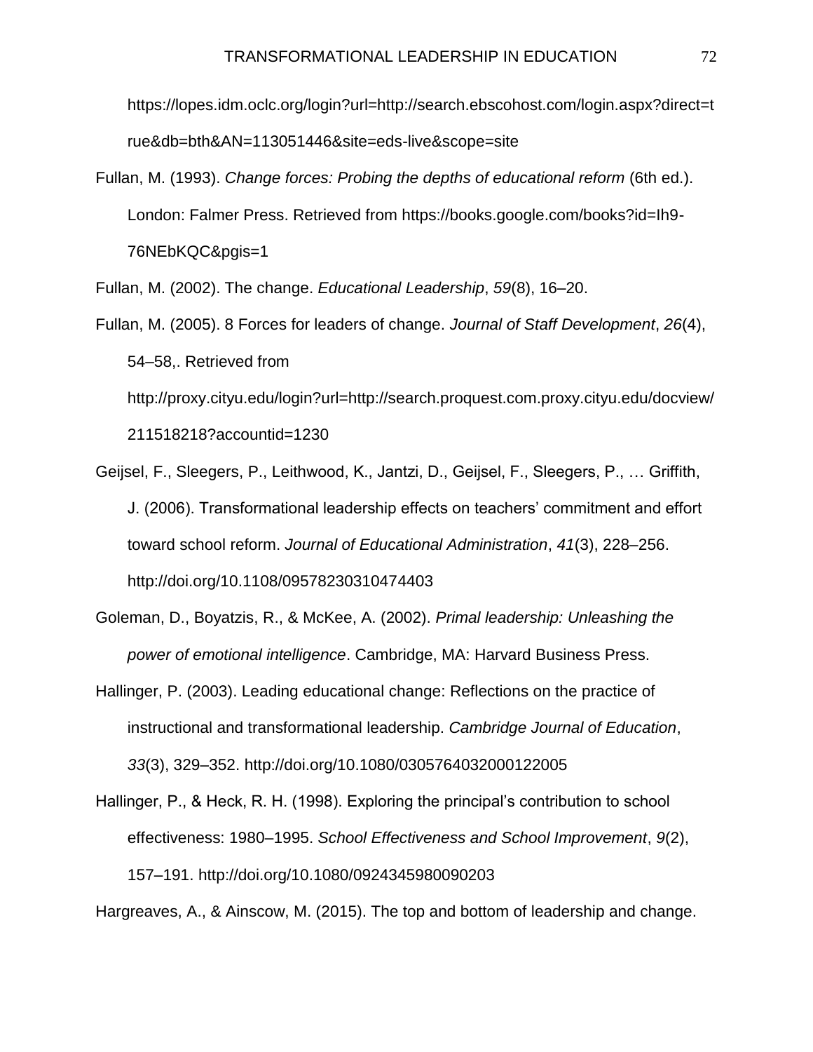https://lopes.idm.oclc.org/login?url=http://search.ebscohost.com/login.aspx?direct=true&db=bth&AN=113051446&site=eds-live&scope=site

Fullan, M. (1993). *Change forces: Probing the depths of educational reform* (6th ed.). London: Falmer Press. Retrieved from https://books.google.com/books?id=Ih9-76NEbKQC&pgis=1

Fullan, M. (2002). The change. *Educational Leadership*, *59*(8), 16–20.

Fullan, M. (2005). 8 Forces for leaders of change. *Journal of Staff Development*, *26*(4), 54–58,. Retrieved from http://proxy.cityu.edu/login?url=http://search.proquest.com.proxy.cityu.edu/docview/211518218?accountid=1230

Geijsel, F., Sleegers, P., Leithwood, K., Jantzi, D., Geijsel, F., Sleegers, P., … Griffith, J. (2006). Transformational leadership effects on teachers' commitment and effort toward school reform. *Journal of Educational Administration*, *41*(3), 228–256. http://doi.org/10.1108/09578230310474403

Goleman, D., Boyatzis, R., & McKee, A. (2002). *Primal leadership: Unleashing the power of emotional intelligence*. Cambridge, MA: Harvard Business Press.

Hallinger, P. (2003). Leading educational change: Reflections on the practice of instructional and transformational leadership. *Cambridge Journal of Education*, *33*(3), 329–352. http://doi.org/10.1080/0305764032000122005

Hallinger, P., & Heck, R. H. (1998). Exploring the principal's contribution to school effectiveness: 1980–1995. *School Effectiveness and School Improvement*, *9*(2), 157–191. http://doi.org/10.1080/0924345980090203

Hargreaves, A., & Ainscow, M. (2015). The top and bottom of leadership and change.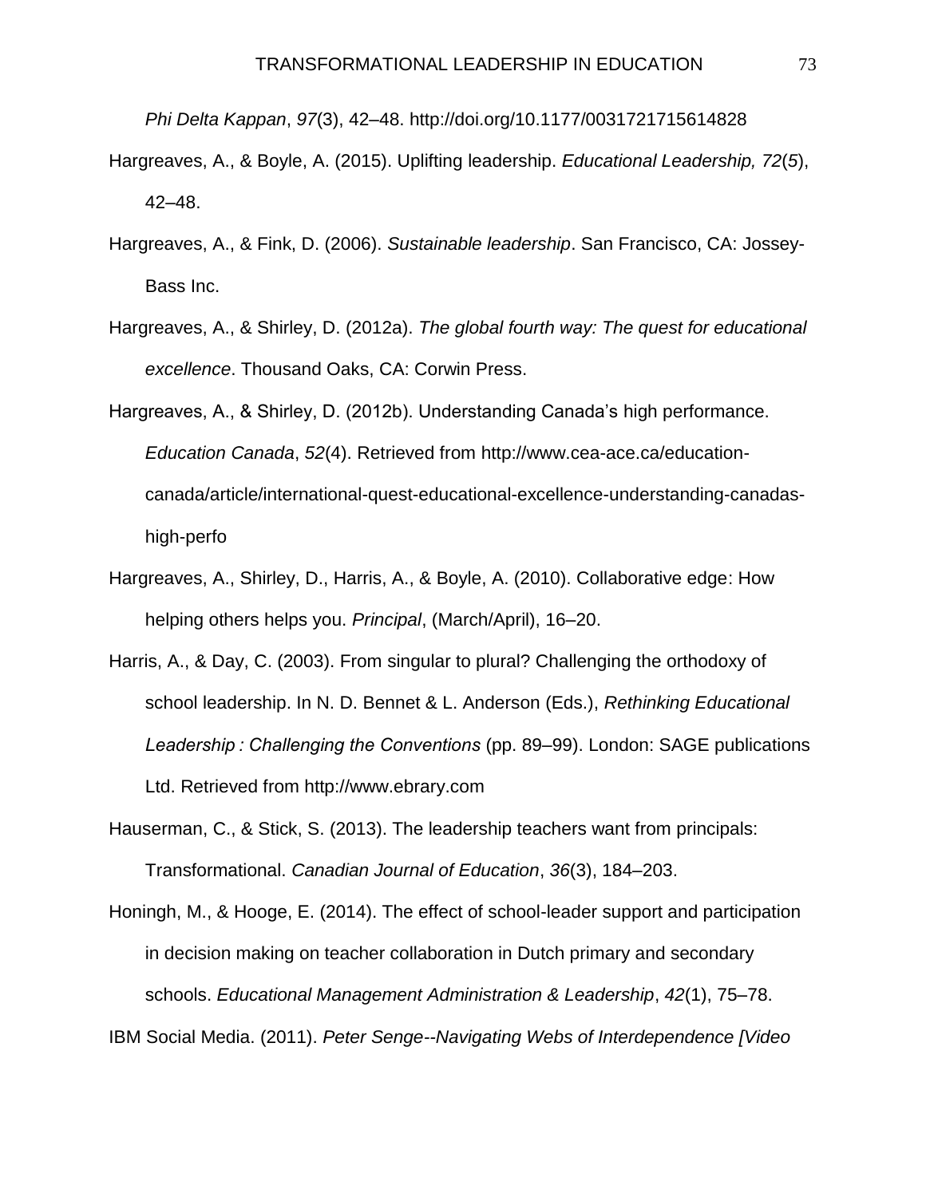*Phi Delta Kappan*, *97*(3), 42–48. http://doi.org/10.1177/0031721715614828

Hargreaves, A., & Boyle, A. (2015). Uplifting leadership. *Educational Leadership, 72*(*5*), 42–48.

Hargreaves, A., & Fink, D. (2006). *Sustainable leadership*. San Francisco, CA: Jossey-Bass Inc.

Hargreaves, A., & Shirley, D. (2012a). *The global fourth way: The quest for educational excellence*. Thousand Oaks, CA: Corwin Press.

Hargreaves, A., & Shirley, D. (2012b). Understanding Canada's high performance. *Education Canada*, *52*(4). Retrieved from http://www.cea-ace.ca/education-canada/article/international-quest-educational-excellence-understanding-canadas-high-perfo

Hargreaves, A., Shirley, D., Harris, A., & Boyle, A. (2010). Collaborative edge: How helping others helps you. *Principal*, (March/April), 16–20.

Harris, A., & Day, C. (2003). From singular to plural? Challenging the orthodoxy of school leadership. In N. D. Bennet & L. Anderson (Eds.), *Rethinking Educational Leadership : Challenging the Conventions* (pp. 89–99). London: SAGE publications Ltd. Retrieved from http://www.ebrary.com

Hauserman, C., & Stick, S. (2013). The leadership teachers want from principals: Transformational. *Canadian Journal of Education*, *36*(3), 184–203.

Honingh, M., & Hooge, E. (2014). The effect of school-leader support and participation in decision making on teacher collaboration in Dutch primary and secondary schools. *Educational Management Administration & Leadership*, *42*(1), 75–78.

IBM Social Media. (2011). *Peter Senge--Navigating Webs of Interdependence [Video*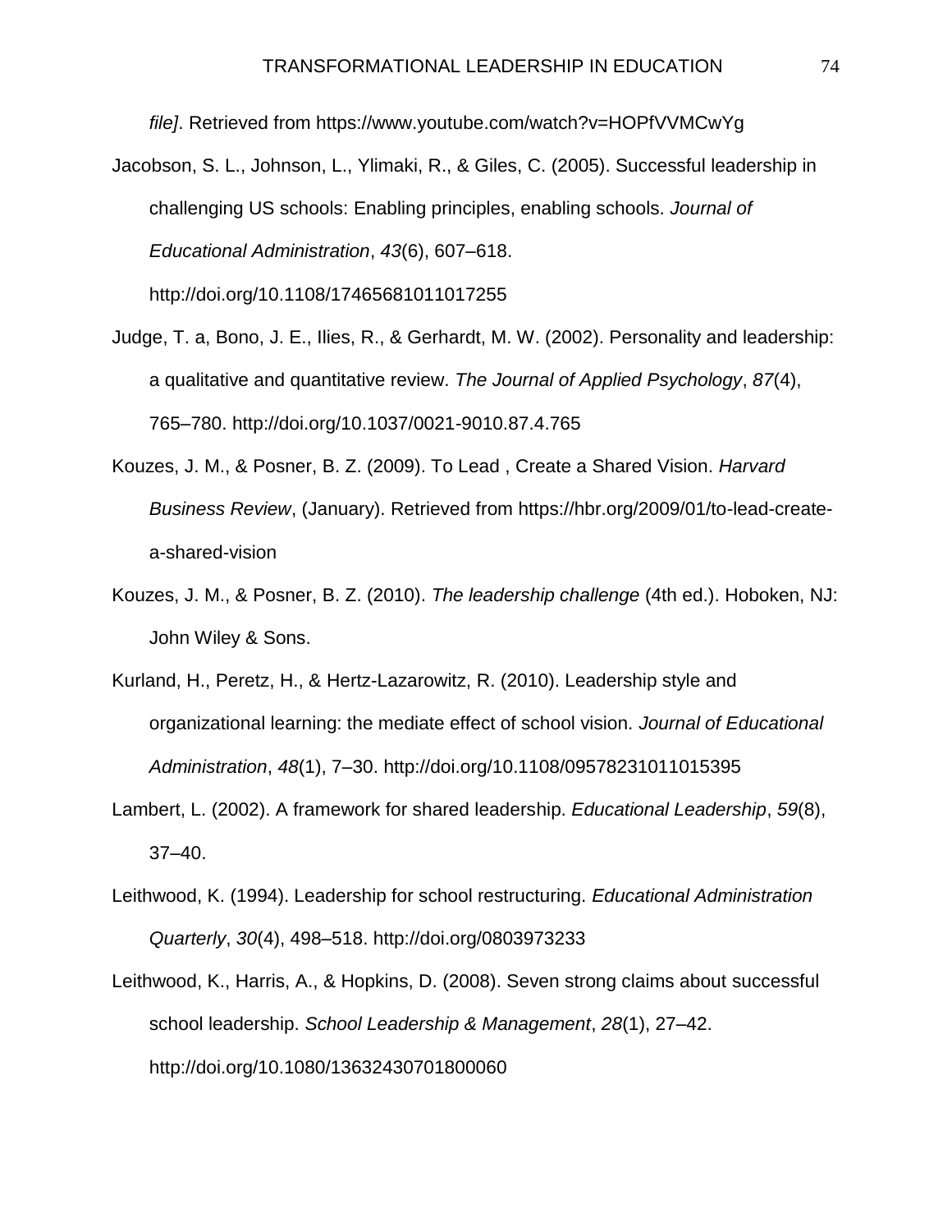*file]*. Retrieved from https://www.youtube.com/watch?v=HOPfVVMCwYg

Jacobson, S. L., Johnson, L., Ylimaki, R., & Giles, C. (2005). Successful leadership in challenging US schools: Enabling principles, enabling schools. *Journal of Educational Administration*, *43*(6), 607–618. http://doi.org/10.1108/17465681011017255

Judge, T. a, Bono, J. E., Ilies, R., & Gerhardt, M. W. (2002). Personality and leadership: a qualitative and quantitative review. *The Journal of Applied Psychology*, *87*(4), 765–780. http://doi.org/10.1037/0021-9010.87.4.765

Kouzes, J. M., & Posner, B. Z. (2009). To Lead , Create a Shared Vision. *Harvard Business Review*, (January). Retrieved from https://hbr.org/2009/01/to-lead-create-a-shared-vision

Kouzes, J. M., & Posner, B. Z. (2010). *The leadership challenge* (4th ed.). Hoboken, NJ: John Wiley & Sons.

Kurland, H., Peretz, H., & Hertz-Lazarowitz, R. (2010). Leadership style and organizational learning: the mediate effect of school vision. *Journal of Educational Administration*, *48*(1), 7–30. http://doi.org/10.1108/09578231011015395

Lambert, L. (2002). A framework for shared leadership. *Educational Leadership*, *59*(8), 37–40.

Leithwood, K. (1994). Leadership for school restructuring. *Educational Administration Quarterly*, *30*(4), 498–518. http://doi.org/0803973233

Leithwood, K., Harris, A., & Hopkins, D. (2008). Seven strong claims about successful school leadership. *School Leadership & Management*, *28*(1), 27–42. http://doi.org/10.1080/13632430701800060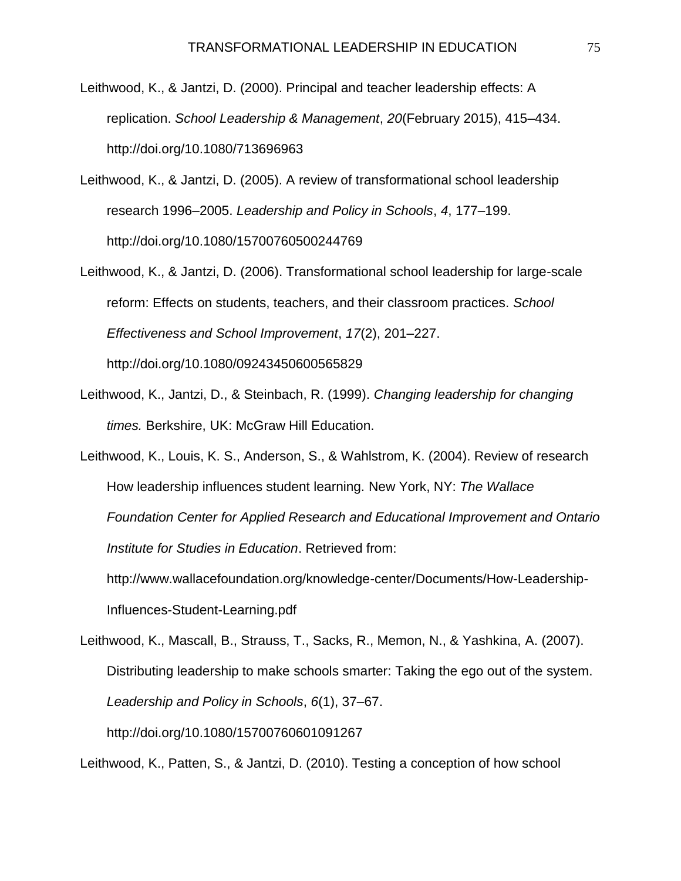Leithwood, K., & Jantzi, D. (2000). Principal and teacher leadership effects: A replication. *School Leadership & Management*, *20*(February 2015), 415–434. http://doi.org/10.1080/713696963

Leithwood, K., & Jantzi, D. (2005). A review of transformational school leadership research 1996–2005. *Leadership and Policy in Schools*, *4*, 177–199. http://doi.org/10.1080/15700760500244769

Leithwood, K., & Jantzi, D. (2006). Transformational school leadership for large-scale reform: Effects on students, teachers, and their classroom practices. *School Effectiveness and School Improvement*, *17*(2), 201–227. http://doi.org/10.1080/09243450600565829

Leithwood, K., Jantzi, D., & Steinbach, R. (1999). *Changing leadership for changing times.* Berkshire, UK: McGraw Hill Education.

Leithwood, K., Louis, K. S., Anderson, S., & Wahlstrom, K. (2004). Review of research How leadership influences student learning. New York, NY: *The Wallace Foundation Center for Applied Research and Educational Improvement and Ontario Institute for Studies in Education*. Retrieved from: http://www.wallacefoundation.org/knowledge-center/Documents/How-Leadership-Influences-Student-Learning.pdf

Leithwood, K., Mascall, B., Strauss, T., Sacks, R., Memon, N., & Yashkina, A. (2007). Distributing leadership to make schools smarter: Taking the ego out of the system. *Leadership and Policy in Schools*, *6*(1), 37–67. http://doi.org/10.1080/15700760601091267

Leithwood, K., Patten, S., & Jantzi, D. (2010). Testing a conception of how school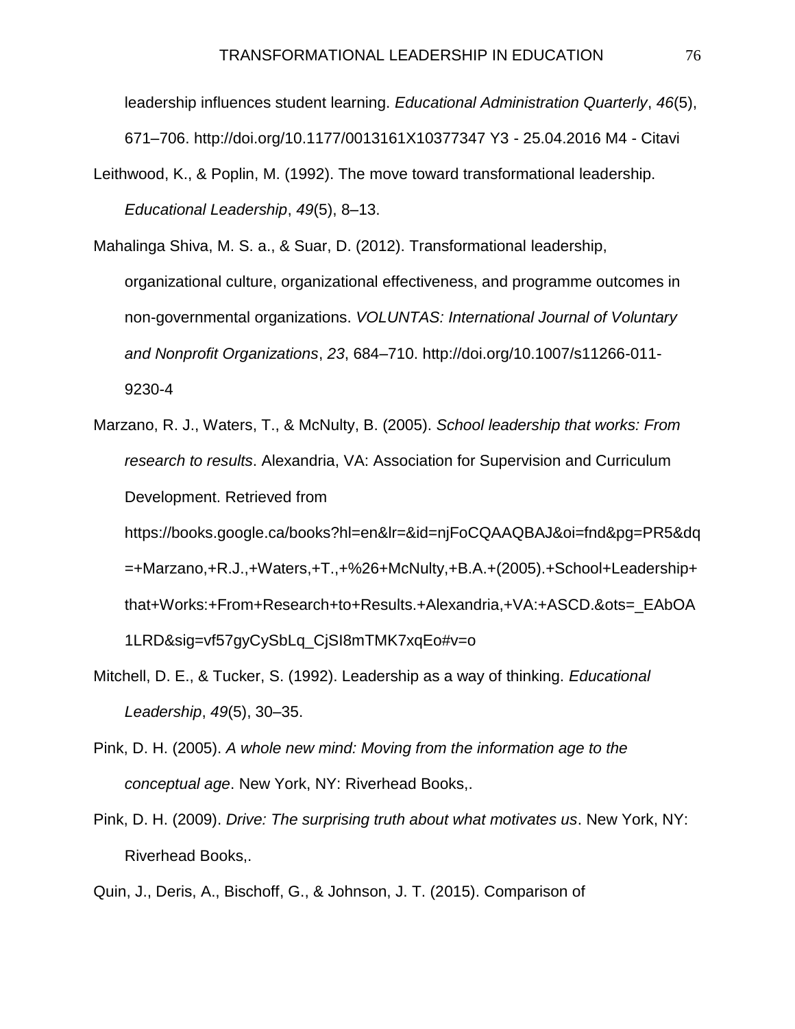leadership influences student learning. *Educational Administration Quarterly*, *46*(5), 671–706. http://doi.org/10.1177/0013161X10377347 Y3 - 25.04.2016 M4 - Citavi

Leithwood, K., & Poplin, M. (1992). The move toward transformational leadership. *Educational Leadership*, *49*(5), 8–13.

Mahalinga Shiva, M. S. a., & Suar, D. (2012). Transformational leadership, organizational culture, organizational effectiveness, and programme outcomes in non-governmental organizations. *VOLUNTAS: International Journal of Voluntary and Nonprofit Organizations*, *23*, 684–710. http://doi.org/10.1007/s11266-011-9230-4

Marzano, R. J., Waters, T., & McNulty, B. (2005). *School leadership that works: From research to results*. Alexandria, VA: Association for Supervision and Curriculum Development. Retrieved from https://books.google.ca/books?hl=en&lr=&id=njFoCQAAQBAJ&oi=fnd&pg=PR5&dq=+Marzano,+R.J.,+Waters,+T.,+%26+McNulty,+B.A.+(2005).+School+Leadership+that+Works:+From+Research+to+Results.+Alexandria,+VA:+ASCD.&ots=_EAbOA1LRD&sig=vf57gyCySbLq_CjSI8mTMK7xqEo#v=o

Mitchell, D. E., & Tucker, S. (1992). Leadership as a way of thinking. *Educational Leadership*, *49*(5), 30–35.

Pink, D. H. (2005). *A whole new mind: Moving from the information age to the conceptual age*. New York, NY: Riverhead Books,.

Pink, D. H. (2009). *Drive: The surprising truth about what motivates us*. New York, NY: Riverhead Books,.

Quin, J., Deris, A., Bischoff, G., & Johnson, J. T. (2015). Comparison of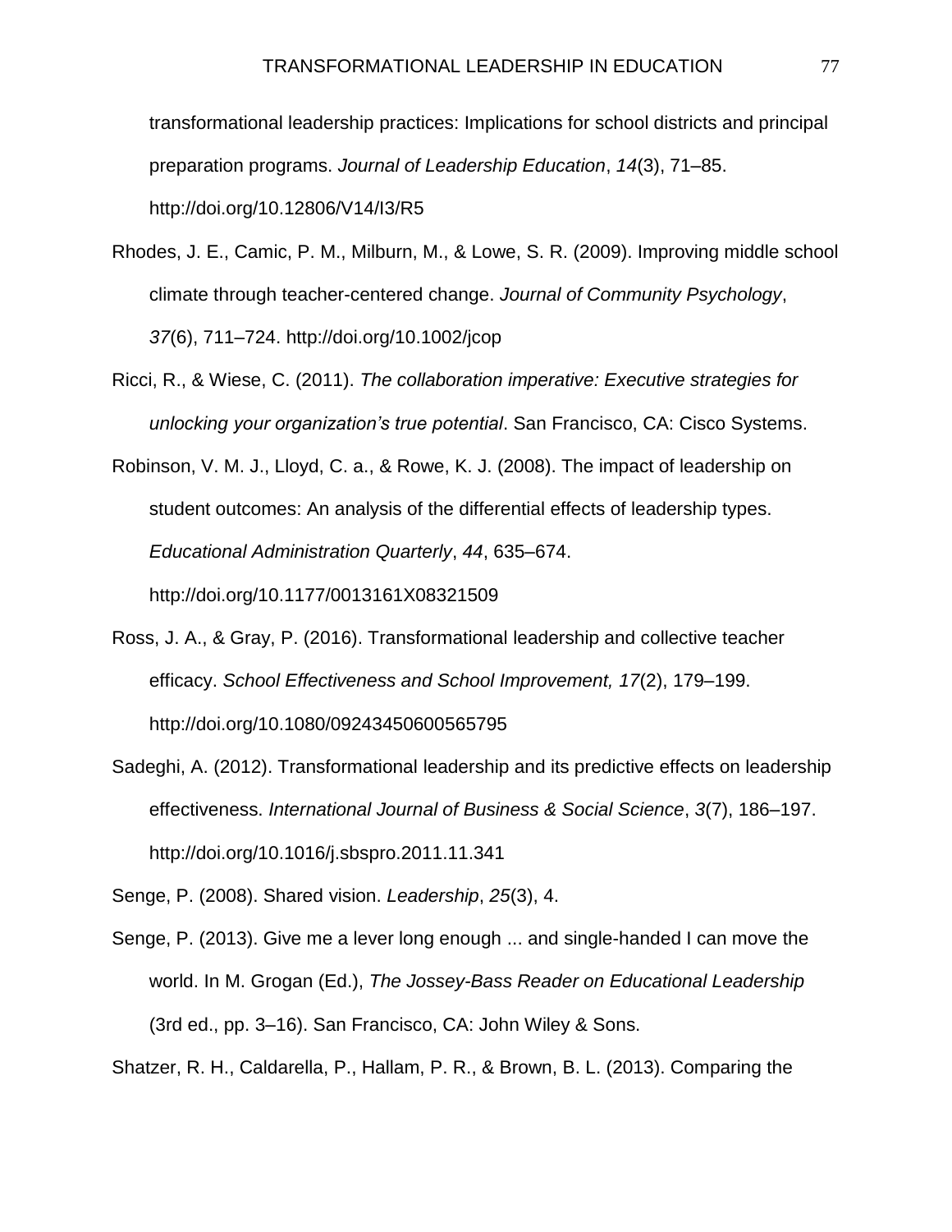transformational leadership practices: Implications for school districts and principal preparation programs. *Journal of Leadership Education*, *14*(3), 71–85. http://doi.org/10.12806/V14/I3/R5

Rhodes, J. E., Camic, P. M., Milburn, M., & Lowe, S. R. (2009). Improving middle school climate through teacher-centered change. *Journal of Community Psychology*, *37*(6), 711–724. http://doi.org/10.1002/jcop

Ricci, R., & Wiese, C. (2011). *The collaboration imperative: Executive strategies for unlocking your organization's true potential*. San Francisco, CA: Cisco Systems.

Robinson, V. M. J., Lloyd, C. a., & Rowe, K. J. (2008). The impact of leadership on student outcomes: An analysis of the differential effects of leadership types. *Educational Administration Quarterly*, *44*, 635–674. http://doi.org/10.1177/0013161X08321509

Ross, J. A., & Gray, P. (2016). Transformational leadership and collective teacher efficacy. *School Effectiveness and School Improvement, 17*(2), 179–199. http://doi.org/10.1080/09243450600565795

Sadeghi, A. (2012). Transformational leadership and its predictive effects on leadership effectiveness. *International Journal of Business & Social Science*, *3*(7), 186–197. http://doi.org/10.1016/j.sbspro.2011.11.341

Senge, P. (2008). Shared vision. *Leadership*, *25*(3), 4.

Senge, P. (2013). Give me a lever long enough ... and single-handed I can move the world. In M. Grogan (Ed.), *The Jossey-Bass Reader on Educational Leadership* (3rd ed., pp. 3–16). San Francisco, CA: John Wiley & Sons.

Shatzer, R. H., Caldarella, P., Hallam, P. R., & Brown, B. L. (2013). Comparing the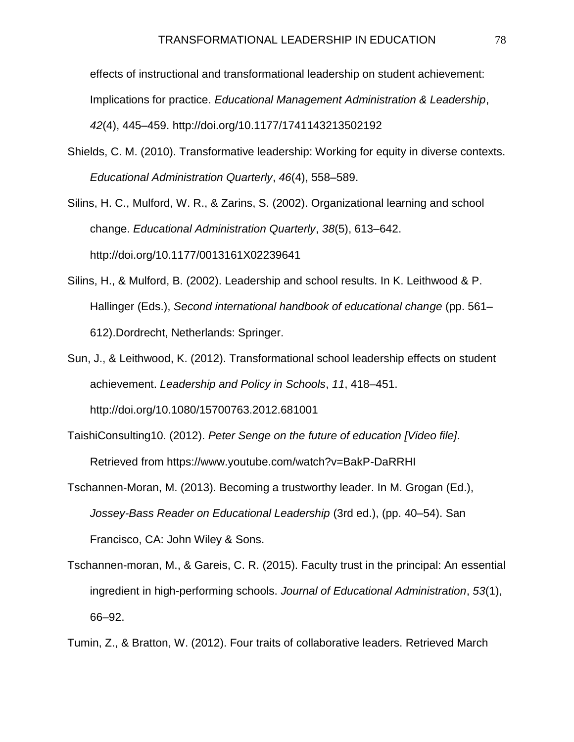effects of instructional and transformational leadership on student achievement: Implications for practice. *Educational Management Administration & Leadership*, *42*(4), 445–459. http://doi.org/10.1177/1741143213502192

Shields, C. M. (2010). Transformative leadership: Working for equity in diverse contexts. *Educational Administration Quarterly*, *46*(4), 558–589.

Silins, H. C., Mulford, W. R., & Zarins, S. (2002). Organizational learning and school change. *Educational Administration Quarterly*, *38*(5), 613–642. http://doi.org/10.1177/0013161X02239641

Silins, H., & Mulford, B. (2002). Leadership and school results. In K. Leithwood & P. Hallinger (Eds.), *Second international handbook of educational change* (pp. 561–612).Dordrecht, Netherlands: Springer.

Sun, J., & Leithwood, K. (2012). Transformational school leadership effects on student achievement. *Leadership and Policy in Schools*, *11*, 418–451. http://doi.org/10.1080/15700763.2012.681001

TaishiConsulting10. (2012). *Peter Senge on the future of education [Video file]*. Retrieved from https://www.youtube.com/watch?v=BakP-DaRRHI

Tschannen-Moran, M. (2013). Becoming a trustworthy leader. In M. Grogan (Ed.), *Jossey-Bass Reader on Educational Leadership* (3rd ed.), (pp. 40–54). San Francisco, CA: John Wiley & Sons.

Tschannen-moran, M., & Gareis, C. R. (2015). Faculty trust in the principal: An essential ingredient in high-performing schools. *Journal of Educational Administration*, *53*(1), 66–92.

Tumin, Z., & Bratton, W. (2012). Four traits of collaborative leaders. Retrieved March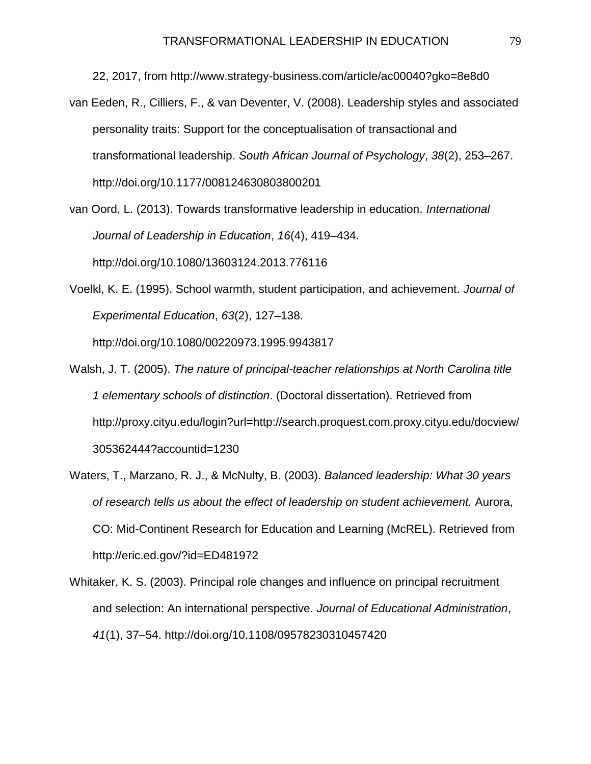22, 2017, from http://www.strategy-business.com/article/ac00040?gko=8e8d0

van Eeden, R., Cilliers, F., & van Deventer, V. (2008). Leadership styles and associated personality traits: Support for the conceptualisation of transactional and transformational leadership. *South African Journal of Psychology*, *38*(2), 253–267. http://doi.org/10.1177/008124630803800201

van Oord, L. (2013). Towards transformative leadership in education. *International Journal of Leadership in Education*, *16*(4), 419–434. http://doi.org/10.1080/13603124.2013.776116

Voelkl, K. E. (1995). School warmth, student participation, and achievement. *Journal of Experimental Education*, *63*(2), 127–138. http://doi.org/10.1080/00220973.1995.9943817

Walsh, J. T. (2005). *The nature of principal-teacher relationships at North Carolina title 1 elementary schools of distinction*. (Doctoral dissertation). Retrieved from http://proxy.cityu.edu/login?url=http://search.proquest.com.proxy.cityu.edu/docview/305362444?accountid=1230

Waters, T., Marzano, R. J., & McNulty, B. (2003). *Balanced leadership: What 30 years of research tells us about the effect of leadership on student achievement.* Aurora, CO: Mid-Continent Research for Education and Learning (McREL). Retrieved from http://eric.ed.gov/?id=ED481972

Whitaker, K. S. (2003). Principal role changes and influence on principal recruitment and selection: An international perspective. *Journal of Educational Administration*, *41*(1), 37–54. http://doi.org/10.1108/09578230310457420